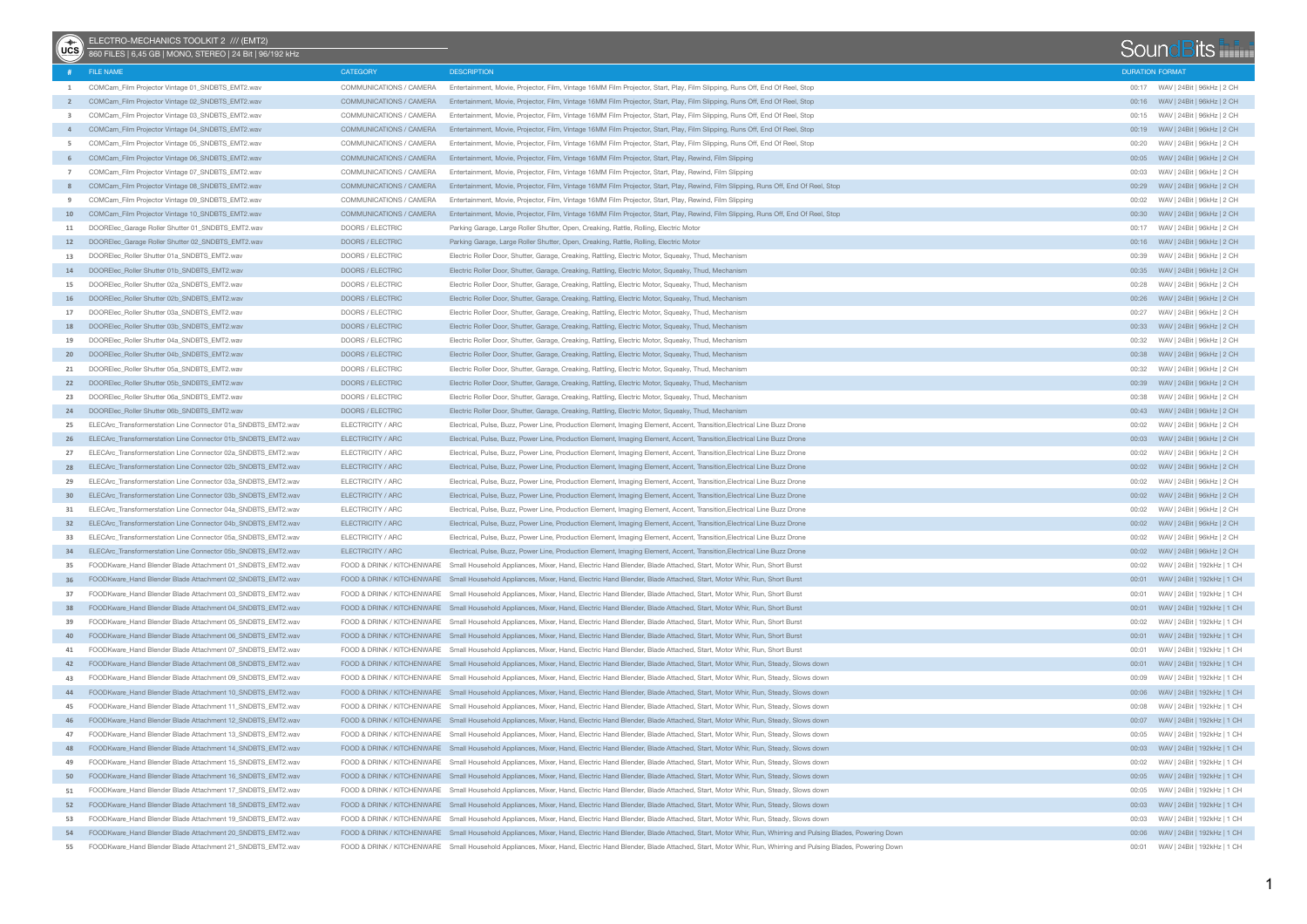# ELECTRO-MECHANICS TOOLKIT 2 /// (EMT2)

860 FILES | 6,45 GB | MONO, STEREO | 24 Bit | 96/192 kHz

SoundBits

| # | FILE NAME | CATEGORY | DESCRIPTION | DURATION | FORMAT |
|---|---|---|---|---|---|
| 1 | COMCam_Film Projector Vintage 01_SNDBTS_EMT2.wav | COMMUNICATIONS / CAMERA | Entertainment, Movie, Projector, Film, Vintage 16MM Film Projector, Start, Play, Film Slipping, Runs Off, End Of Reel, Stop | 00:17 | WAV \| 24Bit \| 96kHz \| 2 CH |
| 2 | COMCam_Film Projector Vintage 02_SNDBTS_EMT2.wav | COMMUNICATIONS / CAMERA | Entertainment, Movie, Projector, Film, Vintage 16MM Film Projector, Start, Play, Film Slipping, Runs Off, End Of Reel, Stop | 00:16 | WAV \| 24Bit \| 96kHz \| 2 CH |
| 3 | COMCam_Film Projector Vintage 03_SNDBTS_EMT2.wav | COMMUNICATIONS / CAMERA | Entertainment, Movie, Projector, Film, Vintage 16MM Film Projector, Start, Play, Film Slipping, Runs Off, End Of Reel, Stop | 00:15 | WAV \| 24Bit \| 96kHz \| 2 CH |
| 4 | COMCam_Film Projector Vintage 04_SNDBTS_EMT2.wav | COMMUNICATIONS / CAMERA | Entertainment, Movie, Projector, Film, Vintage 16MM Film Projector, Start, Play, Film Slipping, Runs Off, End Of Reel, Stop | 00:19 | WAV \| 24Bit \| 96kHz \| 2 CH |
| 5 | COMCam_Film Projector Vintage 05_SNDBTS_EMT2.wav | COMMUNICATIONS / CAMERA | Entertainment, Movie, Projector, Film, Vintage 16MM Film Projector, Start, Play, Film Slipping, Runs Off, End Of Reel, Stop | 00:20 | WAV \| 24Bit \| 96kHz \| 2 CH |
| 6 | COMCam_Film Projector Vintage 06_SNDBTS_EMT2.wav | COMMUNICATIONS / CAMERA | Entertainment, Movie, Projector, Film, Vintage 16MM Film Projector, Start, Play, Rewind, Film Slipping | 00:05 | WAV \| 24Bit \| 96kHz \| 2 CH |
| 7 | COMCam_Film Projector Vintage 07_SNDBTS_EMT2.wav | COMMUNICATIONS / CAMERA | Entertainment, Movie, Projector, Film, Vintage 16MM Film Projector, Start, Play, Rewind, Film Slipping | 00:03 | WAV \| 24Bit \| 96kHz \| 2 CH |
| 8 | COMCam_Film Projector Vintage 08_SNDBTS_EMT2.wav | COMMUNICATIONS / CAMERA | Entertainment, Movie, Projector, Film, Vintage 16MM Film Projector, Start, Play, Rewind, Film Slipping, Runs Off, End Of Reel, Stop | 00:29 | WAV \| 24Bit \| 96kHz \| 2 CH |
| 9 | COMCam_Film Projector Vintage 09_SNDBTS_EMT2.wav | COMMUNICATIONS / CAMERA | Entertainment, Movie, Projector, Film, Vintage 16MM Film Projector, Start, Play, Rewind, Film Slipping | 00:02 | WAV \| 24Bit \| 96kHz \| 2 CH |
| 10 | COMCam_Film Projector Vintage 10_SNDBTS_EMT2.wav | COMMUNICATIONS / CAMERA | Entertainment, Movie, Projector, Film, Vintage 16MM Film Projector, Start, Play, Rewind, Film Slipping, Runs Off, End Of Reel, Stop | 00:30 | WAV \| 24Bit \| 96kHz \| 2 CH |
| 11 | DOORElec_Garage Roller Shutter 01_SNDBTS_EMT2.wav | DOORS / ELECTRIC | Parking Garage, Large Roller Shutter, Open, Creaking, Rattle, Rolling, Electric Motor | 00:17 | WAV \| 24Bit \| 96kHz \| 2 CH |
| 12 | DOORElec_Garage Roller Shutter 02_SNDBTS_EMT2.wav | DOORS / ELECTRIC | Parking Garage, Large Roller Shutter, Open, Creaking, Rattle, Rolling, Electric Motor | 00:16 | WAV \| 24Bit \| 96kHz \| 2 CH |
| 13 | DOORElec_Roller Shutter 01a_SNDBTS_EMT2.wav | DOORS / ELECTRIC | Electric Roller Door, Shutter, Garage, Creaking, Rattling, Electric Motor, Squeaky, Thud, Mechanism | 00:39 | WAV \| 24Bit \| 96kHz \| 2 CH |
| 14 | DOORElec_Roller Shutter 01b_SNDBTS_EMT2.wav | DOORS / ELECTRIC | Electric Roller Door, Shutter, Garage, Creaking, Rattling, Electric Motor, Squeaky, Thud, Mechanism | 00:35 | WAV \| 24Bit \| 96kHz \| 2 CH |
| 15 | DOORElec_Roller Shutter 02a_SNDBTS_EMT2.wav | DOORS / ELECTRIC | Electric Roller Door, Shutter, Garage, Creaking, Rattling, Electric Motor, Squeaky, Thud, Mechanism | 00:28 | WAV \| 24Bit \| 96kHz \| 2 CH |
| 16 | DOORElec_Roller Shutter 02b_SNDBTS_EMT2.wav | DOORS / ELECTRIC | Electric Roller Door, Shutter, Garage, Creaking, Rattling, Electric Motor, Squeaky, Thud, Mechanism | 00:26 | WAV \| 24Bit \| 96kHz \| 2 CH |
| 17 | DOORElec_Roller Shutter 03a_SNDBTS_EMT2.wav | DOORS / ELECTRIC | Electric Roller Door, Shutter, Garage, Creaking, Rattling, Electric Motor, Squeaky, Thud, Mechanism | 00:27 | WAV \| 24Bit \| 96kHz \| 2 CH |
| 18 | DOORElec_Roller Shutter 03b_SNDBTS_EMT2.wav | DOORS / ELECTRIC | Electric Roller Door, Shutter, Garage, Creaking, Rattling, Electric Motor, Squeaky, Thud, Mechanism | 00:33 | WAV \| 24Bit \| 96kHz \| 2 CH |
| 19 | DOORElec_Roller Shutter 04a_SNDBTS_EMT2.wav | DOORS / ELECTRIC | Electric Roller Door, Shutter, Garage, Creaking, Rattling, Electric Motor, Squeaky, Thud, Mechanism | 00:32 | WAV \| 24Bit \| 96kHz \| 2 CH |
| 20 | DOORElec_Roller Shutter 04b_SNDBTS_EMT2.wav | DOORS / ELECTRIC | Electric Roller Door, Shutter, Garage, Creaking, Rattling, Electric Motor, Squeaky, Thud, Mechanism | 00:38 | WAV \| 24Bit \| 96kHz \| 2 CH |
| 21 | DOORElec_Roller Shutter 05a_SNDBTS_EMT2.wav | DOORS / ELECTRIC | Electric Roller Door, Shutter, Garage, Creaking, Rattling, Electric Motor, Squeaky, Thud, Mechanism | 00:32 | WAV \| 24Bit \| 96kHz \| 2 CH |
| 22 | DOORElec_Roller Shutter 05b_SNDBTS_EMT2.wav | DOORS / ELECTRIC | Electric Roller Door, Shutter, Garage, Creaking, Rattling, Electric Motor, Squeaky, Thud, Mechanism | 00:39 | WAV \| 24Bit \| 96kHz \| 2 CH |
| 23 | DOORElec_Roller Shutter 06a_SNDBTS_EMT2.wav | DOORS / ELECTRIC | Electric Roller Door, Shutter, Garage, Creaking, Rattling, Electric Motor, Squeaky, Thud, Mechanism | 00:38 | WAV \| 24Bit \| 96kHz \| 2 CH |
| 24 | DOORElec_Roller Shutter 06b_SNDBTS_EMT2.wav | DOORS / ELECTRIC | Electric Roller Door, Shutter, Garage, Creaking, Rattling, Electric Motor, Squeaky, Thud, Mechanism | 00:43 | WAV \| 24Bit \| 96kHz \| 2 CH |
| 25 | ELECArc_Transformerstation Line Connector 01a_SNDBTS_EMT2.wav | ELECTRICITY / ARC | Electrical, Pulse, Buzz, Power Line, Production Element, Imaging Element, Accent, Transition,Electrical Line Buzz Drone | 00:02 | WAV \| 24Bit \| 96kHz \| 2 CH |
| 26 | ELECArc_Transformerstation Line Connector 01b_SNDBTS_EMT2.wav | ELECTRICITY / ARC | Electrical, Pulse, Buzz, Power Line, Production Element, Imaging Element, Accent, Transition,Electrical Line Buzz Drone | 00:03 | WAV \| 24Bit \| 96kHz \| 2 CH |
| 27 | ELECArc_Transformerstation Line Connector 02a_SNDBTS_EMT2.wav | ELECTRICITY / ARC | Electrical, Pulse, Buzz, Power Line, Production Element, Imaging Element, Accent, Transition,Electrical Line Buzz Drone | 00:02 | WAV \| 24Bit \| 96kHz \| 2 CH |
| 28 | ELECArc_Transformerstation Line Connector 02b_SNDBTS_EMT2.wav | ELECTRICITY / ARC | Electrical, Pulse, Buzz, Power Line, Production Element, Imaging Element, Accent, Transition,Electrical Line Buzz Drone | 00:02 | WAV \| 24Bit \| 96kHz \| 2 CH |
| 29 | ELECArc_Transformerstation Line Connector 03a_SNDBTS_EMT2.wav | ELECTRICITY / ARC | Electrical, Pulse, Buzz, Power Line, Production Element, Imaging Element, Accent, Transition,Electrical Line Buzz Drone | 00:02 | WAV \| 24Bit \| 96kHz \| 2 CH |
| 30 | ELECArc_Transformerstation Line Connector 03b_SNDBTS_EMT2.wav | ELECTRICITY / ARC | Electrical, Pulse, Buzz, Power Line, Production Element, Imaging Element, Accent, Transition,Electrical Line Buzz Drone | 00:02 | WAV \| 24Bit \| 96kHz \| 2 CH |
| 31 | ELECArc_Transformerstation Line Connector 04a_SNDBTS_EMT2.wav | ELECTRICITY / ARC | Electrical, Pulse, Buzz, Power Line, Production Element, Imaging Element, Accent, Transition,Electrical Line Buzz Drone | 00:02 | WAV \| 24Bit \| 96kHz \| 2 CH |
| 32 | ELECArc_Transformerstation Line Connector 04b_SNDBTS_EMT2.wav | ELECTRICITY / ARC | Electrical, Pulse, Buzz, Power Line, Production Element, Imaging Element, Accent, Transition,Electrical Line Buzz Drone | 00:02 | WAV \| 24Bit \| 96kHz \| 2 CH |
| 33 | ELECArc_Transformerstation Line Connector 05a_SNDBTS_EMT2.wav | ELECTRICITY / ARC | Electrical, Pulse, Buzz, Power Line, Production Element, Imaging Element, Accent, Transition,Electrical Line Buzz Drone | 00:02 | WAV \| 24Bit \| 96kHz \| 2 CH |
| 34 | ELECArc_Transformerstation Line Connector 05b_SNDBTS_EMT2.wav | ELECTRICITY / ARC | Electrical, Pulse, Buzz, Power Line, Production Element, Imaging Element, Accent, Transition,Electrical Line Buzz Drone | 00:02 | WAV \| 24Bit \| 96kHz \| 2 CH |
| 35 | FOODKware_Hand Blender Blade Attachment 01_SNDBTS_EMT2.wav | FOOD & DRINK / KITCHENWARE | Small Household Appliances, Mixer, Hand, Electric Hand Blender, Blade Attached, Start, Motor Whir, Run, Short Burst | 00:02 | WAV \| 24Bit \| 192kHz \| 1 CH |
| 36 | FOODKware_Hand Blender Blade Attachment 02_SNDBTS_EMT2.wav | FOOD & DRINK / KITCHENWARE | Small Household Appliances, Mixer, Hand, Electric Hand Blender, Blade Attached, Start, Motor Whir, Run, Short Burst | 00:01 | WAV \| 24Bit \| 192kHz \| 1 CH |
| 37 | FOODKware_Hand Blender Blade Attachment 03_SNDBTS_EMT2.wav | FOOD & DRINK / KITCHENWARE | Small Household Appliances, Mixer, Hand, Electric Hand Blender, Blade Attached, Start, Motor Whir, Run, Short Burst | 00:01 | WAV \| 24Bit \| 192kHz \| 1 CH |
| 38 | FOODKware_Hand Blender Blade Attachment 04_SNDBTS_EMT2.wav | FOOD & DRINK / KITCHENWARE | Small Household Appliances, Mixer, Hand, Electric Hand Blender, Blade Attached, Start, Motor Whir, Run, Short Burst | 00:01 | WAV \| 24Bit \| 192kHz \| 1 CH |
| 39 | FOODKware_Hand Blender Blade Attachment 05_SNDBTS_EMT2.wav | FOOD & DRINK / KITCHENWARE | Small Household Appliances, Mixer, Hand, Electric Hand Blender, Blade Attached, Start, Motor Whir, Run, Short Burst | 00:02 | WAV \| 24Bit \| 192kHz \| 1 CH |
| 40 | FOODKware_Hand Blender Blade Attachment 06_SNDBTS_EMT2.wav | FOOD & DRINK / KITCHENWARE | Small Household Appliances, Mixer, Hand, Electric Hand Blender, Blade Attached, Start, Motor Whir, Run, Short Burst | 00:01 | WAV \| 24Bit \| 192kHz \| 1 CH |
| 41 | FOODKware_Hand Blender Blade Attachment 07_SNDBTS_EMT2.wav | FOOD & DRINK / KITCHENWARE | Small Household Appliances, Mixer, Hand, Electric Hand Blender, Blade Attached, Start, Motor Whir, Run, Short Burst | 00:01 | WAV \| 24Bit \| 192kHz \| 1 CH |
| 42 | FOODKware_Hand Blender Blade Attachment 08_SNDBTS_EMT2.wav | FOOD & DRINK / KITCHENWARE | Small Household Appliances, Mixer, Hand, Electric Hand Blender, Blade Attached, Start, Motor Whir, Run, Steady, Slows down | 00:01 | WAV \| 24Bit \| 192kHz \| 1 CH |
| 43 | FOODKware_Hand Blender Blade Attachment 09_SNDBTS_EMT2.wav | FOOD & DRINK / KITCHENWARE | Small Household Appliances, Mixer, Hand, Electric Hand Blender, Blade Attached, Start, Motor Whir, Run, Steady, Slows down | 00:09 | WAV \| 24Bit \| 192kHz \| 1 CH |
| 44 | FOODKware_Hand Blender Blade Attachment 10_SNDBTS_EMT2.wav | FOOD & DRINK / KITCHENWARE | Small Household Appliances, Mixer, Hand, Electric Hand Blender, Blade Attached, Start, Motor Whir, Run, Steady, Slows down | 00:06 | WAV \| 24Bit \| 192kHz \| 1 CH |
| 45 | FOODKware_Hand Blender Blade Attachment 11_SNDBTS_EMT2.wav | FOOD & DRINK / KITCHENWARE | Small Household Appliances, Mixer, Hand, Electric Hand Blender, Blade Attached, Start, Motor Whir, Run, Steady, Slows down | 00:08 | WAV \| 24Bit \| 192kHz \| 1 CH |
| 46 | FOODKware_Hand Blender Blade Attachment 12_SNDBTS_EMT2.wav | FOOD & DRINK / KITCHENWARE | Small Household Appliances, Mixer, Hand, Electric Hand Blender, Blade Attached, Start, Motor Whir, Run, Steady, Slows down | 00:07 | WAV \| 24Bit \| 192kHz \| 1 CH |
| 47 | FOODKware_Hand Blender Blade Attachment 13_SNDBTS_EMT2.wav | FOOD & DRINK / KITCHENWARE | Small Household Appliances, Mixer, Hand, Electric Hand Blender, Blade Attached, Start, Motor Whir, Run, Steady, Slows down | 00:05 | WAV \| 24Bit \| 192kHz \| 1 CH |
| 48 | FOODKware_Hand Blender Blade Attachment 14_SNDBTS_EMT2.wav | FOOD & DRINK / KITCHENWARE | Small Household Appliances, Mixer, Hand, Electric Hand Blender, Blade Attached, Start, Motor Whir, Run, Steady, Slows down | 00:03 | WAV \| 24Bit \| 192kHz \| 1 CH |
| 49 | FOODKware_Hand Blender Blade Attachment 15_SNDBTS_EMT2.wav | FOOD & DRINK / KITCHENWARE | Small Household Appliances, Mixer, Hand, Electric Hand Blender, Blade Attached, Start, Motor Whir, Run, Steady, Slows down | 00:02 | WAV \| 24Bit \| 192kHz \| 1 CH |
| 50 | FOODKware_Hand Blender Blade Attachment 16_SNDBTS_EMT2.wav | FOOD & DRINK / KITCHENWARE | Small Household Appliances, Mixer, Hand, Electric Hand Blender, Blade Attached, Start, Motor Whir, Run, Steady, Slows down | 00:05 | WAV \| 24Bit \| 192kHz \| 1 CH |
| 51 | FOODKware_Hand Blender Blade Attachment 17_SNDBTS_EMT2.wav | FOOD & DRINK / KITCHENWARE | Small Household Appliances, Mixer, Hand, Electric Hand Blender, Blade Attached, Start, Motor Whir, Run, Steady, Slows down | 00:05 | WAV \| 24Bit \| 192kHz \| 1 CH |
| 52 | FOODKware_Hand Blender Blade Attachment 18_SNDBTS_EMT2.wav | FOOD & DRINK / KITCHENWARE | Small Household Appliances, Mixer, Hand, Electric Hand Blender, Blade Attached, Start, Motor Whir, Run, Steady, Slows down | 00:03 | WAV \| 24Bit \| 192kHz \| 1 CH |
| 53 | FOODKware_Hand Blender Blade Attachment 19_SNDBTS_EMT2.wav | FOOD & DRINK / KITCHENWARE | Small Household Appliances, Mixer, Hand, Electric Hand Blender, Blade Attached, Start, Motor Whir, Run, Steady, Slows down | 00:03 | WAV \| 24Bit \| 192kHz \| 1 CH |
| 54 | FOODKware_Hand Blender Blade Attachment 20_SNDBTS_EMT2.wav | FOOD & DRINK / KITCHENWARE | Small Household Appliances, Mixer, Hand, Electric Hand Blender, Blade Attached, Start, Motor Whir, Run, Whirring and Pulsing Blades, Powering Down | 00:06 | WAV \| 24Bit \| 192kHz \| 1 CH |
| 55 | FOODKware_Hand Blender Blade Attachment 21_SNDBTS_EMT2.wav | FOOD & DRINK / KITCHENWARE | Small Household Appliances, Mixer, Hand, Electric Hand Blender, Blade Attached, Start, Motor Whir, Run, Whirring and Pulsing Blades, Powering Down | 00:01 | WAV \| 24Bit \| 192kHz \| 1 CH |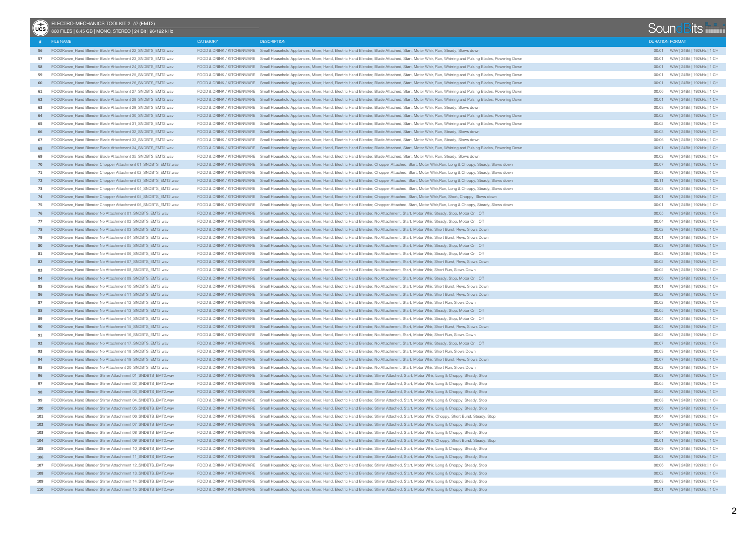ELECTRO-MECHANICS TOOLKIT 2 /// (EMT2)

860 FILES | 6,45 GB | MONO, STEREO | 24 Bit | 96/192 kHz

| # | FILE NAME | CATEGORY | DESCRIPTION | DURATION | FORMAT |
|---|---|---|---|---|---|
| 56 | FOODKware_Hand Blender Blade Attachment 22_SNDBTS_EMT2.wav | FOOD & DRINK / KITCHENWARE | Small Household Appliances, Mixer, Hand, Electric Hand Blender, Blade Attached, Start, Motor Whir, Run, Steady, Slows down | 00:01 | WAV \| 24Bit \| 192kHz \| 1 CH |
| 57 | FOODKware_Hand Blender Blade Attachment 23_SNDBTS_EMT2.wav | FOOD & DRINK / KITCHENWARE | Small Household Appliances, Mixer, Hand, Electric Hand Blender, Blade Attached, Start, Motor Whir, Run, Whirring and Pulsing Blades, Powering Down | 00:01 | WAV \| 24Bit \| 192kHz \| 1 CH |
| 58 | FOODKware_Hand Blender Blade Attachment 24_SNDBTS_EMT2.wav | FOOD & DRINK / KITCHENWARE | Small Household Appliances, Mixer, Hand, Electric Hand Blender, Blade Attached, Start, Motor Whir, Run, Whirring and Pulsing Blades, Powering Down | 00:01 | WAV \| 24Bit \| 192kHz \| 1 CH |
| 59 | FOODKware_Hand Blender Blade Attachment 25_SNDBTS_EMT2.wav | FOOD & DRINK / KITCHENWARE | Small Household Appliances, Mixer, Hand, Electric Hand Blender, Blade Attached, Start, Motor Whir, Run, Whirring and Pulsing Blades, Powering Down | 00:01 | WAV \| 24Bit \| 192kHz \| 1 CH |
| 60 | FOODKware_Hand Blender Blade Attachment 26_SNDBTS_EMT2.wav | FOOD & DRINK / KITCHENWARE | Small Household Appliances, Mixer, Hand, Electric Hand Blender, Blade Attached, Start, Motor Whir, Run, Whirring and Pulsing Blades, Powering Down | 00:01 | WAV \| 24Bit \| 192kHz \| 1 CH |
| 61 | FOODKware_Hand Blender Blade Attachment 27_SNDBTS_EMT2.wav | FOOD & DRINK / KITCHENWARE | Small Household Appliances, Mixer, Hand, Electric Hand Blender, Blade Attached, Start, Motor Whir, Run, Whirring and Pulsing Blades, Powering Down | 00:06 | WAV \| 24Bit \| 192kHz \| 1 CH |
| 62 | FOODKware_Hand Blender Blade Attachment 28_SNDBTS_EMT2.wav | FOOD & DRINK / KITCHENWARE | Small Household Appliances, Mixer, Hand, Electric Hand Blender, Blade Attached, Start, Motor Whir, Run, Whirring and Pulsing Blades, Powering Down | 00:01 | WAV \| 24Bit \| 192kHz \| 1 CH |
| 63 | FOODKware_Hand Blender Blade Attachment 29_SNDBTS_EMT2.wav | FOOD & DRINK / KITCHENWARE | Small Household Appliances, Mixer, Hand, Electric Hand Blender, Blade Attached, Start, Motor Whir, Run, Steady, Slows down | 00:08 | WAV \| 24Bit \| 192kHz \| 1 CH |
| 64 | FOODKware_Hand Blender Blade Attachment 30_SNDBTS_EMT2.wav | FOOD & DRINK / KITCHENWARE | Small Household Appliances, Mixer, Hand, Electric Hand Blender, Blade Attached, Start, Motor Whir, Run, Whirring and Pulsing Blades, Powering Down | 00:02 | WAV \| 24Bit \| 192kHz \| 1 CH |
| 65 | FOODKware_Hand Blender Blade Attachment 31_SNDBTS_EMT2.wav | FOOD & DRINK / KITCHENWARE | Small Household Appliances, Mixer, Hand, Electric Hand Blender, Blade Attached, Start, Motor Whir, Run, Whirring and Pulsing Blades, Powering Down | 00:02 | WAV \| 24Bit \| 192kHz \| 1 CH |
| 66 | FOODKware_Hand Blender Blade Attachment 32_SNDBTS_EMT2.wav | FOOD & DRINK / KITCHENWARE | Small Household Appliances, Mixer, Hand, Electric Hand Blender, Blade Attached, Start, Motor Whir, Run, Steady, Slows down | 00:03 | WAV \| 24Bit \| 192kHz \| 1 CH |
| 67 | FOODKware_Hand Blender Blade Attachment 33_SNDBTS_EMT2.wav | FOOD & DRINK / KITCHENWARE | Small Household Appliances, Mixer, Hand, Electric Hand Blender, Blade Attached, Start, Motor Whir, Run, Steady, Slows down | 00:06 | WAV \| 24Bit \| 192kHz \| 1 CH |
| 68 | FOODKware_Hand Blender Blade Attachment 34_SNDBTS_EMT2.wav | FOOD & DRINK / KITCHENWARE | Small Household Appliances, Mixer, Hand, Electric Hand Blender, Blade Attached, Start, Motor Whir, Run, Whirring and Pulsing Blades, Powering Down | 00:01 | WAV \| 24Bit \| 192kHz \| 1 CH |
| 69 | FOODKware_Hand Blender Blade Attachment 35_SNDBTS_EMT2.wav | FOOD & DRINK / KITCHENWARE | Small Household Appliances, Mixer, Hand, Electric Hand Blender, Blade Attached, Start, Motor Whir, Run, Steady, Slows down | 00:02 | WAV \| 24Bit \| 192kHz \| 1 CH |
| 70 | FOODKware_Hand Blender Chopper Attachment 01_SNDBTS_EMT2.wav | FOOD & DRINK / KITCHENWARE | Small Household Appliances, Mixer, Hand, Electric Hand Blender, Chopper Attached, Start, Motor Whir,Run, Long & Choppy, Steady, Slows down | 00:07 | WAV \| 24Bit \| 192kHz \| 1 CH |
| 71 | FOODKware_Hand Blender Chopper Attachment 02_SNDBTS_EMT2.wav | FOOD & DRINK / KITCHENWARE | Small Household Appliances, Mixer, Hand, Electric Hand Blender, Chopper Attached, Start, Motor Whir,Run, Long & Choppy, Steady, Slows down | 00:08 | WAV \| 24Bit \| 192kHz \| 1 CH |
| 72 | FOODKware_Hand Blender Chopper Attachment 03_SNDBTS_EMT2.wav | FOOD & DRINK / KITCHENWARE | Small Household Appliances, Mixer, Hand, Electric Hand Blender, Chopper Attached, Start, Motor Whir,Run, Long & Choppy, Steady, Slows down | 00:11 | WAV \| 24Bit \| 192kHz \| 1 CH |
| 73 | FOODKware_Hand Blender Chopper Attachment 04_SNDBTS_EMT2.wav | FOOD & DRINK / KITCHENWARE | Small Household Appliances, Mixer, Hand, Electric Hand Blender, Chopper Attached, Start, Motor Whir,Run, Long & Choppy, Steady, Slows down | 00:08 | WAV \| 24Bit \| 192kHz \| 1 CH |
| 74 | FOODKware_Hand Blender Chopper Attachment 05_SNDBTS_EMT2.wav | FOOD & DRINK / KITCHENWARE | Small Household Appliances, Mixer, Hand, Electric Hand Blender, Chopper Attached, Start, Motor Whir,Run, Short, Choppy, Slows down | 00:01 | WAV \| 24Bit \| 192kHz \| 1 CH |
| 75 | FOODKware_Hand Blender Chopper Attachment 06_SNDBTS_EMT2.wav | FOOD & DRINK / KITCHENWARE | Small Household Appliances, Mixer, Hand, Electric Hand Blender, Chopper Attached, Start, Motor Whir,Run, Long & Choppy, Steady, Slows down | 00:01 | WAV \| 24Bit \| 192kHz \| 1 CH |
| 76 | FOODKware_Hand Blender No Attachment 01_SNDBTS_EMT2.wav | FOOD & DRINK / KITCHENWARE | Small Household Appliances, Mixer, Hand, Electric Hand Blender, No Attachment, Start, Motor Whir, Steady, Stop, Motor On , Off | 00:05 | WAV \| 24Bit \| 192kHz \| 1 CH |
| 77 | FOODKware_Hand Blender No Attachment 02_SNDBTS_EMT2.wav | FOOD & DRINK / KITCHENWARE | Small Household Appliances, Mixer, Hand, Electric Hand Blender, No Attachment, Start, Motor Whir, Steady, Stop, Motor On , Off | 00:04 | WAV \| 24Bit \| 192kHz \| 1 CH |
| 78 | FOODKware_Hand Blender No Attachment 03_SNDBTS_EMT2.wav | FOOD & DRINK / KITCHENWARE | Small Household Appliances, Mixer, Hand, Electric Hand Blender, No Attachment, Start, Motor Whir, Short Burst, Revs, Slows Down | 00:02 | WAV \| 24Bit \| 192kHz \| 1 CH |
| 79 | FOODKware_Hand Blender No Attachment 04_SNDBTS_EMT2.wav | FOOD & DRINK / KITCHENWARE | Small Household Appliances, Mixer, Hand, Electric Hand Blender, No Attachment, Start, Motor Whir, Short Burst, Revs, Slows Down | 00:01 | WAV \| 24Bit \| 192kHz \| 1 CH |
| 80 | FOODKware_Hand Blender No Attachment 05_SNDBTS_EMT2.wav | FOOD & DRINK / KITCHENWARE | Small Household Appliances, Mixer, Hand, Electric Hand Blender, No Attachment, Start, Motor Whir, Steady, Stop, Motor On , Off | 00:03 | WAV \| 24Bit \| 192kHz \| 1 CH |
| 81 | FOODKware_Hand Blender No Attachment 06_SNDBTS_EMT2.wav | FOOD & DRINK / KITCHENWARE | Small Household Appliances, Mixer, Hand, Electric Hand Blender, No Attachment, Start, Motor Whir, Steady, Stop, Motor On , Off | 00:03 | WAV \| 24Bit \| 192kHz \| 1 CH |
| 82 | FOODKware_Hand Blender No Attachment 07_SNDBTS_EMT2.wav | FOOD & DRINK / KITCHENWARE | Small Household Appliances, Mixer, Hand, Electric Hand Blender, No Attachment, Start, Motor Whir, Short Burst, Revs, Slows Down | 00:02 | WAV \| 24Bit \| 192kHz \| 1 CH |
| 83 | FOODKware_Hand Blender No Attachment 08_SNDBTS_EMT2.wav | FOOD & DRINK / KITCHENWARE | Small Household Appliances, Mixer, Hand, Electric Hand Blender, No Attachment, Start, Motor Whir, Short Run, Slows Down | 00:02 | WAV \| 24Bit \| 192kHz \| 1 CH |
| 84 | FOODKware_Hand Blender No Attachment 09_SNDBTS_EMT2.wav | FOOD & DRINK / KITCHENWARE | Small Household Appliances, Mixer, Hand, Electric Hand Blender, No Attachment, Start, Motor Whir, Steady, Stop, Motor On , Off | 00:06 | WAV \| 24Bit \| 192kHz \| 1 CH |
| 85 | FOODKware_Hand Blender No Attachment 10_SNDBTS_EMT2.wav | FOOD & DRINK / KITCHENWARE | Small Household Appliances, Mixer, Hand, Electric Hand Blender, No Attachment, Start, Motor Whir, Short Burst, Revs, Slows Down | 00:01 | WAV \| 24Bit \| 192kHz \| 1 CH |
| 86 | FOODKware_Hand Blender No Attachment 11_SNDBTS_EMT2.wav | FOOD & DRINK / KITCHENWARE | Small Household Appliances, Mixer, Hand, Electric Hand Blender, No Attachment, Start, Motor Whir, Short Burst, Revs, Slows Down | 00:02 | WAV \| 24Bit \| 192kHz \| 1 CH |
| 87 | FOODKware_Hand Blender No Attachment 12_SNDBTS_EMT2.wav | FOOD & DRINK / KITCHENWARE | Small Household Appliances, Mixer, Hand, Electric Hand Blender, No Attachment, Start, Motor Whir, Short Run, Slows Down | 00:02 | WAV \| 24Bit \| 192kHz \| 1 CH |
| 88 | FOODKware_Hand Blender No Attachment 13_SNDBTS_EMT2.wav | FOOD & DRINK / KITCHENWARE | Small Household Appliances, Mixer, Hand, Electric Hand Blender, No Attachment, Start, Motor Whir, Steady, Stop, Motor On , Off | 00:05 | WAV \| 24Bit \| 192kHz \| 1 CH |
| 89 | FOODKware_Hand Blender No Attachment 14_SNDBTS_EMT2.wav | FOOD & DRINK / KITCHENWARE | Small Household Appliances, Mixer, Hand, Electric Hand Blender, No Attachment, Start, Motor Whir, Steady, Stop, Motor On , Off | 00:04 | WAV \| 24Bit \| 192kHz \| 1 CH |
| 90 | FOODKware_Hand Blender No Attachment 15_SNDBTS_EMT2.wav | FOOD & DRINK / KITCHENWARE | Small Household Appliances, Mixer, Hand, Electric Hand Blender, No Attachment, Start, Motor Whir, Short Burst, Revs, Slows Down | 00:04 | WAV \| 24Bit \| 192kHz \| 1 CH |
| 91 | FOODKware_Hand Blender No Attachment 16_SNDBTS_EMT2.wav | FOOD & DRINK / KITCHENWARE | Small Household Appliances, Mixer, Hand, Electric Hand Blender, No Attachment, Start, Motor Whir, Short Run, Slows Down | 00:02 | WAV \| 24Bit \| 192kHz \| 1 CH |
| 92 | FOODKware_Hand Blender No Attachment 17_SNDBTS_EMT2.wav | FOOD & DRINK / KITCHENWARE | Small Household Appliances, Mixer, Hand, Electric Hand Blender, No Attachment, Start, Motor Whir, Steady, Stop, Motor On , Off | 00:07 | WAV \| 24Bit \| 192kHz \| 1 CH |
| 93 | FOODKware_Hand Blender No Attachment 18_SNDBTS_EMT2.wav | FOOD & DRINK / KITCHENWARE | Small Household Appliances, Mixer, Hand, Electric Hand Blender, No Attachment, Start, Motor Whir, Short Run, Slows Down | 00:03 | WAV \| 24Bit \| 192kHz \| 1 CH |
| 94 | FOODKware_Hand Blender No Attachment 19_SNDBTS_EMT2.wav | FOOD & DRINK / KITCHENWARE | Small Household Appliances, Mixer, Hand, Electric Hand Blender, No Attachment, Start, Motor Whir, Short Burst, Revs, Slows Down | 00:07 | WAV \| 24Bit \| 192kHz \| 1 CH |
| 95 | FOODKware_Hand Blender No Attachment 20_SNDBTS_EMT2.wav | FOOD & DRINK / KITCHENWARE | Small Household Appliances, Mixer, Hand, Electric Hand Blender, No Attachment, Start, Motor Whir, Short Run, Slows Down | 00:02 | WAV \| 24Bit \| 192kHz \| 1 CH |
| 96 | FOODKware_Hand Blender Stirrer Attachment 01_SNDBTS_EMT2.wav | FOOD & DRINK / KITCHENWARE | Small Household Appliances, Mixer, Hand, Electric Hand Blender, Stirrer Attached, Start, Motor Whir, Long & Choppy, Steady, Stop | 00:08 | WAV \| 24Bit \| 192kHz \| 1 CH |
| 97 | FOODKware_Hand Blender Stirrer Attachment 02_SNDBTS_EMT2.wav | FOOD & DRINK / KITCHENWARE | Small Household Appliances, Mixer, Hand, Electric Hand Blender, Stirrer Attached, Start, Motor Whir, Long & Choppy, Steady, Stop | 00:05 | WAV \| 24Bit \| 192kHz \| 1 CH |
| 98 | FOODKware_Hand Blender Stirrer Attachment 03_SNDBTS_EMT2.wav | FOOD & DRINK / KITCHENWARE | Small Household Appliances, Mixer, Hand, Electric Hand Blender, Stirrer Attached, Start, Motor Whir, Long & Choppy, Steady, Stop | 00:05 | WAV \| 24Bit \| 192kHz \| 1 CH |
| 99 | FOODKware_Hand Blender Stirrer Attachment 04_SNDBTS_EMT2.wav | FOOD & DRINK / KITCHENWARE | Small Household Appliances, Mixer, Hand, Electric Hand Blender, Stirrer Attached, Start, Motor Whir, Long & Choppy, Steady, Stop | 00:08 | WAV \| 24Bit \| 192kHz \| 1 CH |
| 100 | FOODKware_Hand Blender Stirrer Attachment 05_SNDBTS_EMT2.wav | FOOD & DRINK / KITCHENWARE | Small Household Appliances, Mixer, Hand, Electric Hand Blender, Stirrer Attached, Start, Motor Whir, Long & Choppy, Steady, Stop | 00:06 | WAV \| 24Bit \| 192kHz \| 1 CH |
| 101 | FOODKware_Hand Blender Stirrer Attachment 06_SNDBTS_EMT2.wav | FOOD & DRINK / KITCHENWARE | Small Household Appliances, Mixer, Hand, Electric Hand Blender, Stirrer Attached, Start, Motor Whir, Choppy, Short Burst, Steady, Stop | 00:04 | WAV \| 24Bit \| 192kHz \| 1 CH |
| 102 | FOODKware_Hand Blender Stirrer Attachment 07_SNDBTS_EMT2.wav | FOOD & DRINK / KITCHENWARE | Small Household Appliances, Mixer, Hand, Electric Hand Blender, Stirrer Attached, Start, Motor Whir, Long & Choppy, Steady, Stop | 00:04 | WAV \| 24Bit \| 192kHz \| 1 CH |
| 103 | FOODKware_Hand Blender Stirrer Attachment 08_SNDBTS_EMT2.wav | FOOD & DRINK / KITCHENWARE | Small Household Appliances, Mixer, Hand, Electric Hand Blender, Stirrer Attached, Start, Motor Whir, Long & Choppy, Steady, Stop | 00:04 | WAV \| 24Bit \| 192kHz \| 1 CH |
| 104 | FOODKware_Hand Blender Stirrer Attachment 09_SNDBTS_EMT2.wav | FOOD & DRINK / KITCHENWARE | Small Household Appliances, Mixer, Hand, Electric Hand Blender, Stirrer Attached, Start, Motor Whir, Choppy, Short Burst, Steady, Stop | 00:01 | WAV \| 24Bit \| 192kHz \| 1 CH |
| 105 | FOODKware_Hand Blender Stirrer Attachment 10_SNDBTS_EMT2.wav | FOOD & DRINK / KITCHENWARE | Small Household Appliances, Mixer, Hand, Electric Hand Blender, Stirrer Attached, Start, Motor Whir, Long & Choppy, Steady, Stop | 00:09 | WAV \| 24Bit \| 192kHz \| 1 CH |
| 106 | FOODKware_Hand Blender Stirrer Attachment 11_SNDBTS_EMT2.wav | FOOD & DRINK / KITCHENWARE | Small Household Appliances, Mixer, Hand, Electric Hand Blender, Stirrer Attached, Start, Motor Whir, Long & Choppy, Steady, Stop | 00:08 | WAV \| 24Bit \| 192kHz \| 1 CH |
| 107 | FOODKware_Hand Blender Stirrer Attachment 12_SNDBTS_EMT2.wav | FOOD & DRINK / KITCHENWARE | Small Household Appliances, Mixer, Hand, Electric Hand Blender, Stirrer Attached, Start, Motor Whir, Long & Choppy, Steady, Stop | 00:06 | WAV \| 24Bit \| 192kHz \| 1 CH |
| 108 | FOODKware_Hand Blender Stirrer Attachment 13_SNDBTS_EMT2.wav | FOOD & DRINK / KITCHENWARE | Small Household Appliances, Mixer, Hand, Electric Hand Blender, Stirrer Attached, Start, Motor Whir, Long & Choppy, Steady, Stop | 00:02 | WAV \| 24Bit \| 192kHz \| 1 CH |
| 109 | FOODKware_Hand Blender Stirrer Attachment 14_SNDBTS_EMT2.wav | FOOD & DRINK / KITCHENWARE | Small Household Appliances, Mixer, Hand, Electric Hand Blender, Stirrer Attached, Start, Motor Whir, Long & Choppy, Steady, Stop | 00:08 | WAV \| 24Bit \| 192kHz \| 1 CH |
| 110 | FOODKware_Hand Blender Stirrer Attachment 15_SNDBTS_EMT2.wav | FOOD & DRINK / KITCHENWARE | Small Household Appliances, Mixer, Hand, Electric Hand Blender, Stirrer Attached, Start, Motor Whir, Long & Choppy, Steady, Stop | 00:01 | WAV \| 24Bit \| 192kHz \| 1 CH |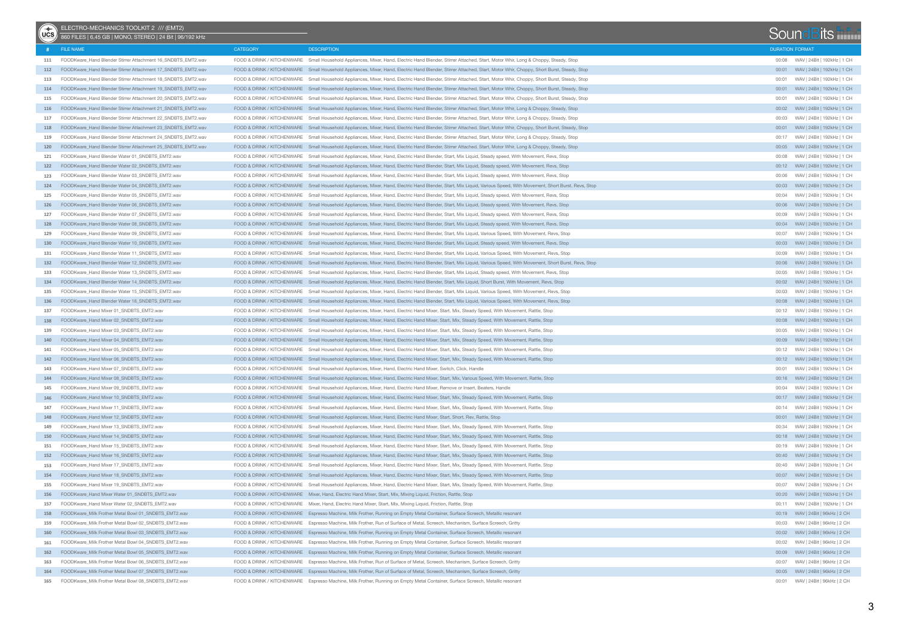ELECTRO-MECHANICS TOOLKIT 2 /// (EMT2)

860 FILES | 6,45 GB | MONO, STEREO | 24 Bit | 96/192 kHz

| # | FILE NAME | CATEGORY | DESCRIPTION | DURATION | FORMAT |
|---|---|---|---|---|---|
| 111 | FOODKware_Hand Blender Stirrer Attachment 16_SNDBTS_EMT2.wav | FOOD & DRINK / KITCHENWARE | Small Household Appliances, Mixer, Hand, Electric Hand Blender, Stirrer Attached, Start, Motor Whir, Long & Choppy, Steady, Stop | 00:08 | WAV \| 24Bit \| 192kHz \| 1 CH |
| 112 | FOODKware_Hand Blender Stirrer Attachment 17_SNDBTS_EMT2.wav | FOOD & DRINK / KITCHENWARE | Small Household Appliances, Mixer, Hand, Electric Hand Blender, Stirrer Attached, Start, Motor Whir, Choppy, Short Burst, Steady, Stop | 00:01 | WAV \| 24Bit \| 192kHz \| 1 CH |
| 113 | FOODKware_Hand Blender Stirrer Attachment 18_SNDBTS_EMT2.wav | FOOD & DRINK / KITCHENWARE | Small Household Appliances, Mixer, Hand, Electric Hand Blender, Stirrer Attached, Start, Motor Whir, Choppy, Short Burst, Steady, Stop | 00:01 | WAV \| 24Bit \| 192kHz \| 1 CH |
| 114 | FOODKware_Hand Blender Stirrer Attachment 19_SNDBTS_EMT2.wav | FOOD & DRINK / KITCHENWARE | Small Household Appliances, Mixer, Hand, Electric Hand Blender, Stirrer Attached, Start, Motor Whir, Choppy, Short Burst, Steady, Stop | 00:01 | WAV \| 24Bit \| 192kHz \| 1 CH |
| 115 | FOODKware_Hand Blender Stirrer Attachment 20_SNDBTS_EMT2.wav | FOOD & DRINK / KITCHENWARE | Small Household Appliances, Mixer, Hand, Electric Hand Blender, Stirrer Attached, Start, Motor Whir, Choppy, Short Burst, Steady, Stop | 00:01 | WAV \| 24Bit \| 192kHz \| 1 CH |
| 116 | FOODKware_Hand Blender Stirrer Attachment 21_SNDBTS_EMT2.wav | FOOD & DRINK / KITCHENWARE | Small Household Appliances, Mixer, Hand, Electric Hand Blender, Stirrer Attached, Start, Motor Whir, Long & Choppy, Steady, Stop | 00:02 | WAV \| 24Bit \| 192kHz \| 1 CH |
| 117 | FOODKware_Hand Blender Stirrer Attachment 22_SNDBTS_EMT2.wav | FOOD & DRINK / KITCHENWARE | Small Household Appliances, Mixer, Hand, Electric Hand Blender, Stirrer Attached, Start, Motor Whir, Long & Choppy, Steady, Stop | 00:03 | WAV \| 24Bit \| 192kHz \| 1 CH |
| 118 | FOODKware_Hand Blender Stirrer Attachment 23_SNDBTS_EMT2.wav | FOOD & DRINK / KITCHENWARE | Small Household Appliances, Mixer, Hand, Electric Hand Blender, Stirrer Attached, Start, Motor Whir, Choppy, Short Burst, Steady, Stop | 00:01 | WAV \| 24Bit \| 192kHz \| 1 CH |
| 119 | FOODKware_Hand Blender Stirrer Attachment 24_SNDBTS_EMT2.wav | FOOD & DRINK / KITCHENWARE | Small Household Appliances, Mixer, Hand, Electric Hand Blender, Stirrer Attached, Start, Motor Whir, Long & Choppy, Steady, Stop | 00:17 | WAV \| 24Bit \| 192kHz \| 1 CH |
| 120 | FOODKware_Hand Blender Stirrer Attachment 25_SNDBTS_EMT2.wav | FOOD & DRINK / KITCHENWARE | Small Household Appliances, Mixer, Hand, Electric Hand Blender, Stirrer Attached, Start, Motor Whir, Long & Choppy, Steady, Stop | 00:05 | WAV \| 24Bit \| 192kHz \| 1 CH |
| 121 | FOODKware_Hand Blender Water 01_SNDBTS_EMT2.wav | FOOD & DRINK / KITCHENWARE | Small Household Appliances, Mixer, Hand, Electric Hand Blender, Start, Mix Liquid, Steady speed, With Movement, Revs, Stop | 00:08 | WAV \| 24Bit \| 192kHz \| 1 CH |
| 122 | FOODKware_Hand Blender Water 02_SNDBTS_EMT2.wav | FOOD & DRINK / KITCHENWARE | Small Household Appliances, Mixer, Hand, Electric Hand Blender, Start, Mix Liquid, Steady speed, With Movement, Revs, Stop | 00:12 | WAV \| 24Bit \| 192kHz \| 1 CH |
| 123 | FOODKware_Hand Blender Water 03_SNDBTS_EMT2.wav | FOOD & DRINK / KITCHENWARE | Small Household Appliances, Mixer, Hand, Electric Hand Blender, Start, Mix Liquid, Steady speed, With Movement, Revs, Stop | 00:06 | WAV \| 24Bit \| 192kHz \| 1 CH |
| 124 | FOODKware_Hand Blender Water 04_SNDBTS_EMT2.wav | FOOD & DRINK / KITCHENWARE | Small Household Appliances, Mixer, Hand, Electric Hand Blender, Start, Mix Liquid, Various Speed, With Movement, Short Burst, Revs, Stop | 00:03 | WAV \| 24Bit \| 192kHz \| 1 CH |
| 125 | FOODKware_Hand Blender Water 05_SNDBTS_EMT2.wav | FOOD & DRINK / KITCHENWARE | Small Household Appliances, Mixer, Hand, Electric Hand Blender, Start, Mix Liquid, Steady speed, With Movement, Revs, Stop | 00:04 | WAV \| 24Bit \| 192kHz \| 1 CH |
| 126 | FOODKware_Hand Blender Water 06_SNDBTS_EMT2.wav | FOOD & DRINK / KITCHENWARE | Small Household Appliances, Mixer, Hand, Electric Hand Blender, Start, Mix Liquid, Steady speed, With Movement, Revs, Stop | 00:06 | WAV \| 24Bit \| 192kHz \| 1 CH |
| 127 | FOODKware_Hand Blender Water 07_SNDBTS_EMT2.wav | FOOD & DRINK / KITCHENWARE | Small Household Appliances, Mixer, Hand, Electric Hand Blender, Start, Mix Liquid, Steady speed, With Movement, Revs, Stop | 00:09 | WAV \| 24Bit \| 192kHz \| 1 CH |
| 128 | FOODKware_Hand Blender Water 08_SNDBTS_EMT2.wav | FOOD & DRINK / KITCHENWARE | Small Household Appliances, Mixer, Hand, Electric Hand Blender, Start, Mix Liquid, Steady speed, With Movement, Revs, Stop | 00:04 | WAV \| 24Bit \| 192kHz \| 1 CH |
| 129 | FOODKware_Hand Blender Water 09_SNDBTS_EMT2.wav | FOOD & DRINK / KITCHENWARE | Small Household Appliances, Mixer, Hand, Electric Hand Blender, Start, Mix Liquid, Various Speed, With Movement, Revs, Stop | 00:07 | WAV \| 24Bit \| 192kHz \| 1 CH |
| 130 | FOODKware_Hand Blender Water 10_SNDBTS_EMT2.wav | FOOD & DRINK / KITCHENWARE | Small Household Appliances, Mixer, Hand, Electric Hand Blender, Start, Mix Liquid, Steady speed, With Movement, Revs, Stop | 00:03 | WAV \| 24Bit \| 192kHz \| 1 CH |
| 131 | FOODKware_Hand Blender Water 11_SNDBTS_EMT2.wav | FOOD & DRINK / KITCHENWARE | Small Household Appliances, Mixer, Hand, Electric Hand Blender, Start, Mix Liquid, Various Speed, With Movement, Revs, Stop | 00:09 | WAV \| 24Bit \| 192kHz \| 1 CH |
| 132 | FOODKware_Hand Blender Water 12_SNDBTS_EMT2.wav | FOOD & DRINK / KITCHENWARE | Small Household Appliances, Mixer, Hand, Electric Hand Blender, Start, Mix Liquid, Various Speed, With Movement, Short Burst, Revs, Stop | 00:06 | WAV \| 24Bit \| 192kHz \| 1 CH |
| 133 | FOODKware_Hand Blender Water 13_SNDBTS_EMT2.wav | FOOD & DRINK / KITCHENWARE | Small Household Appliances, Mixer, Hand, Electric Hand Blender, Start, Mix Liquid, Steady speed, With Movement, Revs, Stop | 00:05 | WAV \| 24Bit \| 192kHz \| 1 CH |
| 134 | FOODKware_Hand Blender Water 14_SNDBTS_EMT2.wav | FOOD & DRINK / KITCHENWARE | Small Household Appliances, Mixer, Hand, Electric Hand Blender, Start, Mix Liquid, Short Burst, With Movement, Revs, Stop | 00:02 | WAV \| 24Bit \| 192kHz \| 1 CH |
| 135 | FOODKware_Hand Blender Water 15_SNDBTS_EMT2.wav | FOOD & DRINK / KITCHENWARE | Small Household Appliances, Mixer, Hand, Electric Hand Blender, Start, Mix Liquid, Various Speed, With Movement, Revs, Stop | 00:03 | WAV \| 24Bit \| 192kHz \| 1 CH |
| 136 | FOODKware_Hand Blender Water 16_SNDBTS_EMT2.wav | FOOD & DRINK / KITCHENWARE | Small Household Appliances, Mixer, Hand, Electric Hand Blender, Start, Mix Liquid, Various Speed, With Movement, Revs, Stop | 00:08 | WAV \| 24Bit \| 192kHz \| 1 CH |
| 137 | FOODKware_Hand Mixer 01_SNDBTS_EMT2.wav | FOOD & DRINK / KITCHENWARE | Small Household Appliances, Mixer, Hand, Electric Hand Mixer, Start, Mix, Steady Speed, With Movement, Rattle, Stop | 00:12 | WAV \| 24Bit \| 192kHz \| 1 CH |
| 138 | FOODKware_Hand Mixer 02_SNDBTS_EMT2.wav | FOOD & DRINK / KITCHENWARE | Small Household Appliances, Mixer, Hand, Electric Hand Mixer, Start, Mix, Steady Speed, With Movement, Rattle, Stop | 00:08 | WAV \| 24Bit \| 192kHz \| 1 CH |
| 139 | FOODKware_Hand Mixer 03_SNDBTS_EMT2.wav | FOOD & DRINK / KITCHENWARE | Small Household Appliances, Mixer, Hand, Electric Hand Mixer, Start, Mix, Steady Speed, With Movement, Rattle, Stop | 00:05 | WAV \| 24Bit \| 192kHz \| 1 CH |
| 140 | FOODKware_Hand Mixer 04_SNDBTS_EMT2.wav | FOOD & DRINK / KITCHENWARE | Small Household Appliances, Mixer, Hand, Electric Hand Mixer, Start, Mix, Steady Speed, With Movement, Rattle, Stop | 00:09 | WAV \| 24Bit \| 192kHz \| 1 CH |
| 141 | FOODKware_Hand Mixer 05_SNDBTS_EMT2.wav | FOOD & DRINK / KITCHENWARE | Small Household Appliances, Mixer, Hand, Electric Hand Mixer, Start, Mix, Steady Speed, With Movement, Rattle, Stop | 00:12 | WAV \| 24Bit \| 192kHz \| 1 CH |
| 142 | FOODKware_Hand Mixer 06_SNDBTS_EMT2.wav | FOOD & DRINK / KITCHENWARE | Small Household Appliances, Mixer, Hand, Electric Hand Mixer, Start, Mix, Steady Speed, With Movement, Rattle, Stop | 00:12 | WAV \| 24Bit \| 192kHz \| 1 CH |
| 143 | FOODKware_Hand Mixer 07_SNDBTS_EMT2.wav | FOOD & DRINK / KITCHENWARE | Small Household Appliances, Mixer, Hand, Electric Hand Mixer, Switch, Click, Handle | 00:01 | WAV \| 24Bit \| 192kHz \| 1 CH |
| 144 | FOODKware_Hand Mixer 08_SNDBTS_EMT2.wav | FOOD & DRINK / KITCHENWARE | Small Household Appliances, Mixer, Hand, Electric Hand Mixer, Start, Mix, Various Speed, With Movement, Rattle, Stop | 00:16 | WAV \| 24Bit \| 192kHz \| 1 CH |
| 145 | FOODKware_Hand Mixer 09_SNDBTS_EMT2.wav | FOOD & DRINK / KITCHENWARE | Small Household Appliances, Mixer, Hand, Electric Hand Mixer, Remove or Insert, Beaters, Handle | 00:04 | WAV \| 24Bit \| 192kHz \| 1 CH |
| 146 | FOODKware_Hand Mixer 10_SNDBTS_EMT2.wav | FOOD & DRINK / KITCHENWARE | Small Household Appliances, Mixer, Hand, Electric Hand Mixer, Start, Mix, Steady Speed, With Movement, Rattle, Stop | 00:17 | WAV \| 24Bit \| 192kHz \| 1 CH |
| 147 | FOODKware_Hand Mixer 11_SNDBTS_EMT2.wav | FOOD & DRINK / KITCHENWARE | Small Household Appliances, Mixer, Hand, Electric Hand Mixer, Start, Mix, Steady Speed, With Movement, Rattle, Stop | 00:14 | WAV \| 24Bit \| 192kHz \| 1 CH |
| 148 | FOODKware_Hand Mixer 12_SNDBTS_EMT2.wav | FOOD & DRINK / KITCHENWARE | Small Household Appliances, Mixer, Hand, Electric Hand Mixer, Start, Short, Rev, Rattle, Stop | 00:01 | WAV \| 24Bit \| 192kHz \| 1 CH |
| 149 | FOODKware_Hand Mixer 13_SNDBTS_EMT2.wav | FOOD & DRINK / KITCHENWARE | Small Household Appliances, Mixer, Hand, Electric Hand Mixer, Start, Mix, Steady Speed, With Movement, Rattle, Stop | 00:34 | WAV \| 24Bit \| 192kHz \| 1 CH |
| 150 | FOODKware_Hand Mixer 14_SNDBTS_EMT2.wav | FOOD & DRINK / KITCHENWARE | Small Household Appliances, Mixer, Hand, Electric Hand Mixer, Start, Mix, Steady Speed, With Movement, Rattle, Stop | 00:18 | WAV \| 24Bit \| 192kHz \| 1 CH |
| 151 | FOODKware_Hand Mixer 15_SNDBTS_EMT2.wav | FOOD & DRINK / KITCHENWARE | Small Household Appliances, Mixer, Hand, Electric Hand Mixer, Start, Mix, Steady Speed, With Movement, Rattle, Stop | 00:19 | WAV \| 24Bit \| 192kHz \| 1 CH |
| 152 | FOODKware_Hand Mixer 16_SNDBTS_EMT2.wav | FOOD & DRINK / KITCHENWARE | Small Household Appliances, Mixer, Hand, Electric Hand Mixer, Start, Mix, Steady Speed, With Movement, Rattle, Stop | 00:40 | WAV \| 24Bit \| 192kHz \| 1 CH |
| 153 | FOODKware_Hand Mixer 17_SNDBTS_EMT2.wav | FOOD & DRINK / KITCHENWARE | Small Household Appliances, Mixer, Hand, Electric Hand Mixer, Start, Mix, Steady Speed, With Movement, Rattle, Stop | 00:40 | WAV \| 24Bit \| 192kHz \| 1 CH |
| 154 | FOODKware_Hand Mixer 18_SNDBTS_EMT2.wav | FOOD & DRINK / KITCHENWARE | Small Household Appliances, Mixer, Hand, Electric Hand Mixer, Start, Mix, Steady Speed, With Movement, Rattle, Stop | 00:07 | WAV \| 24Bit \| 192kHz \| 1 CH |
| 155 | FOODKware_Hand Mixer 19_SNDBTS_EMT2.wav | FOOD & DRINK / KITCHENWARE | Small Household Appliances, Mixer, Hand, Electric Hand Mixer, Start, Mix, Steady Speed, With Movement, Rattle, Stop | 00:07 | WAV \| 24Bit \| 192kHz \| 1 CH |
| 156 | FOODKware_Hand Mixer Water 01_SNDBTS_EMT2.wav | FOOD & DRINK / KITCHENWARE | Mixer, Hand, Electric Hand Mixer, Start, Mix, Mixing Liquid, Friction, Rattle, Stop | 00:20 | WAV \| 24Bit \| 192kHz \| 1 CH |
| 157 | FOODKware_Hand Mixer Water 02_SNDBTS_EMT2.wav | FOOD & DRINK / KITCHENWARE | Mixer, Hand, Electric Hand Mixer, Start, Mix, Mixing Liquid, Friction, Rattle, Stop | 00:11 | WAV \| 24Bit \| 192kHz \| 1 CH |
| 158 | FOODKware_Milk Frother Metal Bowl 01_SNDBTS_EMT2.wav | FOOD & DRINK / KITCHENWARE | Espresso Machine, Milk Frother, Running on Empty Metal Container, Surface Screech, Metallic resonant | 00:19 | WAV \| 24Bit \| 96kHz \| 2 CH |
| 159 | FOODKware_Milk Frother Metal Bowl 02_SNDBTS_EMT2.wav | FOOD & DRINK / KITCHENWARE | Espresso Machine, Milk Frother, Run of Surface of Metal, Screech, Mechanism, Surface Screech, Gritty | 00:03 | WAV \| 24Bit \| 96kHz \| 2 CH |
| 160 | FOODKware_Milk Frother Metal Bowl 03_SNDBTS_EMT2.wav | FOOD & DRINK / KITCHENWARE | Espresso Machine, Milk Frother, Running on Empty Metal Container, Surface Screech, Metallic resonant | 00:02 | WAV \| 24Bit \| 96kHz \| 2 CH |
| 161 | FOODKware_Milk Frother Metal Bowl 04_SNDBTS_EMT2.wav | FOOD & DRINK / KITCHENWARE | Espresso Machine, Milk Frother, Running on Empty Metal Container, Surface Screech, Metallic resonant | 00:02 | WAV \| 24Bit \| 96kHz \| 2 CH |
| 162 | FOODKware_Milk Frother Metal Bowl 05_SNDBTS_EMT2.wav | FOOD & DRINK / KITCHENWARE | Espresso Machine, Milk Frother, Running on Empty Metal Container, Surface Screech, Metallic resonant | 00:09 | WAV \| 24Bit \| 96kHz \| 2 CH |
| 163 | FOODKware_Milk Frother Metal Bowl 06_SNDBTS_EMT2.wav | FOOD & DRINK / KITCHENWARE | Espresso Machine, Milk Frother, Run of Surface of Metal, Screech, Mechanism, Surface Screech, Gritty | 00:07 | WAV \| 24Bit \| 96kHz \| 2 CH |
| 164 | FOODKware_Milk Frother Metal Bowl 07_SNDBTS_EMT2.wav | FOOD & DRINK / KITCHENWARE | Espresso Machine, Milk Frother, Run of Surface of Metal, Screech, Mechanism, Surface Screech, Gritty | 00:05 | WAV \| 24Bit \| 96kHz \| 2 CH |
| 165 | FOODKware_Milk Frother Metal Bowl 08_SNDBTS_EMT2.wav | FOOD & DRINK / KITCHENWARE | Espresso Machine, Milk Frother, Running on Empty Metal Container, Surface Screech, Metallic resonant | 00:01 | WAV \| 24Bit \| 96kHz \| 2 CH |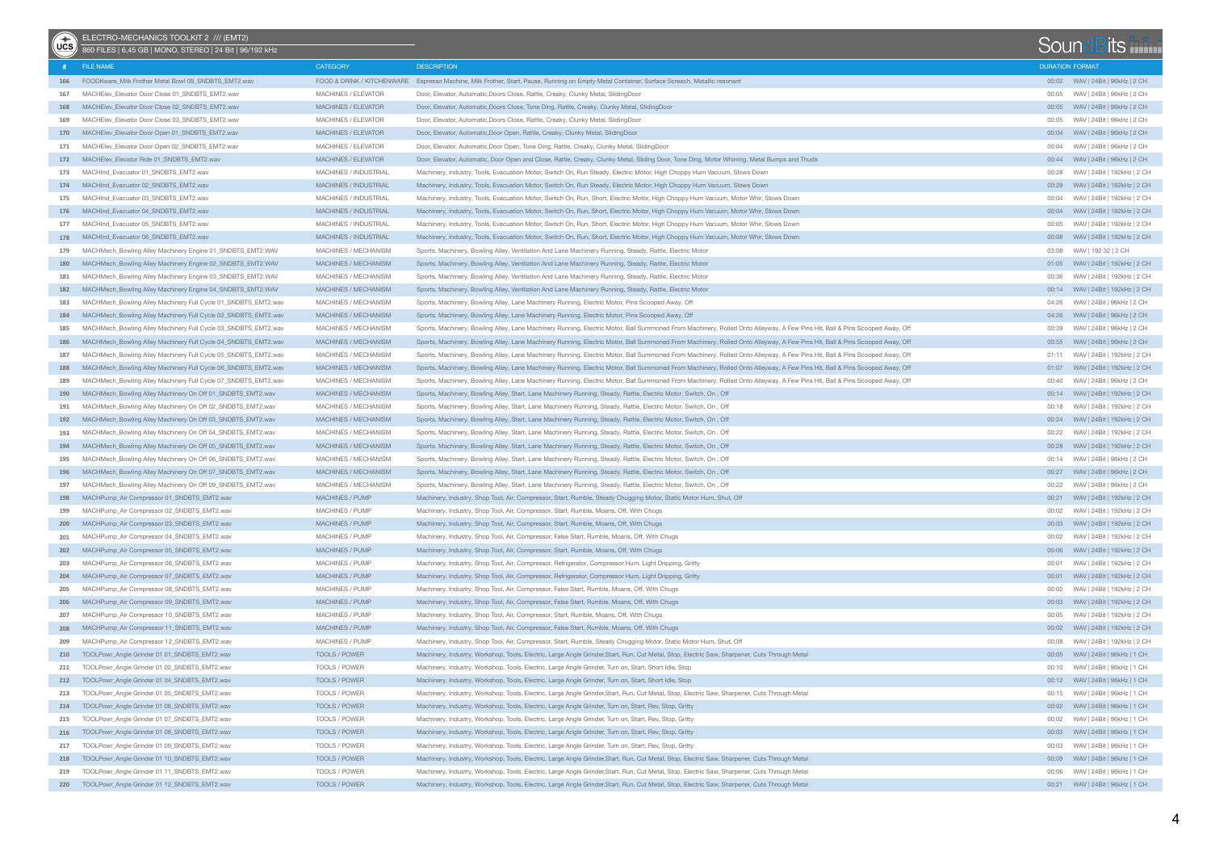## ELECTRO-MECHANICS TOOLKIT 2 /// (EMT2)

860 FILES | 6,45 GB | MONO, STEREO | 24 Bit | 96/192 kHz

| # | FILE NAME | CATEGORY | DESCRIPTION | DURATION | FORMAT |
|---|---|---|---|---|---|
| 166 | FOODKware_Milk Frother Metal Bowl 09_SNDBTS_EMT2.wav | FOOD & DRINK / KITCHENWARE | Espresso Machine, Milk Frother, Start, Pause, Running on Empty Metal Container, Surface Screech, Metallic resonant | 00:02 | WAV \| 24Bit \| 96kHz \| 2 CH |
| 167 | MACHElev_Elevator Door Close 01_SNDBTS_EMT2.wav | MACHINES / ELEVATOR | Door, Elevator, Automatic,Doors Close, Rattle, Creaky, Clunky Metal, SlidingDoor | 00:05 | WAV \| 24Bit \| 96kHz \| 2 CH |
| 168 | MACHElev_Elevator Door Close 02_SNDBTS_EMT2.wav | MACHINES / ELEVATOR | Door, Elevator, Automatic,Doors Close, Tone Ding, Rattle, Creaky, Clunky Metal, SlidingDoor | 00:05 | WAV \| 24Bit \| 96kHz \| 2 CH |
| 169 | MACHElev_Elevator Door Close 03_SNDBTS_EMT2.wav | MACHINES / ELEVATOR | Door, Elevator, Automatic,Doors Close, Rattle, Creaky, Clunky Metal, SlidingDoor | 00:05 | WAV \| 24Bit \| 96kHz \| 2 CH |
| 170 | MACHElev_Elevator Door Open 01_SNDBTS_EMT2.wav | MACHINES / ELEVATOR | Door, Elevator, Automatic,Door Open, Rattle, Creaky, Clunky Metal, SlidingDoor | 00:04 | WAV \| 24Bit \| 96kHz \| 2 CH |
| 171 | MACHElev_Elevator Door Open 02_SNDBTS_EMT2.wav | MACHINES / ELEVATOR | Door, Elevator, Automatic,Door Open, Tone Ding, Rattle, Creaky, Clunky Metal, SlidingDoor | 00:04 | WAV \| 24Bit \| 96kHz \| 2 CH |
| 172 | MACHElev_Elevator Ride 01_SNDBTS_EMT2.wav | MACHINES / ELEVATOR | Door, Elevator, Automatic, Door Open and Close, Rattle, Creaky, Clunky Metal, Sliding Door, Tone Ding, Motor Whirring, Metal Bumps and Thuds | 00:44 | WAV \| 24Bit \| 96kHz \| 2 CH |
| 173 | MACHInd_Evacuator 01_SNDBTS_EMT2.wav | MACHINES / INDUSTRIAL | Machinery, Industry, Tools, Evacuation Motor, Switch On, Run Steady, Electric Motor, High Choppy Hum Vacuum, Slows Down | 00:28 | WAV \| 24Bit \| 192kHz \| 2 CH |
| 174 | MACHInd_Evacuator 02_SNDBTS_EMT2.wav | MACHINES / INDUSTRIAL | Machinery, Industry, Tools, Evacuation Motor, Switch On, Run Steady, Electric Motor, High Choppy Hum Vacuum, Slows Down | 00:29 | WAV \| 24Bit \| 192kHz \| 2 CH |
| 175 | MACHInd_Evacuator 03_SNDBTS_EMT2.wav | MACHINES / INDUSTRIAL | Machinery, Industry, Tools, Evacuation Motor, Switch On, Run, Short, Electric Motor, High Choppy Hum Vacuum, Motor Whir, Slows Down | 00:04 | WAV \| 24Bit \| 192kHz \| 2 CH |
| 176 | MACHInd_Evacuator 04_SNDBTS_EMT2.wav | MACHINES / INDUSTRIAL | Machinery, Industry, Tools, Evacuation Motor, Switch On, Run, Short, Electric Motor, High Choppy Hum Vacuum, Motor Whir, Slows Down | 00:04 | WAV \| 24Bit \| 192kHz \| 2 CH |
| 177 | MACHInd_Evacuator 05_SNDBTS_EMT2.wav | MACHINES / INDUSTRIAL | Machinery, Industry, Tools, Evacuation Motor, Switch On, Run, Short, Electric Motor, High Choppy Hum Vacuum, Motor Whir, Slows Down | 00:05 | WAV \| 24Bit \| 192kHz \| 2 CH |
| 178 | MACHInd_Evacuator 06_SNDBTS_EMT2.wav | MACHINES / INDUSTRIAL | Machinery, Industry, Tools, Evacuation Motor, Switch On, Run, Short, Electric Motor, High Choppy Hum Vacuum, Motor Whir, Slows Down | 00:08 | WAV \| 24Bit \| 192kHz \| 2 CH |
| 179 | MACHMech_Bowling Alley Machinery Engine 01_SNDBTS_EMT2.WAV | MACHINES / MECHANISM | Sports, Machinery, Bowling Alley, Ventilation And Lane Machinery Running, Steady, Rattle, Electric Motor | 03:08 | WAV \| 192 32 \| 2 CH |
| 180 | MACHMech_Bowling Alley Machinery Engine 02_SNDBTS_EMT2.WAV | MACHINES / MECHANISM | Sports, Machinery, Bowling Alley, Ventilation And Lane Machinery Running, Steady, Rattle, Electric Motor | 01:05 | WAV \| 24Bit \| 192kHz \| 2 CH |
| 181 | MACHMech_Bowling Alley Machinery Engine 03_SNDBTS_EMT2.WAV | MACHINES / MECHANISM | Sports, Machinery, Bowling Alley, Ventilation And Lane Machinery Running, Steady, Rattle, Electric Motor | 00:36 | WAV \| 24Bit \| 192kHz \| 2 CH |
| 182 | MACHMech_Bowling Alley Machinery Engine 04_SNDBTS_EMT2.WAV | MACHINES / MECHANISM | Sports, Machinery, Bowling Alley, Ventilation And Lane Machinery Running, Steady, Rattle, Electric Motor | 00:14 | WAV \| 24Bit \| 192kHz \| 2 CH |
| 183 | MACHMech_Bowling Alley Machinery Full Cycle 01_SNDBTS_EMT2.wav | MACHINES / MECHANISM | Sports, Machinery, Bowling Alley, Lane Machinery Running, Electric Motor, Pins Scooped Away, Off | 04:26 | WAV \| 24Bit \| 96kHz \| 2 CH |
| 184 | MACHMech_Bowling Alley Machinery Full Cycle 02_SNDBTS_EMT2.wav | MACHINES / MECHANISM | Sports, Machinery, Bowling Alley, Lane Machinery Running, Electric Motor, Pins Scooped Away, Off | 04:26 | WAV \| 24Bit \| 96kHz \| 2 CH |
| 185 | MACHMech_Bowling Alley Machinery Full Cycle 03_SNDBTS_EMT2.wav | MACHINES / MECHANISM | Sports, Machinery, Bowling Alley, Lane Machinery Running, Electric Motor, Ball Summoned From Machinery, Rolled Onto Alleyway, A Few Pins Hit, Ball & Pins Scooped Away, Off | 00:39 | WAV \| 24Bit \| 96kHz \| 2 CH |
| 186 | MACHMech_Bowling Alley Machinery Full Cycle 04_SNDBTS_EMT2.wav | MACHINES / MECHANISM | Sports, Machinery, Bowling Alley, Lane Machinery Running, Electric Motor, Ball Summoned From Machinery, Rolled Onto Alleyway, A Few Pins Hit, Ball & Pins Scooped Away, Off | 00:55 | WAV \| 24Bit \| 96kHz \| 2 CH |
| 187 | MACHMech_Bowling Alley Machinery Full Cycle 05_SNDBTS_EMT2.wav | MACHINES / MECHANISM | Sports, Machinery, Bowling Alley, Lane Machinery Running, Electric Motor, Ball Summoned From Machinery, Rolled Onto Alleyway, A Few Pins Hit, Ball & Pins Scooped Away, Off | 01:11 | WAV \| 24Bit \| 192kHz \| 2 CH |
| 188 | MACHMech_Bowling Alley Machinery Full Cycle 06_SNDBTS_EMT2.wav | MACHINES / MECHANISM | Sports, Machinery, Bowling Alley, Lane Machinery Running, Electric Motor, Ball Summoned From Machinery, Rolled Onto Alleyway, A Few Pins Hit, Ball & Pins Scooped Away, Off | 01:07 | WAV \| 24Bit \| 192kHz \| 2 CH |
| 189 | MACHMech_Bowling Alley Machinery Full Cycle 07_SNDBTS_EMT2.wav | MACHINES / MECHANISM | Sports, Machinery, Bowling Alley, Lane Machinery Running, Electric Motor, Ball Summoned From Machinery, Rolled Onto Alleyway, A Few Pins Hit, Ball & Pins Scooped Away, Off | 00:40 | WAV \| 24Bit \| 96kHz \| 2 CH |
| 190 | MACHMech_Bowling Alley Machinery On Off 01_SNDBTS_EMT2.wav | MACHINES / MECHANISM | Sports, Machinery, Bowling Alley, Start, Lane Machinery Running, Steady, Rattle, Electric Motor, Switch, On , Off | 00:14 | WAV \| 24Bit \| 192kHz \| 2 CH |
| 191 | MACHMech_Bowling Alley Machinery On Off 02_SNDBTS_EMT2.wav | MACHINES / MECHANISM | Sports, Machinery, Bowling Alley, Start, Lane Machinery Running, Steady, Rattle, Electric Motor, Switch, On , Off | 00:18 | WAV \| 24Bit \| 192kHz \| 2 CH |
| 192 | MACHMech_Bowling Alley Machinery On Off 03_SNDBTS_EMT2.wav | MACHINES / MECHANISM | Sports, Machinery, Bowling Alley, Start, Lane Machinery Running, Steady, Rattle, Electric Motor, Switch, On , Off | 00:24 | WAV \| 24Bit \| 192kHz \| 2 CH |
| 193 | MACHMech_Bowling Alley Machinery On Off 04_SNDBTS_EMT2.wav | MACHINES / MECHANISM | Sports, Machinery, Bowling Alley, Start, Lane Machinery Running, Steady, Rattle, Electric Motor, Switch, On , Off | 00:22 | WAV \| 24Bit \| 192kHz \| 2 CH |
| 194 | MACHMech_Bowling Alley Machinery On Off 05_SNDBTS_EMT2.wav | MACHINES / MECHANISM | Sports, Machinery, Bowling Alley, Start, Lane Machinery Running, Steady, Rattle, Electric Motor, Switch, On , Off | 00:28 | WAV \| 24Bit \| 192kHz \| 2 CH |
| 195 | MACHMech_Bowling Alley Machinery On Off 06_SNDBTS_EMT2.wav | MACHINES / MECHANISM | Sports, Machinery, Bowling Alley, Start, Lane Machinery Running, Steady, Rattle, Electric Motor, Switch, On , Off | 00:14 | WAV \| 24Bit \| 96kHz \| 2 CH |
| 196 | MACHMech_Bowling Alley Machinery On Off 07_SNDBTS_EMT2.wav | MACHINES / MECHANISM | Sports, Machinery, Bowling Alley, Start, Lane Machinery Running, Steady, Rattle, Electric Motor, Switch, On , Off | 00:27 | WAV \| 24Bit \| 96kHz \| 2 CH |
| 197 | MACHMech_Bowling Alley Machinery On Off 09_SNDBTS_EMT2.wav | MACHINES / MECHANISM | Sports, Machinery, Bowling Alley, Start, Lane Machinery Running, Steady, Rattle, Electric Motor, Switch, On , Off | 00:22 | WAV \| 24Bit \| 96kHz \| 2 CH |
| 198 | MACHPump_Air Compressor 01_SNDBTS_EMT2.wav | MACHINES / PUMP | Machinery, Industry, Shop Tool, Air, Compressor, Start, Rumble, Steady Chugging Motor, Static Motor Hum, Shut, Off | 00:21 | WAV \| 24Bit \| 192kHz \| 2 CH |
| 199 | MACHPump_Air Compressor 02_SNDBTS_EMT2.wav | MACHINES / PUMP | Machinery, Industry, Shop Tool, Air, Compressor, Start, Rumble, Moans, Off, With Chugs | 00:02 | WAV \| 24Bit \| 192kHz \| 2 CH |
| 200 | MACHPump_Air Compressor 03_SNDBTS_EMT2.wav | MACHINES / PUMP | Machinery, Industry, Shop Tool, Air, Compressor, Start, Rumble, Moans, Off, With Chugs | 00:03 | WAV \| 24Bit \| 192kHz \| 2 CH |
| 201 | MACHPump_Air Compressor 04_SNDBTS_EMT2.wav | MACHINES / PUMP | Machinery, Industry, Shop Tool, Air, Compressor, False Start, Rumble, Moans, Off, With Chugs | 00:02 | WAV \| 24Bit \| 192kHz \| 2 CH |
| 202 | MACHPump_Air Compressor 05_SNDBTS_EMT2.wav | MACHINES / PUMP | Machinery, Industry, Shop Tool, Air, Compressor, Start, Rumble, Moans, Off, With Chugs | 00:06 | WAV \| 24Bit \| 192kHz \| 2 CH |
| 203 | MACHPump_Air Compressor 06_SNDBTS_EMT2.wav | MACHINES / PUMP | Machinery, Industry, Shop Tool, Air, Compressor, Refrigerator, Compressor Hum, Light Dripping, Gritty | 00:01 | WAV \| 24Bit \| 192kHz \| 2 CH |
| 204 | MACHPump_Air Compressor 07_SNDBTS_EMT2.wav | MACHINES / PUMP | Machinery, Industry, Shop Tool, Air, Compressor, Refrigerator, Compressor Hum, Light Dripping, Gritty | 00:01 | WAV \| 24Bit \| 192kHz \| 2 CH |
| 205 | MACHPump_Air Compressor 08_SNDBTS_EMT2.wav | MACHINES / PUMP | Machinery, Industry, Shop Tool, Air, Compressor, False Start, Rumble, Moans, Off, With Chugs | 00:02 | WAV \| 24Bit \| 192kHz \| 2 CH |
| 206 | MACHPump_Air Compressor 09_SNDBTS_EMT2.wav | MACHINES / PUMP | Machinery, Industry, Shop Tool, Air, Compressor, False Start, Rumble, Moans, Off, With Chugs | 00:03 | WAV \| 24Bit \| 192kHz \| 2 CH |
| 207 | MACHPump_Air Compressor 10_SNDBTS_EMT2.wav | MACHINES / PUMP | Machinery, Industry, Shop Tool, Air, Compressor, Start, Rumble, Moans, Off, With Chugs | 00:05 | WAV \| 24Bit \| 192kHz \| 2 CH |
| 208 | MACHPump_Air Compressor 11_SNDBTS_EMT2.wav | MACHINES / PUMP | Machinery, Industry, Shop Tool, Air, Compressor, False Start, Rumble, Moans, Off, With Chugs | 00:02 | WAV \| 24Bit \| 192kHz \| 2 CH |
| 209 | MACHPump_Air Compressor 12_SNDBTS_EMT2.wav | MACHINES / PUMP | Machinery, Industry, Shop Tool, Air, Compressor, Start, Rumble, Steady Chugging Motor, Static Motor Hum, Shut, Off | 00:08 | WAV \| 24Bit \| 192kHz \| 2 CH |
| 210 | TOOLPowr_Angle Grinder 01 01_SNDBTS_EMT2.wav | TOOLS / POWER | Machinery, Industry, Workshop, Tools, Electric, Large Angle Grinder,Start, Run, Cut Metal, Stop, Electric Saw, Sharpener, Cuts Through Metal | 00:05 | WAV \| 24Bit \| 96kHz \| 1 CH |
| 211 | TOOLPowr_Angle Grinder 01 02_SNDBTS_EMT2.wav | TOOLS / POWER | Machinery, Industry, Workshop, Tools, Electric, Large Angle Grinder, Turn on, Start, Short Idle, Stop | 00:10 | WAV \| 24Bit \| 96kHz \| 1 CH |
| 212 | TOOLPowr_Angle Grinder 01 04_SNDBTS_EMT2.wav | TOOLS / POWER | Machinery, Industry, Workshop, Tools, Electric, Large Angle Grinder, Turn on, Start, Short Idle, Stop | 00:12 | WAV \| 24Bit \| 96kHz \| 1 CH |
| 213 | TOOLPowr_Angle Grinder 01 05_SNDBTS_EMT2.wav | TOOLS / POWER | Machinery, Industry, Workshop, Tools, Electric, Large Angle Grinder,Start, Run, Cut Metal, Stop, Electric Saw, Sharpener, Cuts Through Metal | 00:15 | WAV \| 24Bit \| 96kHz \| 1 CH |
| 214 | TOOLPowr_Angle Grinder 01 06_SNDBTS_EMT2.wav | TOOLS / POWER | Machinery, Industry, Workshop, Tools, Electric, Large Angle Grinder, Turn on, Start, Rev, Stop, Gritty | 00:02 | WAV \| 24Bit \| 96kHz \| 1 CH |
| 215 | TOOLPowr_Angle Grinder 01 07_SNDBTS_EMT2.wav | TOOLS / POWER | Machinery, Industry, Workshop, Tools, Electric, Large Angle Grinder, Turn on, Start, Rev, Stop, Gritty | 00:02 | WAV \| 24Bit \| 96kHz \| 1 CH |
| 216 | TOOLPowr_Angle Grinder 01 08_SNDBTS_EMT2.wav | TOOLS / POWER | Machinery, Industry, Workshop, Tools, Electric, Large Angle Grinder, Turn on, Start, Rev, Stop, Gritty | 00:03 | WAV \| 24Bit \| 96kHz \| 1 CH |
| 217 | TOOLPowr_Angle Grinder 01 09_SNDBTS_EMT2.wav | TOOLS / POWER | Machinery, Industry, Workshop, Tools, Electric, Large Angle Grinder, Turn on, Start, Rev, Stop, Gritty | 00:03 | WAV \| 24Bit \| 96kHz \| 1 CH |
| 218 | TOOLPowr_Angle Grinder 01 10_SNDBTS_EMT2.wav | TOOLS / POWER | Machinery, Industry, Workshop, Tools, Electric, Large Angle Grinder,Start, Run, Cut Metal, Stop, Electric Saw, Sharpener, Cuts Through Metal | 00:09 | WAV \| 24Bit \| 96kHz \| 1 CH |
| 219 | TOOLPowr_Angle Grinder 01 11_SNDBTS_EMT2.wav | TOOLS / POWER | Machinery, Industry, Workshop, Tools, Electric, Large Angle Grinder,Start, Run, Cut Metal, Stop, Electric Saw, Sharpener, Cuts Through Metal | 00:06 | WAV \| 24Bit \| 96kHz \| 1 CH |
| 220 | TOOLPowr_Angle Grinder 01 12_SNDBTS_EMT2.wav | TOOLS / POWER | Machinery, Industry, Workshop, Tools, Electric, Large Angle Grinder,Start, Run, Cut Metal, Stop, Electric Saw, Sharpener, Cuts Through Metal | 00:21 | WAV \| 24Bit \| 96kHz \| 1 CH |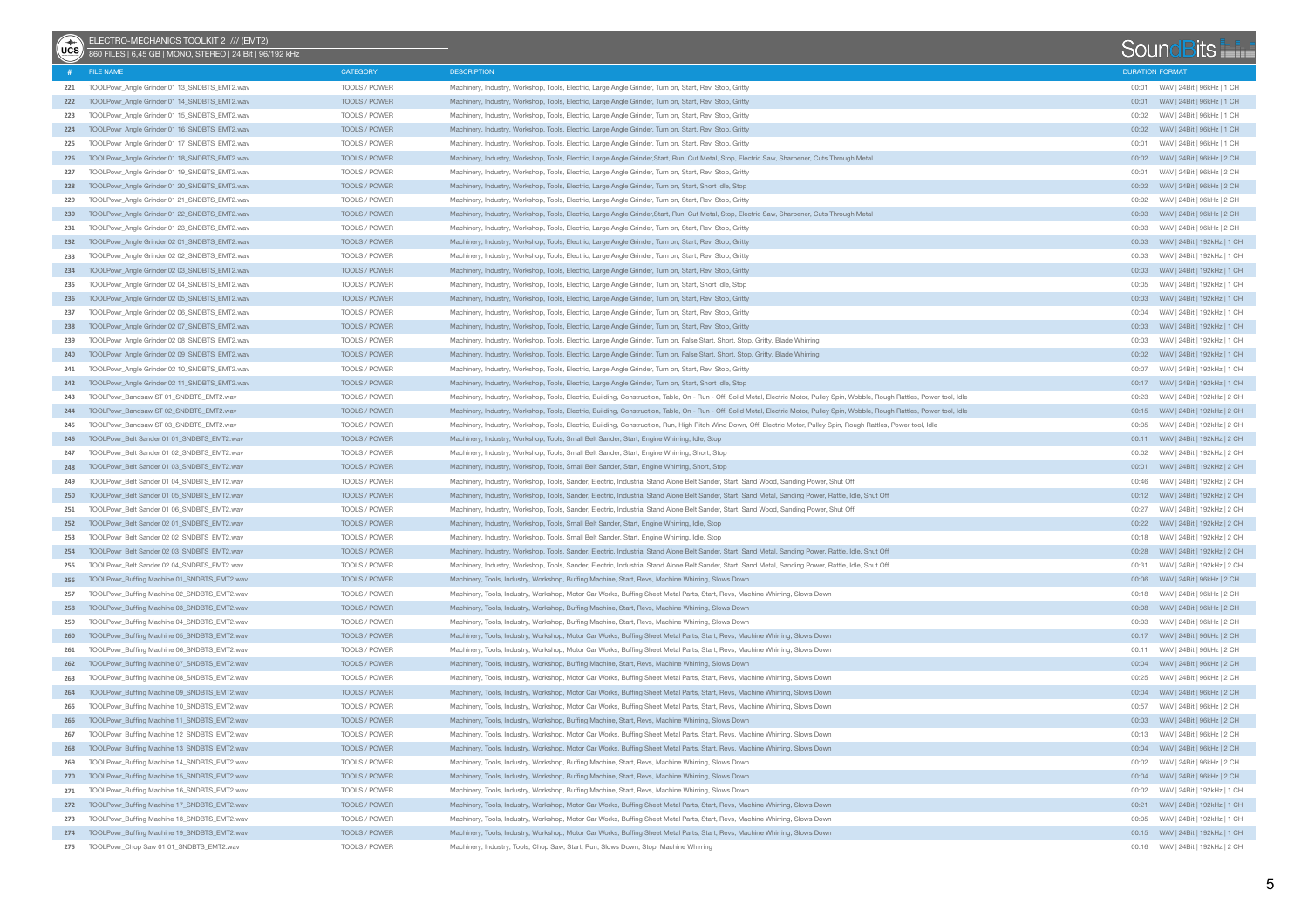ELECTRO-MECHANICS TOOLKIT 2 /// (EMT2)

860 FILES | 6,45 GB | MONO, STEREO | 24 Bit | 96/192 kHz

| # | FILE NAME | CATEGORY | DESCRIPTION | DURATION | FORMAT |
|---|---|---|---|---|---|
| 221 | TOOLPowr_Angle Grinder 01 13_SNDBTS_EMT2.wav | TOOLS / POWER | Machinery, Industry, Workshop, Tools, Electric, Large Angle Grinder, Turn on, Start, Rev, Stop, Gritty | 00:01 | WAV \| 24Bit \| 96kHz \| 1 CH |
| 222 | TOOLPowr_Angle Grinder 01 14_SNDBTS_EMT2.wav | TOOLS / POWER | Machinery, Industry, Workshop, Tools, Electric, Large Angle Grinder, Turn on, Start, Rev, Stop, Gritty | 00:01 | WAV \| 24Bit \| 96kHz \| 1 CH |
| 223 | TOOLPowr_Angle Grinder 01 15_SNDBTS_EMT2.wav | TOOLS / POWER | Machinery, Industry, Workshop, Tools, Electric, Large Angle Grinder, Turn on, Start, Rev, Stop, Gritty | 00:02 | WAV \| 24Bit \| 96kHz \| 1 CH |
| 224 | TOOLPowr_Angle Grinder 01 16_SNDBTS_EMT2.wav | TOOLS / POWER | Machinery, Industry, Workshop, Tools, Electric, Large Angle Grinder, Turn on, Start, Rev, Stop, Gritty | 00:02 | WAV \| 24Bit \| 96kHz \| 1 CH |
| 225 | TOOLPowr_Angle Grinder 01 17_SNDBTS_EMT2.wav | TOOLS / POWER | Machinery, Industry, Workshop, Tools, Electric, Large Angle Grinder, Turn on, Start, Rev, Stop, Gritty | 00:01 | WAV \| 24Bit \| 96kHz \| 1 CH |
| 226 | TOOLPowr_Angle Grinder 01 18_SNDBTS_EMT2.wav | TOOLS / POWER | Machinery, Industry, Workshop, Tools, Electric, Large Angle Grinder,Start, Run, Cut Metal, Stop, Electric Saw, Sharpener, Cuts Through Metal | 00:02 | WAV \| 24Bit \| 96kHz \| 2 CH |
| 227 | TOOLPowr_Angle Grinder 01 19_SNDBTS_EMT2.wav | TOOLS / POWER | Machinery, Industry, Workshop, Tools, Electric, Large Angle Grinder, Turn on, Start, Rev, Stop, Gritty | 00:01 | WAV \| 24Bit \| 96kHz \| 2 CH |
| 228 | TOOLPowr_Angle Grinder 01 20_SNDBTS_EMT2.wav | TOOLS / POWER | Machinery, Industry, Workshop, Tools, Electric, Large Angle Grinder, Turn on, Start, Short Idle, Stop | 00:02 | WAV \| 24Bit \| 96kHz \| 2 CH |
| 229 | TOOLPowr_Angle Grinder 01 21_SNDBTS_EMT2.wav | TOOLS / POWER | Machinery, Industry, Workshop, Tools, Electric, Large Angle Grinder, Turn on, Start, Rev, Stop, Gritty | 00:02 | WAV \| 24Bit \| 96kHz \| 2 CH |
| 230 | TOOLPowr_Angle Grinder 01 22_SNDBTS_EMT2.wav | TOOLS / POWER | Machinery, Industry, Workshop, Tools, Electric, Large Angle Grinder,Start, Run, Cut Metal, Stop, Electric Saw, Sharpener, Cuts Through Metal | 00:03 | WAV \| 24Bit \| 96kHz \| 2 CH |
| 231 | TOOLPowr_Angle Grinder 01 23_SNDBTS_EMT2.wav | TOOLS / POWER | Machinery, Industry, Workshop, Tools, Electric, Large Angle Grinder, Turn on, Start, Rev, Stop, Gritty | 00:03 | WAV \| 24Bit \| 96kHz \| 2 CH |
| 232 | TOOLPowr_Angle Grinder 02 01_SNDBTS_EMT2.wav | TOOLS / POWER | Machinery, Industry, Workshop, Tools, Electric, Large Angle Grinder, Turn on, Start, Rev, Stop, Gritty | 00:03 | WAV \| 24Bit \| 192kHz \| 1 CH |
| 233 | TOOLPowr_Angle Grinder 02 02_SNDBTS_EMT2.wav | TOOLS / POWER | Machinery, Industry, Workshop, Tools, Electric, Large Angle Grinder, Turn on, Start, Rev, Stop, Gritty | 00:03 | WAV \| 24Bit \| 192kHz \| 1 CH |
| 234 | TOOLPowr_Angle Grinder 02 03_SNDBTS_EMT2.wav | TOOLS / POWER | Machinery, Industry, Workshop, Tools, Electric, Large Angle Grinder, Turn on, Start, Rev, Stop, Gritty | 00:03 | WAV \| 24Bit \| 192kHz \| 1 CH |
| 235 | TOOLPowr_Angle Grinder 02 04_SNDBTS_EMT2.wav | TOOLS / POWER | Machinery, Industry, Workshop, Tools, Electric, Large Angle Grinder, Turn on, Start, Short Idle, Stop | 00:05 | WAV \| 24Bit \| 192kHz \| 1 CH |
| 236 | TOOLPowr_Angle Grinder 02 05_SNDBTS_EMT2.wav | TOOLS / POWER | Machinery, Industry, Workshop, Tools, Electric, Large Angle Grinder, Turn on, Start, Rev, Stop, Gritty | 00:03 | WAV \| 24Bit \| 192kHz \| 1 CH |
| 237 | TOOLPowr_Angle Grinder 02 06_SNDBTS_EMT2.wav | TOOLS / POWER | Machinery, Industry, Workshop, Tools, Electric, Large Angle Grinder, Turn on, Start, Rev, Stop, Gritty | 00:04 | WAV \| 24Bit \| 192kHz \| 1 CH |
| 238 | TOOLPowr_Angle Grinder 02 07_SNDBTS_EMT2.wav | TOOLS / POWER | Machinery, Industry, Workshop, Tools, Electric, Large Angle Grinder, Turn on, Start, Rev, Stop, Gritty | 00:03 | WAV \| 24Bit \| 192kHz \| 1 CH |
| 239 | TOOLPowr_Angle Grinder 02 08_SNDBTS_EMT2.wav | TOOLS / POWER | Machinery, Industry, Workshop, Tools, Electric, Large Angle Grinder, Turn on, False Start, Short, Stop, Gritty, Blade Whirring | 00:03 | WAV \| 24Bit \| 192kHz \| 1 CH |
| 240 | TOOLPowr_Angle Grinder 02 09_SNDBTS_EMT2.wav | TOOLS / POWER | Machinery, Industry, Workshop, Tools, Electric, Large Angle Grinder, Turn on, False Start, Short, Stop, Gritty, Blade Whirring | 00:02 | WAV \| 24Bit \| 192kHz \| 1 CH |
| 241 | TOOLPowr_Angle Grinder 02 10_SNDBTS_EMT2.wav | TOOLS / POWER | Machinery, Industry, Workshop, Tools, Electric, Large Angle Grinder, Turn on, Start, Rev, Stop, Gritty | 00:07 | WAV \| 24Bit \| 192kHz \| 1 CH |
| 242 | TOOLPowr_Angle Grinder 02 11_SNDBTS_EMT2.wav | TOOLS / POWER | Machinery, Industry, Workshop, Tools, Electric, Large Angle Grinder, Turn on, Start, Short Idle, Stop | 00:17 | WAV \| 24Bit \| 192kHz \| 1 CH |
| 243 | TOOLPowr_Bandsaw ST 01_SNDBTS_EMT2.wav | TOOLS / POWER | Machinery, Industry, Workshop, Tools, Electric, Building, Construction, Table, On - Run - Off, Solid Metal, Electric Motor, Pulley Spin, Wobble, Rough Rattles, Power tool, Idle | 00:23 | WAV \| 24Bit \| 192kHz \| 2 CH |
| 244 | TOOLPowr_Bandsaw ST 02_SNDBTS_EMT2.wav | TOOLS / POWER | Machinery, Industry, Workshop, Tools, Electric, Building, Construction, Table, On - Run - Off, Solid Metal, Electric Motor, Pulley Spin, Wobble, Rough Rattles, Power tool, Idle | 00:15 | WAV \| 24Bit \| 192kHz \| 2 CH |
| 245 | TOOLPowr_Bandsaw ST 03_SNDBTS_EMT2.wav | TOOLS / POWER | Machinery, Industry, Workshop, Tools, Electric, Building, Construction, Run, High Pitch Wind Down, Off, Electric Motor, Pulley Spin, Rough Rattles, Power tool, Idle | 00:05 | WAV \| 24Bit \| 192kHz \| 2 CH |
| 246 | TOOLPowr_Belt Sander 01 01_SNDBTS_EMT2.wav | TOOLS / POWER | Machinery, Industry, Workshop, Tools, Small Belt Sander, Start, Engine Whirring, Idle, Stop | 00:11 | WAV \| 24Bit \| 192kHz \| 2 CH |
| 247 | TOOLPowr_Belt Sander 01 02_SNDBTS_EMT2.wav | TOOLS / POWER | Machinery, Industry, Workshop, Tools, Small Belt Sander, Start, Engine Whirring, Short, Stop | 00:02 | WAV \| 24Bit \| 192kHz \| 2 CH |
| 248 | TOOLPowr_Belt Sander 01 03_SNDBTS_EMT2.wav | TOOLS / POWER | Machinery, Industry, Workshop, Tools, Small Belt Sander, Start, Engine Whirring, Short, Stop | 00:01 | WAV \| 24Bit \| 192kHz \| 2 CH |
| 249 | TOOLPowr_Belt Sander 01 04_SNDBTS_EMT2.wav | TOOLS / POWER | Machinery, Industry, Workshop, Tools, Sander, Electric, Industrial Stand Alone Belt Sander, Start, Sand Wood, Sanding Power, Shut Off | 00:46 | WAV \| 24Bit \| 192kHz \| 2 CH |
| 250 | TOOLPowr_Belt Sander 01 05_SNDBTS_EMT2.wav | TOOLS / POWER | Machinery, Industry, Workshop, Tools, Sander, Electric, Industrial Stand Alone Belt Sander, Start, Sand Metal, Sanding Power, Rattle, Idle, Shut Off | 00:12 | WAV \| 24Bit \| 192kHz \| 2 CH |
| 251 | TOOLPowr_Belt Sander 01 06_SNDBTS_EMT2.wav | TOOLS / POWER | Machinery, Industry, Workshop, Tools, Sander, Electric, Industrial Stand Alone Belt Sander, Start, Sand Wood, Sanding Power, Shut Off | 00:27 | WAV \| 24Bit \| 192kHz \| 2 CH |
| 252 | TOOLPowr_Belt Sander 02 01_SNDBTS_EMT2.wav | TOOLS / POWER | Machinery, Industry, Workshop, Tools, Small Belt Sander, Start, Engine Whirring, Idle, Stop | 00:22 | WAV \| 24Bit \| 192kHz \| 2 CH |
| 253 | TOOLPowr_Belt Sander 02 02_SNDBTS_EMT2.wav | TOOLS / POWER | Machinery, Industry, Workshop, Tools, Small Belt Sander, Start, Engine Whirring, Idle, Stop | 00:18 | WAV \| 24Bit \| 192kHz \| 2 CH |
| 254 | TOOLPowr_Belt Sander 02 03_SNDBTS_EMT2.wav | TOOLS / POWER | Machinery, Industry, Workshop, Tools, Sander, Electric, Industrial Stand Alone Belt Sander, Start, Sand Metal, Sanding Power, Rattle, Idle, Shut Off | 00:28 | WAV \| 24Bit \| 192kHz \| 2 CH |
| 255 | TOOLPowr_Belt Sander 02 04_SNDBTS_EMT2.wav | TOOLS / POWER | Machinery, Industry, Workshop, Tools, Sander, Electric, Industrial Stand Alone Belt Sander, Start, Sand Metal, Sanding Power, Rattle, Idle, Shut Off | 00:31 | WAV \| 24Bit \| 192kHz \| 2 CH |
| 256 | TOOLPowr_Buffing Machine 01_SNDBTS_EMT2.wav | TOOLS / POWER | Machinery, Tools, Industry, Workshop, Buffing Machine, Start, Revs, Machine Whirring, Slows Down | 00:06 | WAV \| 24Bit \| 96kHz \| 2 CH |
| 257 | TOOLPowr_Buffing Machine 02_SNDBTS_EMT2.wav | TOOLS / POWER | Machinery, Tools, Industry, Workshop, Motor Car Works, Buffing Sheet Metal Parts, Start, Revs, Machine Whirring, Slows Down | 00:18 | WAV \| 24Bit \| 96kHz \| 2 CH |
| 258 | TOOLPowr_Buffing Machine 03_SNDBTS_EMT2.wav | TOOLS / POWER | Machinery, Tools, Industry, Workshop, Buffing Machine, Start, Revs, Machine Whirring, Slows Down | 00:08 | WAV \| 24Bit \| 96kHz \| 2 CH |
| 259 | TOOLPowr_Buffing Machine 04_SNDBTS_EMT2.wav | TOOLS / POWER | Machinery, Tools, Industry, Workshop, Buffing Machine, Start, Revs, Machine Whirring, Slows Down | 00:03 | WAV \| 24Bit \| 96kHz \| 2 CH |
| 260 | TOOLPowr_Buffing Machine 05_SNDBTS_EMT2.wav | TOOLS / POWER | Machinery, Tools, Industry, Workshop, Motor Car Works, Buffing Sheet Metal Parts, Start, Revs, Machine Whirring, Slows Down | 00:17 | WAV \| 24Bit \| 96kHz \| 2 CH |
| 261 | TOOLPowr_Buffing Machine 06_SNDBTS_EMT2.wav | TOOLS / POWER | Machinery, Tools, Industry, Workshop, Motor Car Works, Buffing Sheet Metal Parts, Start, Revs, Machine Whirring, Slows Down | 00:11 | WAV \| 24Bit \| 96kHz \| 2 CH |
| 262 | TOOLPowr_Buffing Machine 07_SNDBTS_EMT2.wav | TOOLS / POWER | Machinery, Tools, Industry, Workshop, Buffing Machine, Start, Revs, Machine Whirring, Slows Down | 00:04 | WAV \| 24Bit \| 96kHz \| 2 CH |
| 263 | TOOLPowr_Buffing Machine 08_SNDBTS_EMT2.wav | TOOLS / POWER | Machinery, Tools, Industry, Workshop, Motor Car Works, Buffing Sheet Metal Parts, Start, Revs, Machine Whirring, Slows Down | 00:25 | WAV \| 24Bit \| 96kHz \| 2 CH |
| 264 | TOOLPowr_Buffing Machine 09_SNDBTS_EMT2.wav | TOOLS / POWER | Machinery, Tools, Industry, Workshop, Motor Car Works, Buffing Sheet Metal Parts, Start, Revs, Machine Whirring, Slows Down | 00:04 | WAV \| 24Bit \| 96kHz \| 2 CH |
| 265 | TOOLPowr_Buffing Machine 10_SNDBTS_EMT2.wav | TOOLS / POWER | Machinery, Tools, Industry, Workshop, Motor Car Works, Buffing Sheet Metal Parts, Start, Revs, Machine Whirring, Slows Down | 00:57 | WAV \| 24Bit \| 96kHz \| 2 CH |
| 266 | TOOLPowr_Buffing Machine 11_SNDBTS_EMT2.wav | TOOLS / POWER | Machinery, Tools, Industry, Workshop, Buffing Machine, Start, Revs, Machine Whirring, Slows Down | 00:03 | WAV \| 24Bit \| 96kHz \| 2 CH |
| 267 | TOOLPowr_Buffing Machine 12_SNDBTS_EMT2.wav | TOOLS / POWER | Machinery, Tools, Industry, Workshop, Motor Car Works, Buffing Sheet Metal Parts, Start, Revs, Machine Whirring, Slows Down | 00:13 | WAV \| 24Bit \| 96kHz \| 2 CH |
| 268 | TOOLPowr_Buffing Machine 13_SNDBTS_EMT2.wav | TOOLS / POWER | Machinery, Tools, Industry, Workshop, Motor Car Works, Buffing Sheet Metal Parts, Start, Revs, Machine Whirring, Slows Down | 00:04 | WAV \| 24Bit \| 96kHz \| 2 CH |
| 269 | TOOLPowr_Buffing Machine 14_SNDBTS_EMT2.wav | TOOLS / POWER | Machinery, Tools, Industry, Workshop, Buffing Machine, Start, Revs, Machine Whirring, Slows Down | 00:02 | WAV \| 24Bit \| 96kHz \| 2 CH |
| 270 | TOOLPowr_Buffing Machine 15_SNDBTS_EMT2.wav | TOOLS / POWER | Machinery, Tools, Industry, Workshop, Buffing Machine, Start, Revs, Machine Whirring, Slows Down | 00:04 | WAV \| 24Bit \| 96kHz \| 2 CH |
| 271 | TOOLPowr_Buffing Machine 16_SNDBTS_EMT2.wav | TOOLS / POWER | Machinery, Tools, Industry, Workshop, Buffing Machine, Start, Revs, Machine Whirring, Slows Down | 00:02 | WAV \| 24Bit \| 192kHz \| 1 CH |
| 272 | TOOLPowr_Buffing Machine 17_SNDBTS_EMT2.wav | TOOLS / POWER | Machinery, Tools, Industry, Workshop, Motor Car Works, Buffing Sheet Metal Parts, Start, Revs, Machine Whirring, Slows Down | 00:21 | WAV \| 24Bit \| 192kHz \| 1 CH |
| 273 | TOOLPowr_Buffing Machine 18_SNDBTS_EMT2.wav | TOOLS / POWER | Machinery, Tools, Industry, Workshop, Motor Car Works, Buffing Sheet Metal Parts, Start, Revs, Machine Whirring, Slows Down | 00:05 | WAV \| 24Bit \| 192kHz \| 1 CH |
| 274 | TOOLPowr_Buffing Machine 19_SNDBTS_EMT2.wav | TOOLS / POWER | Machinery, Tools, Industry, Workshop, Motor Car Works, Buffing Sheet Metal Parts, Start, Revs, Machine Whirring, Slows Down | 00:15 | WAV \| 24Bit \| 192kHz \| 1 CH |
| 275 | TOOLPowr_Chop Saw 01 01_SNDBTS_EMT2.wav | TOOLS / POWER | Machinery, Industry, Tools, Chop Saw, Start, Run, Slows Down, Stop, Machine Whirring | 00:16 | WAV \| 24Bit \| 192kHz \| 2 CH |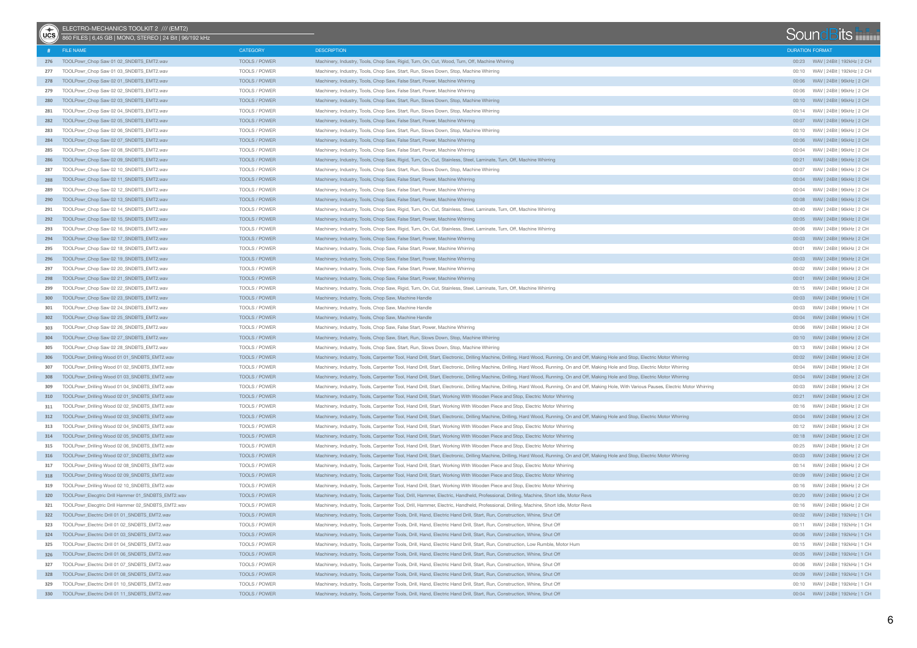ELECTRO-MECHANICS TOOLKIT 2 /// (EMT2)

860 FILES | 6,45 GB | MONO, STEREO | 24 Bit | 96/192 kHz

| # | FILE NAME | CATEGORY | DESCRIPTION | DURATION | FORMAT |
|---|---|---|---|---|---|
| 276 | TOOLPowr_Chop Saw 01 02_SNDBTS_EMT2.wav | TOOLS / POWER | Machinery, Industry, Tools, Chop Saw, Rigid, Turn, On, Cut, Wood, Turn, Off, Machine Whirring | 00:23 | WAV \| 24Bit \| 192kHz \| 2 CH |
| 277 | TOOLPowr_Chop Saw 01 03_SNDBTS_EMT2.wav | TOOLS / POWER | Machinery, Industry, Tools, Chop Saw, Start, Run, Slows Down, Stop, Machine Whirring | 00:10 | WAV \| 24Bit \| 192kHz \| 2 CH |
| 278 | TOOLPowr_Chop Saw 02 01_SNDBTS_EMT2.wav | TOOLS / POWER | Machinery, Industry, Tools, Chop Saw, False Start, Power, Machine Whirring | 00:06 | WAV \| 24Bit \| 96kHz \| 2 CH |
| 279 | TOOLPowr_Chop Saw 02 02_SNDBTS_EMT2.wav | TOOLS / POWER | Machinery, Industry, Tools, Chop Saw, False Start, Power, Machine Whirring | 00:06 | WAV \| 24Bit \| 96kHz \| 2 CH |
| 280 | TOOLPowr_Chop Saw 02 03_SNDBTS_EMT2.wav | TOOLS / POWER | Machinery, Industry, Tools, Chop Saw, Start, Run, Slows Down, Stop, Machine Whirring | 00:10 | WAV \| 24Bit \| 96kHz \| 2 CH |
| 281 | TOOLPowr_Chop Saw 02 04_SNDBTS_EMT2.wav | TOOLS / POWER | Machinery, Industry, Tools, Chop Saw, Start, Run, Slows Down, Stop, Machine Whirring | 00:14 | WAV \| 24Bit \| 96kHz \| 2 CH |
| 282 | TOOLPowr_Chop Saw 02 05_SNDBTS_EMT2.wav | TOOLS / POWER | Machinery, Industry, Tools, Chop Saw, False Start, Power, Machine Whirring | 00:07 | WAV \| 24Bit \| 96kHz \| 2 CH |
| 283 | TOOLPowr_Chop Saw 02 06_SNDBTS_EMT2.wav | TOOLS / POWER | Machinery, Industry, Tools, Chop Saw, Start, Run, Slows Down, Stop, Machine Whirring | 00:10 | WAV \| 24Bit \| 96kHz \| 2 CH |
| 284 | TOOLPowr_Chop Saw 02 07_SNDBTS_EMT2.wav | TOOLS / POWER | Machinery, Industry, Tools, Chop Saw, False Start, Power, Machine Whirring | 00:06 | WAV \| 24Bit \| 96kHz \| 2 CH |
| 285 | TOOLPowr_Chop Saw 02 08_SNDBTS_EMT2.wav | TOOLS / POWER | Machinery, Industry, Tools, Chop Saw, False Start, Power, Machine Whirring | 00:04 | WAV \| 24Bit \| 96kHz \| 2 CH |
| 286 | TOOLPowr_Chop Saw 02 09_SNDBTS_EMT2.wav | TOOLS / POWER | Machinery, Industry, Tools, Chop Saw, Rigid, Turn, On, Cut, Stainless, Steel, Laminate, Turn, Off, Machine Whirring | 00:21 | WAV \| 24Bit \| 96kHz \| 2 CH |
| 287 | TOOLPowr_Chop Saw 02 10_SNDBTS_EMT2.wav | TOOLS / POWER | Machinery, Industry, Tools, Chop Saw, Start, Run, Slows Down, Stop, Machine Whirring | 00:07 | WAV \| 24Bit \| 96kHz \| 2 CH |
| 288 | TOOLPowr_Chop Saw 02 11_SNDBTS_EMT2.wav | TOOLS / POWER | Machinery, Industry, Tools, Chop Saw, False Start, Power, Machine Whirring | 00:04 | WAV \| 24Bit \| 96kHz \| 2 CH |
| 289 | TOOLPowr_Chop Saw 02 12_SNDBTS_EMT2.wav | TOOLS / POWER | Machinery, Industry, Tools, Chop Saw, False Start, Power, Machine Whirring | 00:04 | WAV \| 24Bit \| 96kHz \| 2 CH |
| 290 | TOOLPowr_Chop Saw 02 13_SNDBTS_EMT2.wav | TOOLS / POWER | Machinery, Industry, Tools, Chop Saw, False Start, Power, Machine Whirring | 00:08 | WAV \| 24Bit \| 96kHz \| 2 CH |
| 291 | TOOLPowr_Chop Saw 02 14_SNDBTS_EMT2.wav | TOOLS / POWER | Machinery, Industry, Tools, Chop Saw, Rigid, Turn, On, Cut, Stainless, Steel, Laminate, Turn, Off, Machine Whirring | 00:40 | WAV \| 24Bit \| 96kHz \| 2 CH |
| 292 | TOOLPowr_Chop Saw 02 15_SNDBTS_EMT2.wav | TOOLS / POWER | Machinery, Industry, Tools, Chop Saw, False Start, Power, Machine Whirring | 00:05 | WAV \| 24Bit \| 96kHz \| 2 CH |
| 293 | TOOLPowr_Chop Saw 02 16_SNDBTS_EMT2.wav | TOOLS / POWER | Machinery, Industry, Tools, Chop Saw, Rigid, Turn, On, Cut, Stainless, Steel, Laminate, Turn, Off, Machine Whirring | 00:06 | WAV \| 24Bit \| 96kHz \| 2 CH |
| 294 | TOOLPowr_Chop Saw 02 17_SNDBTS_EMT2.wav | TOOLS / POWER | Machinery, Industry, Tools, Chop Saw, False Start, Power, Machine Whirring | 00:03 | WAV \| 24Bit \| 96kHz \| 2 CH |
| 295 | TOOLPowr_Chop Saw 02 18_SNDBTS_EMT2.wav | TOOLS / POWER | Machinery, Industry, Tools, Chop Saw, False Start, Power, Machine Whirring | 00:01 | WAV \| 24Bit \| 96kHz \| 2 CH |
| 296 | TOOLPowr_Chop Saw 02 19_SNDBTS_EMT2.wav | TOOLS / POWER | Machinery, Industry, Tools, Chop Saw, False Start, Power, Machine Whirring | 00:03 | WAV \| 24Bit \| 96kHz \| 2 CH |
| 297 | TOOLPowr_Chop Saw 02 20_SNDBTS_EMT2.wav | TOOLS / POWER | Machinery, Industry, Tools, Chop Saw, False Start, Power, Machine Whirring | 00:02 | WAV \| 24Bit \| 96kHz \| 2 CH |
| 298 | TOOLPowr_Chop Saw 02 21_SNDBTS_EMT2.wav | TOOLS / POWER | Machinery, Industry, Tools, Chop Saw, False Start, Power, Machine Whirring | 00:01 | WAV \| 24Bit \| 96kHz \| 2 CH |
| 299 | TOOLPowr_Chop Saw 02 22_SNDBTS_EMT2.wav | TOOLS / POWER | Machinery, Industry, Tools, Chop Saw, Rigid, Turn, On, Cut, Stainless, Steel, Laminate, Turn, Off, Machine Whirring | 00:15 | WAV \| 24Bit \| 96kHz \| 2 CH |
| 300 | TOOLPowr_Chop Saw 02 23_SNDBTS_EMT2.wav | TOOLS / POWER | Machinery, Industry, Tools, Chop Saw, Machine Handle | 00:03 | WAV \| 24Bit \| 96kHz \| 1 CH |
| 301 | TOOLPowr_Chop Saw 02 24_SNDBTS_EMT2.wav | TOOLS / POWER | Machinery, Industry, Tools, Chop Saw, Machine Handle | 00:03 | WAV \| 24Bit \| 96kHz \| 1 CH |
| 302 | TOOLPowr_Chop Saw 02 25_SNDBTS_EMT2.wav | TOOLS / POWER | Machinery, Industry, Tools, Chop Saw, Machine Handle | 00:04 | WAV \| 24Bit \| 96kHz \| 1 CH |
| 303 | TOOLPowr_Chop Saw 02 26_SNDBTS_EMT2.wav | TOOLS / POWER | Machinery, Industry, Tools, Chop Saw, False Start, Power, Machine Whirring | 00:06 | WAV \| 24Bit \| 96kHz \| 2 CH |
| 304 | TOOLPowr_Chop Saw 02 27_SNDBTS_EMT2.wav | TOOLS / POWER | Machinery, Industry, Tools, Chop Saw, Start, Run, Slows Down, Stop, Machine Whirring | 00:10 | WAV \| 24Bit \| 96kHz \| 2 CH |
| 305 | TOOLPowr_Chop Saw 02 28_SNDBTS_EMT2.wav | TOOLS / POWER | Machinery, Industry, Tools, Chop Saw, Start, Run, Slows Down, Stop, Machine Whirring | 00:13 | WAV \| 24Bit \| 96kHz \| 2 CH |
| 306 | TOOLPowr_Drilling Wood 01 01_SNDBTS_EMT2.wav | TOOLS / POWER | Machinery, Industry, Tools, Carpenter Tool, Hand Drill, Start, Electronic, Drilling Machine, Drilling, Hard Wood, Running, On and Off, Making Hole and Stop, Electric Motor Whirring | 00:02 | WAV \| 24Bit \| 96kHz \| 2 CH |
| 307 | TOOLPowr_Drilling Wood 01 02_SNDBTS_EMT2.wav | TOOLS / POWER | Machinery, Industry, Tools, Carpenter Tool, Hand Drill, Start, Electronic, Drilling Machine, Drilling, Hard Wood, Running, On and Off, Making Hole and Stop, Electric Motor Whirring | 00:04 | WAV \| 24Bit \| 96kHz \| 2 CH |
| 308 | TOOLPowr_Drilling Wood 01 03_SNDBTS_EMT2.wav | TOOLS / POWER | Machinery, Industry, Tools, Carpenter Tool, Hand Drill, Start, Electronic, Drilling Machine, Drilling, Hard Wood, Running, On and Off, Making Hole and Stop, Electric Motor Whirring | 00:04 | WAV \| 24Bit \| 96kHz \| 2 CH |
| 309 | TOOLPowr_Drilling Wood 01 04_SNDBTS_EMT2.wav | TOOLS / POWER | Machinery, Industry, Tools, Carpenter Tool, Hand Drill, Start, Electronic, Drilling Machine, Drilling, Hard Wood, Running, On and Off, Making Hole, With Various Pauses, Electric Motor Whirring | 00:03 | WAV \| 24Bit \| 96kHz \| 2 CH |
| 310 | TOOLPowr_Drilling Wood 02 01_SNDBTS_EMT2.wav | TOOLS / POWER | Machinery, Industry, Tools, Carpenter Tool, Hand Drill, Start, Working With Wooden Piece and Stop, Electric Motor Whirring | 00:21 | WAV \| 24Bit \| 96kHz \| 2 CH |
| 311 | TOOLPowr_Drilling Wood 02 02_SNDBTS_EMT2.wav | TOOLS / POWER | Machinery, Industry, Tools, Carpenter Tool, Hand Drill, Start, Working With Wooden Piece and Stop, Electric Motor Whirring | 00:16 | WAV \| 24Bit \| 96kHz \| 2 CH |
| 312 | TOOLPowr_Drilling Wood 02 03_SNDBTS_EMT2.wav | TOOLS / POWER | Machinery, Industry, Tools, Carpenter Tool, Hand Drill, Start, Electronic, Drilling Machine, Drilling, Hard Wood, Running, On and Off, Making Hole and Stop, Electric Motor Whirring | 00:04 | WAV \| 24Bit \| 96kHz \| 2 CH |
| 313 | TOOLPowr_Drilling Wood 02 04_SNDBTS_EMT2.wav | TOOLS / POWER | Machinery, Industry, Tools, Carpenter Tool, Hand Drill, Start, Working With Wooden Piece and Stop, Electric Motor Whirring | 00:12 | WAV \| 24Bit \| 96kHz \| 2 CH |
| 314 | TOOLPowr_Drilling Wood 02 05_SNDBTS_EMT2.wav | TOOLS / POWER | Machinery, Industry, Tools, Carpenter Tool, Hand Drill, Start, Working With Wooden Piece and Stop, Electric Motor Whirring | 00:18 | WAV \| 24Bit \| 96kHz \| 2 CH |
| 315 | TOOLPowr_Drilling Wood 02 06_SNDBTS_EMT2.wav | TOOLS / POWER | Machinery, Industry, Tools, Carpenter Tool, Hand Drill, Start, Working With Wooden Piece and Stop, Electric Motor Whirring | 00:25 | WAV \| 24Bit \| 96kHz \| 2 CH |
| 316 | TOOLPowr_Drilling Wood 02 07_SNDBTS_EMT2.wav | TOOLS / POWER | Machinery, Industry, Tools, Carpenter Tool, Hand Drill, Start, Electronic, Drilling Machine, Drilling, Hard Wood, Running, On and Off, Making Hole and Stop, Electric Motor Whirring | 00:03 | WAV \| 24Bit \| 96kHz \| 2 CH |
| 317 | TOOLPowr_Drilling Wood 02 08_SNDBTS_EMT2.wav | TOOLS / POWER | Machinery, Industry, Tools, Carpenter Tool, Hand Drill, Start, Working With Wooden Piece and Stop, Electric Motor Whirring | 00:14 | WAV \| 24Bit \| 96kHz \| 2 CH |
| 318 | TOOLPowr_Drilling Wood 02 09_SNDBTS_EMT2.wav | TOOLS / POWER | Machinery, Industry, Tools, Carpenter Tool, Hand Drill, Start, Working With Wooden Piece and Stop, Electric Motor Whirring | 00:09 | WAV \| 24Bit \| 96kHz \| 2 CH |
| 319 | TOOLPowr_Drilling Wood 02 10_SNDBTS_EMT2.wav | TOOLS / POWER | Machinery, Industry, Tools, Carpenter Tool, Hand Drill, Start, Working With Wooden Piece and Stop, Electric Motor Whirring | 00:16 | WAV \| 24Bit \| 96kHz \| 2 CH |
| 320 | TOOLPowr_Elecgtric Drill Hammer 01_SNDBTS_EMT2.wav | TOOLS / POWER | Machinery, Industry, Tools, Carpenter Tool, Drill, Hammer, Electric, Handheld, Professional, Drilling, Machine, Short Idle, Motor Revs | 00:20 | WAV \| 24Bit \| 96kHz \| 2 CH |
| 321 | TOOLPowr_Elecgtric Drill Hammer 02_SNDBTS_EMT2.wav | TOOLS / POWER | Machinery, Industry, Tools, Carpenter Tool, Drill, Hammer, Electric, Handheld, Professional, Drilling, Machine, Short Idle, Motor Revs | 00:16 | WAV \| 24Bit \| 96kHz \| 2 CH |
| 322 | TOOLPowr_Electric Drill 01 01_SNDBTS_EMT2.wav | TOOLS / POWER | Machinery, Industry, Tools, Carpenter Tools, Drill, Hand, Electric Hand Drill, Start, Run, Construction, Whine, Shut Off | 00:02 | WAV \| 24Bit \| 192kHz \| 1 CH |
| 323 | TOOLPowr_Electric Drill 01 02_SNDBTS_EMT2.wav | TOOLS / POWER | Machinery, Industry, Tools, Carpenter Tools, Drill, Hand, Electric Hand Drill, Start, Run, Construction, Whine, Shut Off | 00:11 | WAV \| 24Bit \| 192kHz \| 1 CH |
| 324 | TOOLPowr_Electric Drill 01 03_SNDBTS_EMT2.wav | TOOLS / POWER | Machinery, Industry, Tools, Carpenter Tools, Drill, Hand, Electric Hand Drill, Start, Run, Construction, Whine, Shut Off | 00:06 | WAV \| 24Bit \| 192kHz \| 1 CH |
| 325 | TOOLPowr_Electric Drill 01 04_SNDBTS_EMT2.wav | TOOLS / POWER | Machinery, Industry, Tools, Carpenter Tools, Drill, Hand, Electric Hand Drill, Start, Run, Construction, Low Rumble, Motor Hum | 00:15 | WAV \| 24Bit \| 192kHz \| 1 CH |
| 326 | TOOLPowr_Electric Drill 01 06_SNDBTS_EMT2.wav | TOOLS / POWER | Machinery, Industry, Tools, Carpenter Tools, Drill, Hand, Electric Hand Drill, Start, Run, Construction, Whine, Shut Off | 00:05 | WAV \| 24Bit \| 192kHz \| 1 CH |
| 327 | TOOLPowr_Electric Drill 01 07_SNDBTS_EMT2.wav | TOOLS / POWER | Machinery, Industry, Tools, Carpenter Tools, Drill, Hand, Electric Hand Drill, Start, Run, Construction, Whine, Shut Off | 00:06 | WAV \| 24Bit \| 192kHz \| 1 CH |
| 328 | TOOLPowr_Electric Drill 01 08_SNDBTS_EMT2.wav | TOOLS / POWER | Machinery, Industry, Tools, Carpenter Tools, Drill, Hand, Electric Hand Drill, Start, Run, Construction, Whine, Shut Off | 00:09 | WAV \| 24Bit \| 192kHz \| 1 CH |
| 329 | TOOLPowr_Electric Drill 01 10_SNDBTS_EMT2.wav | TOOLS / POWER | Machinery, Industry, Tools, Carpenter Tools, Drill, Hand, Electric Hand Drill, Start, Run, Construction, Whine, Shut Off | 00:10 | WAV \| 24Bit \| 192kHz \| 1 CH |
| 330 | TOOLPowr_Electric Drill 01 11_SNDBTS_EMT2.wav | TOOLS / POWER | Machinery, Industry, Tools, Carpenter Tools, Drill, Hand, Electric Hand Drill, Start, Run, Construction, Whine, Shut Off | 00:04 | WAV \| 24Bit \| 192kHz \| 1 CH |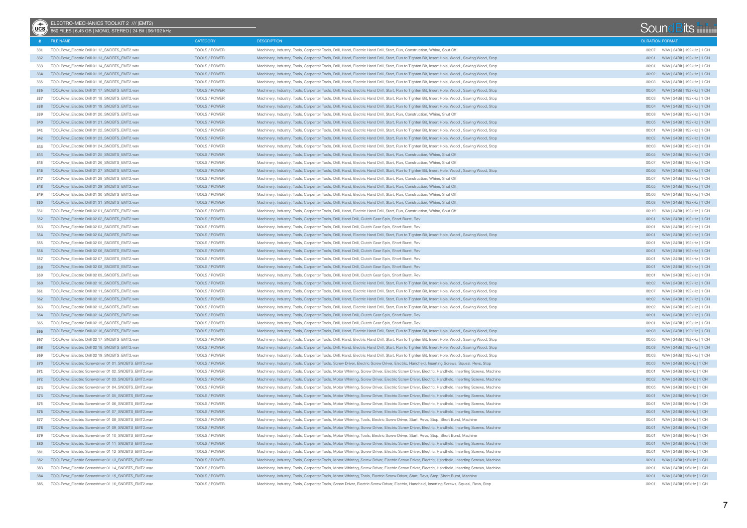ELECTRO-MECHANICS TOOLKIT 2 /// (EMT2)
860 FILES | 6,45 GB | MONO, STEREO | 24 Bit | 96/192 kHz

| # | FILE NAME | CATEGORY | DESCRIPTION | DURATION | FORMAT |
|---|---|---|---|---|---|
| 331 | TOOLPowr_Electric Drill 01 12_SNDBTS_EMT2.wav | TOOLS / POWER | Machinery, Industry, Tools, Carpenter Tools, Drill, Hand, Electric Hand Drill, Start, Run, Construction, Whine, Shut Off | 00:07 | WAV \| 24Bit \| 192kHz \| 1 CH |
| 332 | TOOLPowr_Electric Drill 01 13_SNDBTS_EMT2.wav | TOOLS / POWER | Machinery, Industry, Tools, Carpenter Tools, Drill, Hand, Electric Hand Drill, Start, Run to Tighten Bit, Insert Hole, Wood , Sawing Wood, Stop | 00:01 | WAV \| 24Bit \| 192kHz \| 1 CH |
| 333 | TOOLPowr_Electric Drill 01 14_SNDBTS_EMT2.wav | TOOLS / POWER | Machinery, Industry, Tools, Carpenter Tools, Drill, Hand, Electric Hand Drill, Start, Run to Tighten Bit, Insert Hole, Wood , Sawing Wood, Stop | 00:01 | WAV \| 24Bit \| 192kHz \| 1 CH |
| 334 | TOOLPowr_Electric Drill 01 15_SNDBTS_EMT2.wav | TOOLS / POWER | Machinery, Industry, Tools, Carpenter Tools, Drill, Hand, Electric Hand Drill, Start, Run to Tighten Bit, Insert Hole, Wood , Sawing Wood, Stop | 00:02 | WAV \| 24Bit \| 192kHz \| 1 CH |
| 335 | TOOLPowr_Electric Drill 01 16_SNDBTS_EMT2.wav | TOOLS / POWER | Machinery, Industry, Tools, Carpenter Tools, Drill, Hand, Electric Hand Drill, Start, Run to Tighten Bit, Insert Hole, Wood , Sawing Wood, Stop | 00:03 | WAV \| 24Bit \| 192kHz \| 1 CH |
| 336 | TOOLPowr_Electric Drill 01 17_SNDBTS_EMT2.wav | TOOLS / POWER | Machinery, Industry, Tools, Carpenter Tools, Drill, Hand, Electric Hand Drill, Start, Run to Tighten Bit, Insert Hole, Wood , Sawing Wood, Stop | 00:04 | WAV \| 24Bit \| 192kHz \| 1 CH |
| 337 | TOOLPowr_Electric Drill 01 18_SNDBTS_EMT2.wav | TOOLS / POWER | Machinery, Industry, Tools, Carpenter Tools, Drill, Hand, Electric Hand Drill, Start, Run to Tighten Bit, Insert Hole, Wood , Sawing Wood, Stop | 00:03 | WAV \| 24Bit \| 192kHz \| 1 CH |
| 338 | TOOLPowr_Electric Drill 01 19_SNDBTS_EMT2.wav | TOOLS / POWER | Machinery, Industry, Tools, Carpenter Tools, Drill, Hand, Electric Hand Drill, Start, Run to Tighten Bit, Insert Hole, Wood , Sawing Wood, Stop | 00:04 | WAV \| 24Bit \| 192kHz \| 1 CH |
| 339 | TOOLPowr_Electric Drill 01 20_SNDBTS_EMT2.wav | TOOLS / POWER | Machinery, Industry, Tools, Carpenter Tools, Drill, Hand, Electric Hand Drill, Start, Run, Construction, Whine, Shut Off | 00:08 | WAV \| 24Bit \| 192kHz \| 1 CH |
| 340 | TOOLPowr_Electric Drill 01 21_SNDBTS_EMT2.wav | TOOLS / POWER | Machinery, Industry, Tools, Carpenter Tools, Drill, Hand, Electric Hand Drill, Start, Run to Tighten Bit, Insert Hole, Wood , Sawing Wood, Stop | 00:05 | WAV \| 24Bit \| 192kHz \| 1 CH |
| 341 | TOOLPowr_Electric Drill 01 22_SNDBTS_EMT2.wav | TOOLS / POWER | Machinery, Industry, Tools, Carpenter Tools, Drill, Hand, Electric Hand Drill, Start, Run to Tighten Bit, Insert Hole, Wood , Sawing Wood, Stop | 00:01 | WAV \| 24Bit \| 192kHz \| 1 CH |
| 342 | TOOLPowr_Electric Drill 01 23_SNDBTS_EMT2.wav | TOOLS / POWER | Machinery, Industry, Tools, Carpenter Tools, Drill, Hand, Electric Hand Drill, Start, Run to Tighten Bit, Insert Hole, Wood , Sawing Wood, Stop | 00:02 | WAV \| 24Bit \| 192kHz \| 1 CH |
| 343 | TOOLPowr_Electric Drill 01 24_SNDBTS_EMT2.wav | TOOLS / POWER | Machinery, Industry, Tools, Carpenter Tools, Drill, Hand, Electric Hand Drill, Start, Run to Tighten Bit, Insert Hole, Wood , Sawing Wood, Stop | 00:03 | WAV \| 24Bit \| 192kHz \| 1 CH |
| 344 | TOOLPowr_Electric Drill 01 25_SNDBTS_EMT2.wav | TOOLS / POWER | Machinery, Industry, Tools, Carpenter Tools, Drill, Hand, Electric Hand Drill, Start, Run, Construction, Whine, Shut Off | 00:05 | WAV \| 24Bit \| 192kHz \| 1 CH |
| 345 | TOOLPowr_Electric Drill 01 26_SNDBTS_EMT2.wav | TOOLS / POWER | Machinery, Industry, Tools, Carpenter Tools, Drill, Hand, Electric Hand Drill, Start, Run, Construction, Whine, Shut Off | 00:07 | WAV \| 24Bit \| 192kHz \| 1 CH |
| 346 | TOOLPowr_Electric Drill 01 27_SNDBTS_EMT2.wav | TOOLS / POWER | Machinery, Industry, Tools, Carpenter Tools, Drill, Hand, Electric Hand Drill, Start, Run to Tighten Bit, Insert Hole, Wood , Sawing Wood, Stop | 00:06 | WAV \| 24Bit \| 192kHz \| 1 CH |
| 347 | TOOLPowr_Electric Drill 01 28_SNDBTS_EMT2.wav | TOOLS / POWER | Machinery, Industry, Tools, Carpenter Tools, Drill, Hand, Electric Hand Drill, Start, Run, Construction, Whine, Shut Off | 00:07 | WAV \| 24Bit \| 192kHz \| 1 CH |
| 348 | TOOLPowr_Electric Drill 01 29_SNDBTS_EMT2.wav | TOOLS / POWER | Machinery, Industry, Tools, Carpenter Tools, Drill, Hand, Electric Hand Drill, Start, Run, Construction, Whine, Shut Off | 00:05 | WAV \| 24Bit \| 192kHz \| 1 CH |
| 349 | TOOLPowr_Electric Drill 01 30_SNDBTS_EMT2.wav | TOOLS / POWER | Machinery, Industry, Tools, Carpenter Tools, Drill, Hand, Electric Hand Drill, Start, Run, Construction, Whine, Shut Off | 00:06 | WAV \| 24Bit \| 192kHz \| 1 CH |
| 350 | TOOLPowr_Electric Drill 01 31_SNDBTS_EMT2.wav | TOOLS / POWER | Machinery, Industry, Tools, Carpenter Tools, Drill, Hand, Electric Hand Drill, Start, Run, Construction, Whine, Shut Off | 00:08 | WAV \| 24Bit \| 192kHz \| 1 CH |
| 351 | TOOLPowr_Electric Drill 02 01_SNDBTS_EMT2.wav | TOOLS / POWER | Machinery, Industry, Tools, Carpenter Tools, Drill, Hand, Electric Hand Drill, Start, Run, Construction, Whine, Shut Off | 00:19 | WAV \| 24Bit \| 192kHz \| 1 CH |
| 352 | TOOLPowr_Electric Drill 02 02_SNDBTS_EMT2.wav | TOOLS / POWER | Machinery, Industry, Tools, Carpenter Tools, Drill, Hand Drill, Clutch Gear Spin, Short Burst, Rev | 00:01 | WAV \| 24Bit \| 192kHz \| 1 CH |
| 353 | TOOLPowr_Electric Drill 02 03_SNDBTS_EMT2.wav | TOOLS / POWER | Machinery, Industry, Tools, Carpenter Tools, Drill, Hand Drill, Clutch Gear Spin, Short Burst, Rev | 00:01 | WAV \| 24Bit \| 192kHz \| 1 CH |
| 354 | TOOLPowr_Electric Drill 02 04_SNDBTS_EMT2.wav | TOOLS / POWER | Machinery, Industry, Tools, Carpenter Tools, Drill, Hand, Electric Hand Drill, Start, Run to Tighten Bit, Insert Hole, Wood , Sawing Wood, Stop | 00:01 | WAV \| 24Bit \| 192kHz \| 1 CH |
| 355 | TOOLPowr_Electric Drill 02 05_SNDBTS_EMT2.wav | TOOLS / POWER | Machinery, Industry, Tools, Carpenter Tools, Drill, Hand Drill, Clutch Gear Spin, Short Burst, Rev | 00:01 | WAV \| 24Bit \| 192kHz \| 1 CH |
| 356 | TOOLPowr_Electric Drill 02 06_SNDBTS_EMT2.wav | TOOLS / POWER | Machinery, Industry, Tools, Carpenter Tools, Drill, Hand Drill, Clutch Gear Spin, Short Burst, Rev | 00:01 | WAV \| 24Bit \| 192kHz \| 1 CH |
| 357 | TOOLPowr_Electric Drill 02 07_SNDBTS_EMT2.wav | TOOLS / POWER | Machinery, Industry, Tools, Carpenter Tools, Drill, Hand Drill, Clutch Gear Spin, Short Burst, Rev | 00:01 | WAV \| 24Bit \| 192kHz \| 1 CH |
| 358 | TOOLPowr_Electric Drill 02 08_SNDBTS_EMT2.wav | TOOLS / POWER | Machinery, Industry, Tools, Carpenter Tools, Drill, Hand Drill, Clutch Gear Spin, Short Burst, Rev | 00:01 | WAV \| 24Bit \| 192kHz \| 1 CH |
| 359 | TOOLPowr_Electric Drill 02 09_SNDBTS_EMT2.wav | TOOLS / POWER | Machinery, Industry, Tools, Carpenter Tools, Drill, Hand Drill, Clutch Gear Spin, Short Burst, Rev | 00:01 | WAV \| 24Bit \| 192kHz \| 1 CH |
| 360 | TOOLPowr_Electric Drill 02 10_SNDBTS_EMT2.wav | TOOLS / POWER | Machinery, Industry, Tools, Carpenter Tools, Drill, Hand, Electric Hand Drill, Start, Run to Tighten Bit, Insert Hole, Wood , Sawing Wood, Stop | 00:02 | WAV \| 24Bit \| 192kHz \| 1 CH |
| 361 | TOOLPowr_Electric Drill 02 11_SNDBTS_EMT2.wav | TOOLS / POWER | Machinery, Industry, Tools, Carpenter Tools, Drill, Hand, Electric Hand Drill, Start, Run to Tighten Bit, Insert Hole, Wood , Sawing Wood, Stop | 00:07 | WAV \| 24Bit \| 192kHz \| 1 CH |
| 362 | TOOLPowr_Electric Drill 02 12_SNDBTS_EMT2.wav | TOOLS / POWER | Machinery, Industry, Tools, Carpenter Tools, Drill, Hand, Electric Hand Drill, Start, Run to Tighten Bit, Insert Hole, Wood , Sawing Wood, Stop | 00:02 | WAV \| 24Bit \| 192kHz \| 1 CH |
| 363 | TOOLPowr_Electric Drill 02 13_SNDBTS_EMT2.wav | TOOLS / POWER | Machinery, Industry, Tools, Carpenter Tools, Drill, Hand, Electric Hand Drill, Start, Run to Tighten Bit, Insert Hole, Wood , Sawing Wood, Stop | 00:02 | WAV \| 24Bit \| 192kHz \| 1 CH |
| 364 | TOOLPowr_Electric Drill 02 14_SNDBTS_EMT2.wav | TOOLS / POWER | Machinery, Industry, Tools, Carpenter Tools, Drill, Hand Drill, Clutch Gear Spin, Short Burst, Rev | 00:01 | WAV \| 24Bit \| 192kHz \| 1 CH |
| 365 | TOOLPowr_Electric Drill 02 15_SNDBTS_EMT2.wav | TOOLS / POWER | Machinery, Industry, Tools, Carpenter Tools, Drill, Hand Drill, Clutch Gear Spin, Short Burst, Rev | 00:01 | WAV \| 24Bit \| 192kHz \| 1 CH |
| 366 | TOOLPowr_Electric Drill 02 16_SNDBTS_EMT2.wav | TOOLS / POWER | Machinery, Industry, Tools, Carpenter Tools, Drill, Hand, Electric Hand Drill, Start, Run to Tighten Bit, Insert Hole, Wood , Sawing Wood, Stop | 00:08 | WAV \| 24Bit \| 192kHz \| 1 CH |
| 367 | TOOLPowr_Electric Drill 02 17_SNDBTS_EMT2.wav | TOOLS / POWER | Machinery, Industry, Tools, Carpenter Tools, Drill, Hand, Electric Hand Drill, Start, Run to Tighten Bit, Insert Hole, Wood , Sawing Wood, Stop | 00:05 | WAV \| 24Bit \| 192kHz \| 1 CH |
| 368 | TOOLPowr_Electric Drill 02 18_SNDBTS_EMT2.wav | TOOLS / POWER | Machinery, Industry, Tools, Carpenter Tools, Drill, Hand, Electric Hand Drill, Start, Run to Tighten Bit, Insert Hole, Wood , Sawing Wood, Stop | 00:08 | WAV \| 24Bit \| 192kHz \| 1 CH |
| 369 | TOOLPowr_Electric Drill 02 19_SNDBTS_EMT2.wav | TOOLS / POWER | Machinery, Industry, Tools, Carpenter Tools, Drill, Hand, Electric Hand Drill, Start, Run to Tighten Bit, Insert Hole, Wood , Sawing Wood, Stop | 00:03 | WAV \| 24Bit \| 192kHz \| 1 CH |
| 370 | TOOLPowr_Electric Screwdriver 01 01_SNDBTS_EMT2.wav | TOOLS / POWER | Machinery, Industry, Tools, Carpenter Tools, Screw Driver, Electric Screw Driver, Electric, Handheld, Inserting Screws, Squeal, Revs, Stop | 00:03 | WAV \| 24Bit \| 96kHz \| 1 CH |
| 371 | TOOLPowr_Electric Screwdriver 01 02_SNDBTS_EMT2.wav | TOOLS / POWER | Machinery, Industry, Tools, Carpenter Tools, Motor Whirring, Screw Driver, Electric Screw Driver, Electric, Handheld, Inserting Screws, Machine | 00:01 | WAV \| 24Bit \| 96kHz \| 1 CH |
| 372 | TOOLPowr_Electric Screwdriver 01 03_SNDBTS_EMT2.wav | TOOLS / POWER | Machinery, Industry, Tools, Carpenter Tools, Motor Whirring, Screw Driver, Electric Screw Driver, Electric, Handheld, Inserting Screws, Machine | 00:02 | WAV \| 24Bit \| 96kHz \| 1 CH |
| 373 | TOOLPowr_Electric Screwdriver 01 04_SNDBTS_EMT2.wav | TOOLS / POWER | Machinery, Industry, Tools, Carpenter Tools, Motor Whirring, Screw Driver, Electric Screw Driver, Electric, Handheld, Inserting Screws, Machine | 00:05 | WAV \| 24Bit \| 96kHz \| 1 CH |
| 374 | TOOLPowr_Electric Screwdriver 01 05_SNDBTS_EMT2.wav | TOOLS / POWER | Machinery, Industry, Tools, Carpenter Tools, Motor Whirring, Screw Driver, Electric Screw Driver, Electric, Handheld, Inserting Screws, Machine | 00:01 | WAV \| 24Bit \| 96kHz \| 1 CH |
| 375 | TOOLPowr_Electric Screwdriver 01 06_SNDBTS_EMT2.wav | TOOLS / POWER | Machinery, Industry, Tools, Carpenter Tools, Motor Whirring, Screw Driver, Electric Screw Driver, Electric, Handheld, Inserting Screws, Machine | 00:01 | WAV \| 24Bit \| 96kHz \| 1 CH |
| 376 | TOOLPowr_Electric Screwdriver 01 07_SNDBTS_EMT2.wav | TOOLS / POWER | Machinery, Industry, Tools, Carpenter Tools, Motor Whirring, Screw Driver, Electric Screw Driver, Electric, Handheld, Inserting Screws, Machine | 00:01 | WAV \| 24Bit \| 96kHz \| 1 CH |
| 377 | TOOLPowr_Electric Screwdriver 01 08_SNDBTS_EMT2.wav | TOOLS / POWER | Machinery, Industry, Tools, Carpenter Tools, Motor Whirring, Tools, Electric Screw Driver, Start, Revs, Stop, Short Burst, Machine | 00:01 | WAV \| 24Bit \| 96kHz \| 1 CH |
| 378 | TOOLPowr_Electric Screwdriver 01 09_SNDBTS_EMT2.wav | TOOLS / POWER | Machinery, Industry, Tools, Carpenter Tools, Motor Whirring, Screw Driver, Electric Screw Driver, Electric, Handheld, Inserting Screws, Machine | 00:01 | WAV \| 24Bit \| 96kHz \| 1 CH |
| 379 | TOOLPowr_Electric Screwdriver 01 10_SNDBTS_EMT2.wav | TOOLS / POWER | Machinery, Industry, Tools, Carpenter Tools, Motor Whirring, Tools, Electric Screw Driver, Start, Revs, Stop, Short Burst, Machine | 00:01 | WAV \| 24Bit \| 96kHz \| 1 CH |
| 380 | TOOLPowr_Electric Screwdriver 01 11_SNDBTS_EMT2.wav | TOOLS / POWER | Machinery, Industry, Tools, Carpenter Tools, Motor Whirring, Screw Driver, Electric Screw Driver, Electric, Handheld, Inserting Screws, Machine | 00:01 | WAV \| 24Bit \| 96kHz \| 1 CH |
| 381 | TOOLPowr_Electric Screwdriver 01 12_SNDBTS_EMT2.wav | TOOLS / POWER | Machinery, Industry, Tools, Carpenter Tools, Motor Whirring, Screw Driver, Electric Screw Driver, Electric, Handheld, Inserting Screws, Machine | 00:01 | WAV \| 24Bit \| 96kHz \| 1 CH |
| 382 | TOOLPowr_Electric Screwdriver 01 13_SNDBTS_EMT2.wav | TOOLS / POWER | Machinery, Industry, Tools, Carpenter Tools, Motor Whirring, Screw Driver, Electric Screw Driver, Electric, Handheld, Inserting Screws, Machine | 00:01 | WAV \| 24Bit \| 96kHz \| 1 CH |
| 383 | TOOLPowr_Electric Screwdriver 01 14_SNDBTS_EMT2.wav | TOOLS / POWER | Machinery, Industry, Tools, Carpenter Tools, Motor Whirring, Screw Driver, Electric Screw Driver, Electric, Handheld, Inserting Screws, Machine | 00:01 | WAV \| 24Bit \| 96kHz \| 1 CH |
| 384 | TOOLPowr_Electric Screwdriver 01 15_SNDBTS_EMT2.wav | TOOLS / POWER | Machinery, Industry, Tools, Carpenter Tools, Motor Whirring, Tools, Electric Screw Driver, Start, Revs, Stop, Short Burst, Machine | 00:01 | WAV \| 24Bit \| 96kHz \| 1 CH |
| 385 | TOOLPowr_Electric Screwdriver 01 16_SNDBTS_EMT2.wav | TOOLS / POWER | Machinery, Industry, Tools, Carpenter Tools, Screw Driver, Electric Screw Driver, Electric, Handheld, Inserting Screws, Squeal, Revs, Stop | 00:01 | WAV \| 24Bit \| 96kHz \| 1 CH |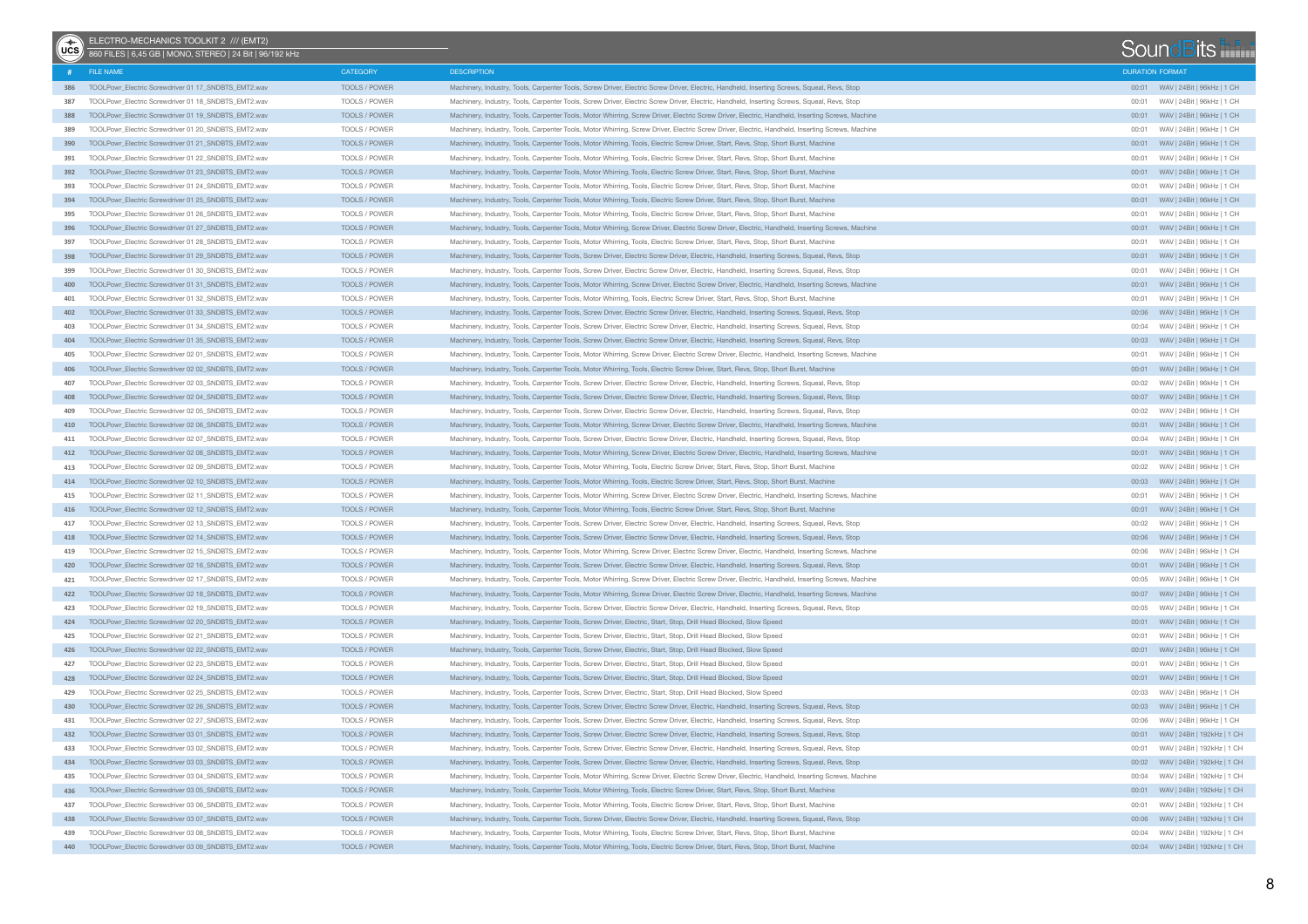ELECTRO-MECHANICS TOOLKIT 2 /// (EMT2)

860 FILES | 6,45 GB | MONO, STEREO | 24 Bit | 96/192 kHz

SoundBits

| # | FILE NAME | CATEGORY | DESCRIPTION | DURATION | FORMAT |
|---|---|---|---|---|---|
| 386 | TOOLPowr_Electric Screwdriver 01 17_SNDBTS_EMT2.wav | TOOLS / POWER | Machinery, Industry, Tools, Carpenter Tools, Screw Driver, Electric Screw Driver, Electric, Handheld, Inserting Screws, Squeal, Revs, Stop | 00:01 | WAV \| 24Bit \| 96kHz \| 1 CH |
| 387 | TOOLPowr_Electric Screwdriver 01 18_SNDBTS_EMT2.wav | TOOLS / POWER | Machinery, Industry, Tools, Carpenter Tools, Screw Driver, Electric Screw Driver, Electric, Handheld, Inserting Screws, Squeal, Revs, Stop | 00:01 | WAV \| 24Bit \| 96kHz \| 1 CH |
| 388 | TOOLPowr_Electric Screwdriver 01 19_SNDBTS_EMT2.wav | TOOLS / POWER | Machinery, Industry, Tools, Carpenter Tools, Motor Whirring, Screw Driver, Electric Screw Driver, Electric, Handheld, Inserting Screws, Machine | 00:01 | WAV \| 24Bit \| 96kHz \| 1 CH |
| 389 | TOOLPowr_Electric Screwdriver 01 20_SNDBTS_EMT2.wav | TOOLS / POWER | Machinery, Industry, Tools, Carpenter Tools, Motor Whirring, Screw Driver, Electric Screw Driver, Electric, Handheld, Inserting Screws, Machine | 00:01 | WAV \| 24Bit \| 96kHz \| 1 CH |
| 390 | TOOLPowr_Electric Screwdriver 01 21_SNDBTS_EMT2.wav | TOOLS / POWER | Machinery, Industry, Tools, Carpenter Tools, Motor Whirring, Tools, Electric Screw Driver, Start, Revs, Stop, Short Burst, Machine | 00:01 | WAV \| 24Bit \| 96kHz \| 1 CH |
| 391 | TOOLPowr_Electric Screwdriver 01 22_SNDBTS_EMT2.wav | TOOLS / POWER | Machinery, Industry, Tools, Carpenter Tools, Motor Whirring, Tools, Electric Screw Driver, Start, Revs, Stop, Short Burst, Machine | 00:01 | WAV \| 24Bit \| 96kHz \| 1 CH |
| 392 | TOOLPowr_Electric Screwdriver 01 23_SNDBTS_EMT2.wav | TOOLS / POWER | Machinery, Industry, Tools, Carpenter Tools, Motor Whirring, Tools, Electric Screw Driver, Start, Revs, Stop, Short Burst, Machine | 00:01 | WAV \| 24Bit \| 96kHz \| 1 CH |
| 393 | TOOLPowr_Electric Screwdriver 01 24_SNDBTS_EMT2.wav | TOOLS / POWER | Machinery, Industry, Tools, Carpenter Tools, Motor Whirring, Tools, Electric Screw Driver, Start, Revs, Stop, Short Burst, Machine | 00:01 | WAV \| 24Bit \| 96kHz \| 1 CH |
| 394 | TOOLPowr_Electric Screwdriver 01 25_SNDBTS_EMT2.wav | TOOLS / POWER | Machinery, Industry, Tools, Carpenter Tools, Motor Whirring, Tools, Electric Screw Driver, Start, Revs, Stop, Short Burst, Machine | 00:01 | WAV \| 24Bit \| 96kHz \| 1 CH |
| 395 | TOOLPowr_Electric Screwdriver 01 26_SNDBTS_EMT2.wav | TOOLS / POWER | Machinery, Industry, Tools, Carpenter Tools, Motor Whirring, Tools, Electric Screw Driver, Start, Revs, Stop, Short Burst, Machine | 00:01 | WAV \| 24Bit \| 96kHz \| 1 CH |
| 396 | TOOLPowr_Electric Screwdriver 01 27_SNDBTS_EMT2.wav | TOOLS / POWER | Machinery, Industry, Tools, Carpenter Tools, Motor Whirring, Screw Driver, Electric Screw Driver, Electric, Handheld, Inserting Screws, Machine | 00:01 | WAV \| 24Bit \| 96kHz \| 1 CH |
| 397 | TOOLPowr_Electric Screwdriver 01 28_SNDBTS_EMT2.wav | TOOLS / POWER | Machinery, Industry, Tools, Carpenter Tools, Motor Whirring, Tools, Electric Screw Driver, Start, Revs, Stop, Short Burst, Machine | 00:01 | WAV \| 24Bit \| 96kHz \| 1 CH |
| 398 | TOOLPowr_Electric Screwdriver 01 29_SNDBTS_EMT2.wav | TOOLS / POWER | Machinery, Industry, Tools, Carpenter Tools, Screw Driver, Electric Screw Driver, Electric, Handheld, Inserting Screws, Squeal, Revs, Stop | 00:01 | WAV \| 24Bit \| 96kHz \| 1 CH |
| 399 | TOOLPowr_Electric Screwdriver 01 30_SNDBTS_EMT2.wav | TOOLS / POWER | Machinery, Industry, Tools, Carpenter Tools, Screw Driver, Electric Screw Driver, Electric, Handheld, Inserting Screws, Squeal, Revs, Stop | 00:01 | WAV \| 24Bit \| 96kHz \| 1 CH |
| 400 | TOOLPowr_Electric Screwdriver 01 31_SNDBTS_EMT2.wav | TOOLS / POWER | Machinery, Industry, Tools, Carpenter Tools, Motor Whirring, Screw Driver, Electric Screw Driver, Electric, Handheld, Inserting Screws, Machine | 00:01 | WAV \| 24Bit \| 96kHz \| 1 CH |
| 401 | TOOLPowr_Electric Screwdriver 01 32_SNDBTS_EMT2.wav | TOOLS / POWER | Machinery, Industry, Tools, Carpenter Tools, Motor Whirring, Tools, Electric Screw Driver, Start, Revs, Stop, Short Burst, Machine | 00:01 | WAV \| 24Bit \| 96kHz \| 1 CH |
| 402 | TOOLPowr_Electric Screwdriver 01 33_SNDBTS_EMT2.wav | TOOLS / POWER | Machinery, Industry, Tools, Carpenter Tools, Screw Driver, Electric Screw Driver, Electric, Handheld, Inserting Screws, Squeal, Revs, Stop | 00:06 | WAV \| 24Bit \| 96kHz \| 1 CH |
| 403 | TOOLPowr_Electric Screwdriver 01 34_SNDBTS_EMT2.wav | TOOLS / POWER | Machinery, Industry, Tools, Carpenter Tools, Screw Driver, Electric Screw Driver, Electric, Handheld, Inserting Screws, Squeal, Revs, Stop | 00:04 | WAV \| 24Bit \| 96kHz \| 1 CH |
| 404 | TOOLPowr_Electric Screwdriver 01 35_SNDBTS_EMT2.wav | TOOLS / POWER | Machinery, Industry, Tools, Carpenter Tools, Screw Driver, Electric Screw Driver, Electric, Handheld, Inserting Screws, Squeal, Revs, Stop | 00:03 | WAV \| 24Bit \| 96kHz \| 1 CH |
| 405 | TOOLPowr_Electric Screwdriver 02 01_SNDBTS_EMT2.wav | TOOLS / POWER | Machinery, Industry, Tools, Carpenter Tools, Motor Whirring, Screw Driver, Electric Screw Driver, Electric, Handheld, Inserting Screws, Machine | 00:01 | WAV \| 24Bit \| 96kHz \| 1 CH |
| 406 | TOOLPowr_Electric Screwdriver 02 02_SNDBTS_EMT2.wav | TOOLS / POWER | Machinery, Industry, Tools, Carpenter Tools, Motor Whirring, Tools, Electric Screw Driver, Start, Revs, Stop, Short Burst, Machine | 00:01 | WAV \| 24Bit \| 96kHz \| 1 CH |
| 407 | TOOLPowr_Electric Screwdriver 02 03_SNDBTS_EMT2.wav | TOOLS / POWER | Machinery, Industry, Tools, Carpenter Tools, Screw Driver, Electric Screw Driver, Electric, Handheld, Inserting Screws, Squeal, Revs, Stop | 00:02 | WAV \| 24Bit \| 96kHz \| 1 CH |
| 408 | TOOLPowr_Electric Screwdriver 02 04_SNDBTS_EMT2.wav | TOOLS / POWER | Machinery, Industry, Tools, Carpenter Tools, Screw Driver, Electric Screw Driver, Electric, Handheld, Inserting Screws, Squeal, Revs, Stop | 00:07 | WAV \| 24Bit \| 96kHz \| 1 CH |
| 409 | TOOLPowr_Electric Screwdriver 02 05_SNDBTS_EMT2.wav | TOOLS / POWER | Machinery, Industry, Tools, Carpenter Tools, Screw Driver, Electric Screw Driver, Electric, Handheld, Inserting Screws, Squeal, Revs, Stop | 00:02 | WAV \| 24Bit \| 96kHz \| 1 CH |
| 410 | TOOLPowr_Electric Screwdriver 02 06_SNDBTS_EMT2.wav | TOOLS / POWER | Machinery, Industry, Tools, Carpenter Tools, Motor Whirring, Screw Driver, Electric Screw Driver, Electric, Handheld, Inserting Screws, Machine | 00:01 | WAV \| 24Bit \| 96kHz \| 1 CH |
| 411 | TOOLPowr_Electric Screwdriver 02 07_SNDBTS_EMT2.wav | TOOLS / POWER | Machinery, Industry, Tools, Carpenter Tools, Screw Driver, Electric Screw Driver, Electric, Handheld, Inserting Screws, Squeal, Revs, Stop | 00:04 | WAV \| 24Bit \| 96kHz \| 1 CH |
| 412 | TOOLPowr_Electric Screwdriver 02 08_SNDBTS_EMT2.wav | TOOLS / POWER | Machinery, Industry, Tools, Carpenter Tools, Motor Whirring, Screw Driver, Electric Screw Driver, Electric, Handheld, Inserting Screws, Machine | 00:01 | WAV \| 24Bit \| 96kHz \| 1 CH |
| 413 | TOOLPowr_Electric Screwdriver 02 09_SNDBTS_EMT2.wav | TOOLS / POWER | Machinery, Industry, Tools, Carpenter Tools, Motor Whirring, Tools, Electric Screw Driver, Start, Revs, Stop, Short Burst, Machine | 00:02 | WAV \| 24Bit \| 96kHz \| 1 CH |
| 414 | TOOLPowr_Electric Screwdriver 02 10_SNDBTS_EMT2.wav | TOOLS / POWER | Machinery, Industry, Tools, Carpenter Tools, Motor Whirring, Tools, Electric Screw Driver, Start, Revs, Stop, Short Burst, Machine | 00:03 | WAV \| 24Bit \| 96kHz \| 1 CH |
| 415 | TOOLPowr_Electric Screwdriver 02 11_SNDBTS_EMT2.wav | TOOLS / POWER | Machinery, Industry, Tools, Carpenter Tools, Motor Whirring, Screw Driver, Electric Screw Driver, Electric, Handheld, Inserting Screws, Machine | 00:01 | WAV \| 24Bit \| 96kHz \| 1 CH |
| 416 | TOOLPowr_Electric Screwdriver 02 12_SNDBTS_EMT2.wav | TOOLS / POWER | Machinery, Industry, Tools, Carpenter Tools, Motor Whirring, Tools, Electric Screw Driver, Start, Revs, Stop, Short Burst, Machine | 00:01 | WAV \| 24Bit \| 96kHz \| 1 CH |
| 417 | TOOLPowr_Electric Screwdriver 02 13_SNDBTS_EMT2.wav | TOOLS / POWER | Machinery, Industry, Tools, Carpenter Tools, Screw Driver, Electric Screw Driver, Electric, Handheld, Inserting Screws, Squeal, Revs, Stop | 00:02 | WAV \| 24Bit \| 96kHz \| 1 CH |
| 418 | TOOLPowr_Electric Screwdriver 02 14_SNDBTS_EMT2.wav | TOOLS / POWER | Machinery, Industry, Tools, Carpenter Tools, Screw Driver, Electric Screw Driver, Electric, Handheld, Inserting Screws, Squeal, Revs, Stop | 00:06 | WAV \| 24Bit \| 96kHz \| 1 CH |
| 419 | TOOLPowr_Electric Screwdriver 02 15_SNDBTS_EMT2.wav | TOOLS / POWER | Machinery, Industry, Tools, Carpenter Tools, Motor Whirring, Screw Driver, Electric Screw Driver, Electric, Handheld, Inserting Screws, Machine | 00:06 | WAV \| 24Bit \| 96kHz \| 1 CH |
| 420 | TOOLPowr_Electric Screwdriver 02 16_SNDBTS_EMT2.wav | TOOLS / POWER | Machinery, Industry, Tools, Carpenter Tools, Screw Driver, Electric Screw Driver, Electric, Handheld, Inserting Screws, Squeal, Revs, Stop | 00:01 | WAV \| 24Bit \| 96kHz \| 1 CH |
| 421 | TOOLPowr_Electric Screwdriver 02 17_SNDBTS_EMT2.wav | TOOLS / POWER | Machinery, Industry, Tools, Carpenter Tools, Motor Whirring, Screw Driver, Electric Screw Driver, Electric, Handheld, Inserting Screws, Machine | 00:05 | WAV \| 24Bit \| 96kHz \| 1 CH |
| 422 | TOOLPowr_Electric Screwdriver 02 18_SNDBTS_EMT2.wav | TOOLS / POWER | Machinery, Industry, Tools, Carpenter Tools, Motor Whirring, Screw Driver, Electric Screw Driver, Electric, Handheld, Inserting Screws, Machine | 00:07 | WAV \| 24Bit \| 96kHz \| 1 CH |
| 423 | TOOLPowr_Electric Screwdriver 02 19_SNDBTS_EMT2.wav | TOOLS / POWER | Machinery, Industry, Tools, Carpenter Tools, Screw Driver, Electric Screw Driver, Electric, Handheld, Inserting Screws, Squeal, Revs, Stop | 00:05 | WAV \| 24Bit \| 96kHz \| 1 CH |
| 424 | TOOLPowr_Electric Screwdriver 02 20_SNDBTS_EMT2.wav | TOOLS / POWER | Machinery, Industry, Tools, Carpenter Tools, Screw Driver, Electric, Start, Stop, Drill Head Blocked, Slow Speed | 00:01 | WAV \| 24Bit \| 96kHz \| 1 CH |
| 425 | TOOLPowr_Electric Screwdriver 02 21_SNDBTS_EMT2.wav | TOOLS / POWER | Machinery, Industry, Tools, Carpenter Tools, Screw Driver, Electric, Start, Stop, Drill Head Blocked, Slow Speed | 00:01 | WAV \| 24Bit \| 96kHz \| 1 CH |
| 426 | TOOLPowr_Electric Screwdriver 02 22_SNDBTS_EMT2.wav | TOOLS / POWER | Machinery, Industry, Tools, Carpenter Tools, Screw Driver, Electric, Start, Stop, Drill Head Blocked, Slow Speed | 00:01 | WAV \| 24Bit \| 96kHz \| 1 CH |
| 427 | TOOLPowr_Electric Screwdriver 02 23_SNDBTS_EMT2.wav | TOOLS / POWER | Machinery, Industry, Tools, Carpenter Tools, Screw Driver, Electric, Start, Stop, Drill Head Blocked, Slow Speed | 00:01 | WAV \| 24Bit \| 96kHz \| 1 CH |
| 428 | TOOLPowr_Electric Screwdriver 02 24_SNDBTS_EMT2.wav | TOOLS / POWER | Machinery, Industry, Tools, Carpenter Tools, Screw Driver, Electric, Start, Stop, Drill Head Blocked, Slow Speed | 00:01 | WAV \| 24Bit \| 96kHz \| 1 CH |
| 429 | TOOLPowr_Electric Screwdriver 02 25_SNDBTS_EMT2.wav | TOOLS / POWER | Machinery, Industry, Tools, Carpenter Tools, Screw Driver, Electric, Start, Stop, Drill Head Blocked, Slow Speed | 00:03 | WAV \| 24Bit \| 96kHz \| 1 CH |
| 430 | TOOLPowr_Electric Screwdriver 02 26_SNDBTS_EMT2.wav | TOOLS / POWER | Machinery, Industry, Tools, Carpenter Tools, Screw Driver, Electric Screw Driver, Electric, Handheld, Inserting Screws, Squeal, Revs, Stop | 00:03 | WAV \| 24Bit \| 96kHz \| 1 CH |
| 431 | TOOLPowr_Electric Screwdriver 02 27_SNDBTS_EMT2.wav | TOOLS / POWER | Machinery, Industry, Tools, Carpenter Tools, Screw Driver, Electric Screw Driver, Electric, Handheld, Inserting Screws, Squeal, Revs, Stop | 00:06 | WAV \| 24Bit \| 96kHz \| 1 CH |
| 432 | TOOLPowr_Electric Screwdriver 03 01_SNDBTS_EMT2.wav | TOOLS / POWER | Machinery, Industry, Tools, Carpenter Tools, Screw Driver, Electric Screw Driver, Electric, Handheld, Inserting Screws, Squeal, Revs, Stop | 00:01 | WAV \| 24Bit \| 192kHz \| 1 CH |
| 433 | TOOLPowr_Electric Screwdriver 03 02_SNDBTS_EMT2.wav | TOOLS / POWER | Machinery, Industry, Tools, Carpenter Tools, Screw Driver, Electric Screw Driver, Electric, Handheld, Inserting Screws, Squeal, Revs, Stop | 00:01 | WAV \| 24Bit \| 192kHz \| 1 CH |
| 434 | TOOLPowr_Electric Screwdriver 03 03_SNDBTS_EMT2.wav | TOOLS / POWER | Machinery, Industry, Tools, Carpenter Tools, Screw Driver, Electric Screw Driver, Electric, Handheld, Inserting Screws, Squeal, Revs, Stop | 00:02 | WAV \| 24Bit \| 192kHz \| 1 CH |
| 435 | TOOLPowr_Electric Screwdriver 03 04_SNDBTS_EMT2.wav | TOOLS / POWER | Machinery, Industry, Tools, Carpenter Tools, Motor Whirring, Screw Driver, Electric Screw Driver, Electric, Handheld, Inserting Screws, Machine | 00:04 | WAV \| 24Bit \| 192kHz \| 1 CH |
| 436 | TOOLPowr_Electric Screwdriver 03 05_SNDBTS_EMT2.wav | TOOLS / POWER | Machinery, Industry, Tools, Carpenter Tools, Motor Whirring, Tools, Electric Screw Driver, Start, Revs, Stop, Short Burst, Machine | 00:01 | WAV \| 24Bit \| 192kHz \| 1 CH |
| 437 | TOOLPowr_Electric Screwdriver 03 06_SNDBTS_EMT2.wav | TOOLS / POWER | Machinery, Industry, Tools, Carpenter Tools, Motor Whirring, Tools, Electric Screw Driver, Start, Revs, Stop, Short Burst, Machine | 00:01 | WAV \| 24Bit \| 192kHz \| 1 CH |
| 438 | TOOLPowr_Electric Screwdriver 03 07_SNDBTS_EMT2.wav | TOOLS / POWER | Machinery, Industry, Tools, Carpenter Tools, Screw Driver, Electric Screw Driver, Electric, Handheld, Inserting Screws, Squeal, Revs, Stop | 00:06 | WAV \| 24Bit \| 192kHz \| 1 CH |
| 439 | TOOLPowr_Electric Screwdriver 03 08_SNDBTS_EMT2.wav | TOOLS / POWER | Machinery, Industry, Tools, Carpenter Tools, Motor Whirring, Tools, Electric Screw Driver, Start, Revs, Stop, Short Burst, Machine | 00:04 | WAV \| 24Bit \| 192kHz \| 1 CH |
| 440 | TOOLPowr_Electric Screwdriver 03 09_SNDBTS_EMT2.wav | TOOLS / POWER | Machinery, Industry, Tools, Carpenter Tools, Motor Whirring, Tools, Electric Screw Driver, Start, Revs, Stop, Short Burst, Machine | 00:04 | WAV \| 24Bit \| 192kHz \| 1 CH |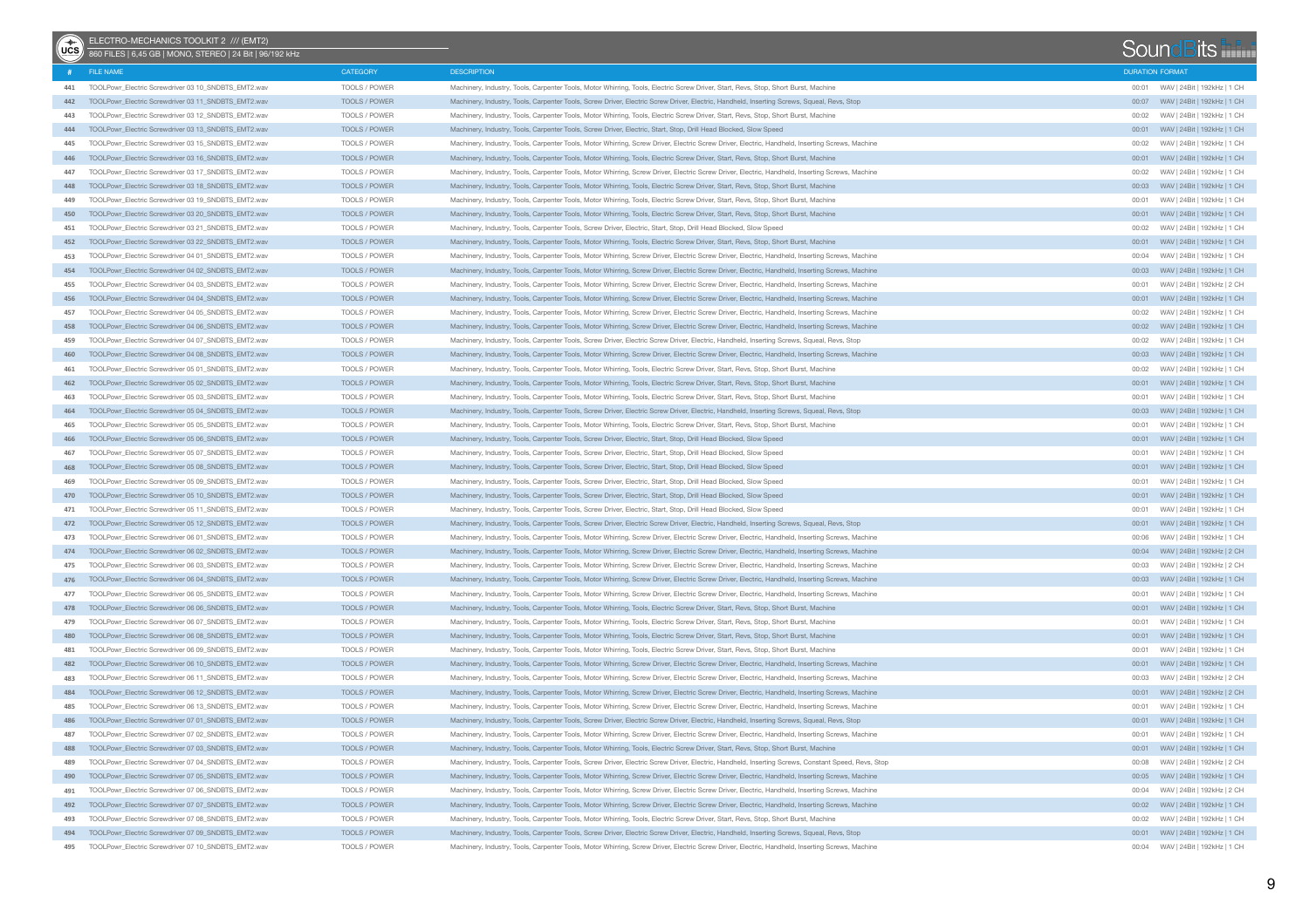ELECTRO-MECHANICS TOOLKIT 2 /// (EMT2)
860 FILES | 6,45 GB | MONO, STEREO | 24 Bit | 96/192 kHz

| # | FILE NAME | CATEGORY | DESCRIPTION | DURATION | FORMAT |
|---|---|---|---|---|---|
| 441 | TOOLPowr_Electric Screwdriver 03 10_SNDBTS_EMT2.wav | TOOLS / POWER | Machinery, Industry, Tools, Carpenter Tools, Motor Whirring, Tools, Electric Screw Driver, Start, Revs, Stop, Short Burst, Machine | 00:01 | WAV \| 24Bit \| 192kHz \| 1 CH |
| 442 | TOOLPowr_Electric Screwdriver 03 11_SNDBTS_EMT2.wav | TOOLS / POWER | Machinery, Industry, Tools, Carpenter Tools, Screw Driver, Electric Screw Driver, Electric, Handheld, Inserting Screws, Squeal, Revs, Stop | 00:07 | WAV \| 24Bit \| 192kHz \| 1 CH |
| 443 | TOOLPowr_Electric Screwdriver 03 12_SNDBTS_EMT2.wav | TOOLS / POWER | Machinery, Industry, Tools, Carpenter Tools, Motor Whirring, Tools, Electric Screw Driver, Start, Revs, Stop, Short Burst, Machine | 00:02 | WAV \| 24Bit \| 192kHz \| 1 CH |
| 444 | TOOLPowr_Electric Screwdriver 03 13_SNDBTS_EMT2.wav | TOOLS / POWER | Machinery, Industry, Tools, Carpenter Tools, Screw Driver, Electric, Start, Stop, Drill Head Blocked, Slow Speed | 00:01 | WAV \| 24Bit \| 192kHz \| 1 CH |
| 445 | TOOLPowr_Electric Screwdriver 03 15_SNDBTS_EMT2.wav | TOOLS / POWER | Machinery, Industry, Tools, Carpenter Tools, Motor Whirring, Screw Driver, Electric Screw Driver, Electric, Handheld, Inserting Screws, Machine | 00:02 | WAV \| 24Bit \| 192kHz \| 1 CH |
| 446 | TOOLPowr_Electric Screwdriver 03 16_SNDBTS_EMT2.wav | TOOLS / POWER | Machinery, Industry, Tools, Carpenter Tools, Motor Whirring, Tools, Electric Screw Driver, Start, Revs, Stop, Short Burst, Machine | 00:01 | WAV \| 24Bit \| 192kHz \| 1 CH |
| 447 | TOOLPowr_Electric Screwdriver 03 17_SNDBTS_EMT2.wav | TOOLS / POWER | Machinery, Industry, Tools, Carpenter Tools, Motor Whirring, Screw Driver, Electric Screw Driver, Electric, Handheld, Inserting Screws, Machine | 00:02 | WAV \| 24Bit \| 192kHz \| 1 CH |
| 448 | TOOLPowr_Electric Screwdriver 03 18_SNDBTS_EMT2.wav | TOOLS / POWER | Machinery, Industry, Tools, Carpenter Tools, Motor Whirring, Tools, Electric Screw Driver, Start, Revs, Stop, Short Burst, Machine | 00:03 | WAV \| 24Bit \| 192kHz \| 1 CH |
| 449 | TOOLPowr_Electric Screwdriver 03 19_SNDBTS_EMT2.wav | TOOLS / POWER | Machinery, Industry, Tools, Carpenter Tools, Motor Whirring, Tools, Electric Screw Driver, Start, Revs, Stop, Short Burst, Machine | 00:01 | WAV \| 24Bit \| 192kHz \| 1 CH |
| 450 | TOOLPowr_Electric Screwdriver 03 20_SNDBTS_EMT2.wav | TOOLS / POWER | Machinery, Industry, Tools, Carpenter Tools, Motor Whirring, Tools, Electric Screw Driver, Start, Revs, Stop, Short Burst, Machine | 00:01 | WAV \| 24Bit \| 192kHz \| 1 CH |
| 451 | TOOLPowr_Electric Screwdriver 03 21_SNDBTS_EMT2.wav | TOOLS / POWER | Machinery, Industry, Tools, Carpenter Tools, Screw Driver, Electric, Start, Stop, Drill Head Blocked, Slow Speed | 00:02 | WAV \| 24Bit \| 192kHz \| 1 CH |
| 452 | TOOLPowr_Electric Screwdriver 03 22_SNDBTS_EMT2.wav | TOOLS / POWER | Machinery, Industry, Tools, Carpenter Tools, Motor Whirring, Tools, Electric Screw Driver, Start, Revs, Stop, Short Burst, Machine | 00:01 | WAV \| 24Bit \| 192kHz \| 1 CH |
| 453 | TOOLPowr_Electric Screwdriver 04 01_SNDBTS_EMT2.wav | TOOLS / POWER | Machinery, Industry, Tools, Carpenter Tools, Motor Whirring, Screw Driver, Electric Screw Driver, Electric, Handheld, Inserting Screws, Machine | 00:04 | WAV \| 24Bit \| 192kHz \| 1 CH |
| 454 | TOOLPowr_Electric Screwdriver 04 02_SNDBTS_EMT2.wav | TOOLS / POWER | Machinery, Industry, Tools, Carpenter Tools, Motor Whirring, Screw Driver, Electric Screw Driver, Electric, Handheld, Inserting Screws, Machine | 00:03 | WAV \| 24Bit \| 192kHz \| 1 CH |
| 455 | TOOLPowr_Electric Screwdriver 04 03_SNDBTS_EMT2.wav | TOOLS / POWER | Machinery, Industry, Tools, Carpenter Tools, Motor Whirring, Screw Driver, Electric Screw Driver, Electric, Handheld, Inserting Screws, Machine | 00:01 | WAV \| 24Bit \| 192kHz \| 2 CH |
| 456 | TOOLPowr_Electric Screwdriver 04 04_SNDBTS_EMT2.wav | TOOLS / POWER | Machinery, Industry, Tools, Carpenter Tools, Motor Whirring, Screw Driver, Electric Screw Driver, Electric, Handheld, Inserting Screws, Machine | 00:01 | WAV \| 24Bit \| 192kHz \| 1 CH |
| 457 | TOOLPowr_Electric Screwdriver 04 05_SNDBTS_EMT2.wav | TOOLS / POWER | Machinery, Industry, Tools, Carpenter Tools, Motor Whirring, Screw Driver, Electric Screw Driver, Electric, Handheld, Inserting Screws, Machine | 00:02 | WAV \| 24Bit \| 192kHz \| 1 CH |
| 458 | TOOLPowr_Electric Screwdriver 04 06_SNDBTS_EMT2.wav | TOOLS / POWER | Machinery, Industry, Tools, Carpenter Tools, Motor Whirring, Screw Driver, Electric Screw Driver, Electric, Handheld, Inserting Screws, Machine | 00:02 | WAV \| 24Bit \| 192kHz \| 1 CH |
| 459 | TOOLPowr_Electric Screwdriver 04 07_SNDBTS_EMT2.wav | TOOLS / POWER | Machinery, Industry, Tools, Carpenter Tools, Screw Driver, Electric Screw Driver, Electric, Handheld, Inserting Screws, Squeal, Revs, Stop | 00:02 | WAV \| 24Bit \| 192kHz \| 1 CH |
| 460 | TOOLPowr_Electric Screwdriver 04 08_SNDBTS_EMT2.wav | TOOLS / POWER | Machinery, Industry, Tools, Carpenter Tools, Motor Whirring, Screw Driver, Electric Screw Driver, Electric, Handheld, Inserting Screws, Machine | 00:03 | WAV \| 24Bit \| 192kHz \| 1 CH |
| 461 | TOOLPowr_Electric Screwdriver 05 01_SNDBTS_EMT2.wav | TOOLS / POWER | Machinery, Industry, Tools, Carpenter Tools, Motor Whirring, Tools, Electric Screw Driver, Start, Revs, Stop, Short Burst, Machine | 00:02 | WAV \| 24Bit \| 192kHz \| 1 CH |
| 462 | TOOLPowr_Electric Screwdriver 05 02_SNDBTS_EMT2.wav | TOOLS / POWER | Machinery, Industry, Tools, Carpenter Tools, Motor Whirring, Tools, Electric Screw Driver, Start, Revs, Stop, Short Burst, Machine | 00:01 | WAV \| 24Bit \| 192kHz \| 1 CH |
| 463 | TOOLPowr_Electric Screwdriver 05 03_SNDBTS_EMT2.wav | TOOLS / POWER | Machinery, Industry, Tools, Carpenter Tools, Motor Whirring, Tools, Electric Screw Driver, Start, Revs, Stop, Short Burst, Machine | 00:01 | WAV \| 24Bit \| 192kHz \| 1 CH |
| 464 | TOOLPowr_Electric Screwdriver 05 04_SNDBTS_EMT2.wav | TOOLS / POWER | Machinery, Industry, Tools, Carpenter Tools, Screw Driver, Electric Screw Driver, Electric, Handheld, Inserting Screws, Squeal, Revs, Stop | 00:03 | WAV \| 24Bit \| 192kHz \| 1 CH |
| 465 | TOOLPowr_Electric Screwdriver 05 05_SNDBTS_EMT2.wav | TOOLS / POWER | Machinery, Industry, Tools, Carpenter Tools, Motor Whirring, Tools, Electric Screw Driver, Start, Revs, Stop, Short Burst, Machine | 00:01 | WAV \| 24Bit \| 192kHz \| 1 CH |
| 466 | TOOLPowr_Electric Screwdriver 05 06_SNDBTS_EMT2.wav | TOOLS / POWER | Machinery, Industry, Tools, Carpenter Tools, Screw Driver, Electric, Start, Stop, Drill Head Blocked, Slow Speed | 00:01 | WAV \| 24Bit \| 192kHz \| 1 CH |
| 467 | TOOLPowr_Electric Screwdriver 05 07_SNDBTS_EMT2.wav | TOOLS / POWER | Machinery, Industry, Tools, Carpenter Tools, Screw Driver, Electric, Start, Stop, Drill Head Blocked, Slow Speed | 00:01 | WAV \| 24Bit \| 192kHz \| 1 CH |
| 468 | TOOLPowr_Electric Screwdriver 05 08_SNDBTS_EMT2.wav | TOOLS / POWER | Machinery, Industry, Tools, Carpenter Tools, Screw Driver, Electric, Start, Stop, Drill Head Blocked, Slow Speed | 00:01 | WAV \| 24Bit \| 192kHz \| 1 CH |
| 469 | TOOLPowr_Electric Screwdriver 05 09_SNDBTS_EMT2.wav | TOOLS / POWER | Machinery, Industry, Tools, Carpenter Tools, Screw Driver, Electric, Start, Stop, Drill Head Blocked, Slow Speed | 00:01 | WAV \| 24Bit \| 192kHz \| 1 CH |
| 470 | TOOLPowr_Electric Screwdriver 05 10_SNDBTS_EMT2.wav | TOOLS / POWER | Machinery, Industry, Tools, Carpenter Tools, Screw Driver, Electric, Start, Stop, Drill Head Blocked, Slow Speed | 00:01 | WAV \| 24Bit \| 192kHz \| 1 CH |
| 471 | TOOLPowr_Electric Screwdriver 05 11_SNDBTS_EMT2.wav | TOOLS / POWER | Machinery, Industry, Tools, Carpenter Tools, Screw Driver, Electric, Start, Stop, Drill Head Blocked, Slow Speed | 00:01 | WAV \| 24Bit \| 192kHz \| 1 CH |
| 472 | TOOLPowr_Electric Screwdriver 05 12_SNDBTS_EMT2.wav | TOOLS / POWER | Machinery, Industry, Tools, Carpenter Tools, Screw Driver, Electric Screw Driver, Electric, Handheld, Inserting Screws, Squeal, Revs, Stop | 00:01 | WAV \| 24Bit \| 192kHz \| 1 CH |
| 473 | TOOLPowr_Electric Screwdriver 06 01_SNDBTS_EMT2.wav | TOOLS / POWER | Machinery, Industry, Tools, Carpenter Tools, Motor Whirring, Screw Driver, Electric Screw Driver, Electric, Handheld, Inserting Screws, Machine | 00:06 | WAV \| 24Bit \| 192kHz \| 1 CH |
| 474 | TOOLPowr_Electric Screwdriver 06 02_SNDBTS_EMT2.wav | TOOLS / POWER | Machinery, Industry, Tools, Carpenter Tools, Motor Whirring, Screw Driver, Electric Screw Driver, Electric, Handheld, Inserting Screws, Machine | 00:04 | WAV \| 24Bit \| 192kHz \| 2 CH |
| 475 | TOOLPowr_Electric Screwdriver 06 03_SNDBTS_EMT2.wav | TOOLS / POWER | Machinery, Industry, Tools, Carpenter Tools, Motor Whirring, Screw Driver, Electric Screw Driver, Electric, Handheld, Inserting Screws, Machine | 00:03 | WAV \| 24Bit \| 192kHz \| 2 CH |
| 476 | TOOLPowr_Electric Screwdriver 06 04_SNDBTS_EMT2.wav | TOOLS / POWER | Machinery, Industry, Tools, Carpenter Tools, Motor Whirring, Screw Driver, Electric Screw Driver, Electric, Handheld, Inserting Screws, Machine | 00:03 | WAV \| 24Bit \| 192kHz \| 1 CH |
| 477 | TOOLPowr_Electric Screwdriver 06 05_SNDBTS_EMT2.wav | TOOLS / POWER | Machinery, Industry, Tools, Carpenter Tools, Motor Whirring, Screw Driver, Electric Screw Driver, Electric, Handheld, Inserting Screws, Machine | 00:01 | WAV \| 24Bit \| 192kHz \| 1 CH |
| 478 | TOOLPowr_Electric Screwdriver 06 06_SNDBTS_EMT2.wav | TOOLS / POWER | Machinery, Industry, Tools, Carpenter Tools, Motor Whirring, Tools, Electric Screw Driver, Start, Revs, Stop, Short Burst, Machine | 00:01 | WAV \| 24Bit \| 192kHz \| 1 CH |
| 479 | TOOLPowr_Electric Screwdriver 06 07_SNDBTS_EMT2.wav | TOOLS / POWER | Machinery, Industry, Tools, Carpenter Tools, Motor Whirring, Tools, Electric Screw Driver, Start, Revs, Stop, Short Burst, Machine | 00:01 | WAV \| 24Bit \| 192kHz \| 1 CH |
| 480 | TOOLPowr_Electric Screwdriver 06 08_SNDBTS_EMT2.wav | TOOLS / POWER | Machinery, Industry, Tools, Carpenter Tools, Motor Whirring, Tools, Electric Screw Driver, Start, Revs, Stop, Short Burst, Machine | 00:01 | WAV \| 24Bit \| 192kHz \| 1 CH |
| 481 | TOOLPowr_Electric Screwdriver 06 09_SNDBTS_EMT2.wav | TOOLS / POWER | Machinery, Industry, Tools, Carpenter Tools, Motor Whirring, Tools, Electric Screw Driver, Start, Revs, Stop, Short Burst, Machine | 00:01 | WAV \| 24Bit \| 192kHz \| 1 CH |
| 482 | TOOLPowr_Electric Screwdriver 06 10_SNDBTS_EMT2.wav | TOOLS / POWER | Machinery, Industry, Tools, Carpenter Tools, Motor Whirring, Screw Driver, Electric Screw Driver, Electric, Handheld, Inserting Screws, Machine | 00:01 | WAV \| 24Bit \| 192kHz \| 1 CH |
| 483 | TOOLPowr_Electric Screwdriver 06 11_SNDBTS_EMT2.wav | TOOLS / POWER | Machinery, Industry, Tools, Carpenter Tools, Motor Whirring, Screw Driver, Electric Screw Driver, Electric, Handheld, Inserting Screws, Machine | 00:03 | WAV \| 24Bit \| 192kHz \| 2 CH |
| 484 | TOOLPowr_Electric Screwdriver 06 12_SNDBTS_EMT2.wav | TOOLS / POWER | Machinery, Industry, Tools, Carpenter Tools, Motor Whirring, Screw Driver, Electric Screw Driver, Electric, Handheld, Inserting Screws, Machine | 00:01 | WAV \| 24Bit \| 192kHz \| 2 CH |
| 485 | TOOLPowr_Electric Screwdriver 06 13_SNDBTS_EMT2.wav | TOOLS / POWER | Machinery, Industry, Tools, Carpenter Tools, Motor Whirring, Screw Driver, Electric Screw Driver, Electric, Handheld, Inserting Screws, Machine | 00:01 | WAV \| 24Bit \| 192kHz \| 1 CH |
| 486 | TOOLPowr_Electric Screwdriver 07 01_SNDBTS_EMT2.wav | TOOLS / POWER | Machinery, Industry, Tools, Carpenter Tools, Screw Driver, Electric Screw Driver, Electric, Handheld, Inserting Screws, Squeal, Revs, Stop | 00:01 | WAV \| 24Bit \| 192kHz \| 1 CH |
| 487 | TOOLPowr_Electric Screwdriver 07 02_SNDBTS_EMT2.wav | TOOLS / POWER | Machinery, Industry, Tools, Carpenter Tools, Motor Whirring, Screw Driver, Electric Screw Driver, Electric, Handheld, Inserting Screws, Machine | 00:01 | WAV \| 24Bit \| 192kHz \| 1 CH |
| 488 | TOOLPowr_Electric Screwdriver 07 03_SNDBTS_EMT2.wav | TOOLS / POWER | Machinery, Industry, Tools, Carpenter Tools, Motor Whirring, Tools, Electric Screw Driver, Start, Revs, Stop, Short Burst, Machine | 00:01 | WAV \| 24Bit \| 192kHz \| 1 CH |
| 489 | TOOLPowr_Electric Screwdriver 07 04_SNDBTS_EMT2.wav | TOOLS / POWER | Machinery, Industry, Tools, Carpenter Tools, Screw Driver, Electric Screw Driver, Electric, Handheld, Inserting Screws, Constant Speed, Revs, Stop | 00:08 | WAV \| 24Bit \| 192kHz \| 2 CH |
| 490 | TOOLPowr_Electric Screwdriver 07 05_SNDBTS_EMT2.wav | TOOLS / POWER | Machinery, Industry, Tools, Carpenter Tools, Motor Whirring, Screw Driver, Electric Screw Driver, Electric, Handheld, Inserting Screws, Machine | 00:05 | WAV \| 24Bit \| 192kHz \| 1 CH |
| 491 | TOOLPowr_Electric Screwdriver 07 06_SNDBTS_EMT2.wav | TOOLS / POWER | Machinery, Industry, Tools, Carpenter Tools, Motor Whirring, Screw Driver, Electric Screw Driver, Electric, Handheld, Inserting Screws, Machine | 00:04 | WAV \| 24Bit \| 192kHz \| 2 CH |
| 492 | TOOLPowr_Electric Screwdriver 07 07_SNDBTS_EMT2.wav | TOOLS / POWER | Machinery, Industry, Tools, Carpenter Tools, Motor Whirring, Screw Driver, Electric Screw Driver, Electric, Handheld, Inserting Screws, Machine | 00:02 | WAV \| 24Bit \| 192kHz \| 1 CH |
| 493 | TOOLPowr_Electric Screwdriver 07 08_SNDBTS_EMT2.wav | TOOLS / POWER | Machinery, Industry, Tools, Carpenter Tools, Motor Whirring, Tools, Electric Screw Driver, Start, Revs, Stop, Short Burst, Machine | 00:02 | WAV \| 24Bit \| 192kHz \| 1 CH |
| 494 | TOOLPowr_Electric Screwdriver 07 09_SNDBTS_EMT2.wav | TOOLS / POWER | Machinery, Industry, Tools, Carpenter Tools, Screw Driver, Electric Screw Driver, Electric, Handheld, Inserting Screws, Squeal, Revs, Stop | 00:01 | WAV \| 24Bit \| 192kHz \| 1 CH |
| 495 | TOOLPowr_Electric Screwdriver 07 10_SNDBTS_EMT2.wav | TOOLS / POWER | Machinery, Industry, Tools, Carpenter Tools, Motor Whirring, Screw Driver, Electric Screw Driver, Electric, Handheld, Inserting Screws, Machine | 00:04 | WAV \| 24Bit \| 192kHz \| 1 CH |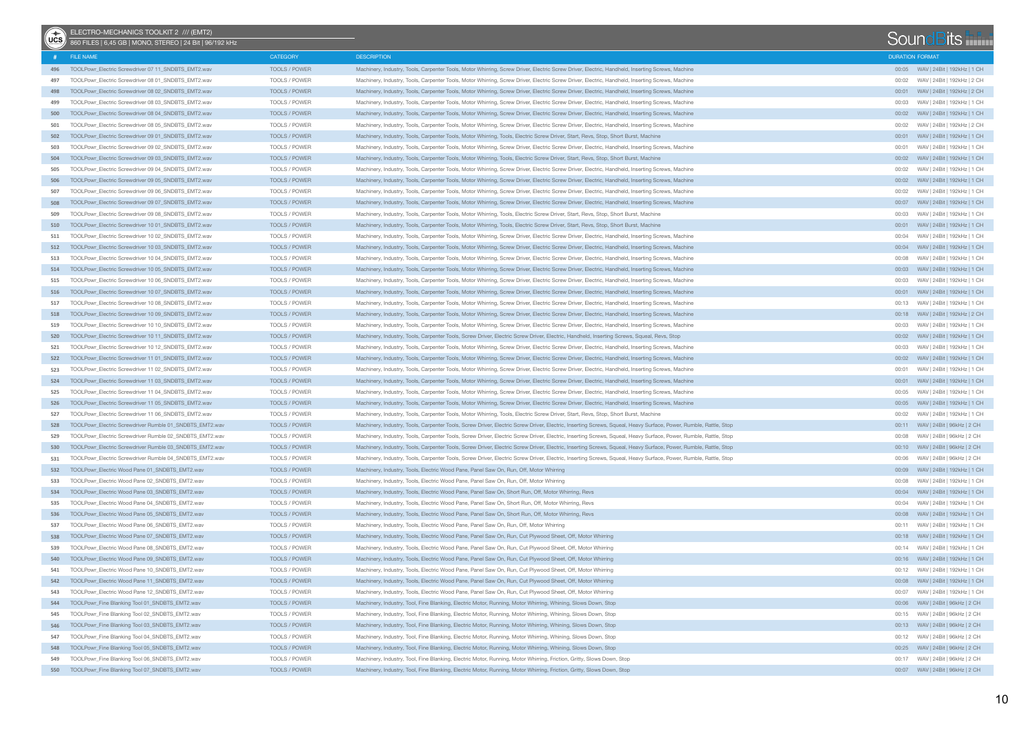ELECTRO-MECHANICS TOOLKIT 2 /// (EMT2)

860 FILES | 6,45 GB | MONO, STEREO | 24 Bit | 96/192 kHz

| # | FILE NAME | CATEGORY | DESCRIPTION | DURATION | FORMAT |
|---|---|---|---|---|---|
| 496 | TOOLPowr_Electric Screwdriver 07 11_SNDBTS_EMT2.wav | TOOLS / POWER | Machinery, Industry, Tools, Carpenter Tools, Motor Whirring, Screw Driver, Electric Screw Driver, Electric, Handheld, Inserting Screws, Machine | 00:05 | WAV \| 24Bit \| 192kHz \| 1 CH |
| 497 | TOOLPowr_Electric Screwdriver 08 01_SNDBTS_EMT2.wav | TOOLS / POWER | Machinery, Industry, Tools, Carpenter Tools, Motor Whirring, Screw Driver, Electric Screw Driver, Electric, Handheld, Inserting Screws, Machine | 00:02 | WAV \| 24Bit \| 192kHz \| 2 CH |
| 498 | TOOLPowr_Electric Screwdriver 08 02_SNDBTS_EMT2.wav | TOOLS / POWER | Machinery, Industry, Tools, Carpenter Tools, Motor Whirring, Screw Driver, Electric Screw Driver, Electric, Handheld, Inserting Screws, Machine | 00:01 | WAV \| 24Bit \| 192kHz \| 2 CH |
| 499 | TOOLPowr_Electric Screwdriver 08 03_SNDBTS_EMT2.wav | TOOLS / POWER | Machinery, Industry, Tools, Carpenter Tools, Motor Whirring, Screw Driver, Electric Screw Driver, Electric, Handheld, Inserting Screws, Machine | 00:03 | WAV \| 24Bit \| 192kHz \| 1 CH |
| 500 | TOOLPowr_Electric Screwdriver 08 04_SNDBTS_EMT2.wav | TOOLS / POWER | Machinery, Industry, Tools, Carpenter Tools, Motor Whirring, Screw Driver, Electric Screw Driver, Electric, Handheld, Inserting Screws, Machine | 00:02 | WAV \| 24Bit \| 192kHz \| 1 CH |
| 501 | TOOLPowr_Electric Screwdriver 08 05_SNDBTS_EMT2.wav | TOOLS / POWER | Machinery, Industry, Tools, Carpenter Tools, Motor Whirring, Screw Driver, Electric Screw Driver, Electric, Handheld, Inserting Screws, Machine | 00:02 | WAV \| 24Bit \| 192kHz \| 2 CH |
| 502 | TOOLPowr_Electric Screwdriver 09 01_SNDBTS_EMT2.wav | TOOLS / POWER | Machinery, Industry, Tools, Carpenter Tools, Motor Whirring, Tools, Electric Screw Driver, Start, Revs, Stop, Short Burst, Machine | 00:01 | WAV \| 24Bit \| 192kHz \| 1 CH |
| 503 | TOOLPowr_Electric Screwdriver 09 02_SNDBTS_EMT2.wav | TOOLS / POWER | Machinery, Industry, Tools, Carpenter Tools, Motor Whirring, Screw Driver, Electric Screw Driver, Electric, Handheld, Inserting Screws, Machine | 00:01 | WAV \| 24Bit \| 192kHz \| 1 CH |
| 504 | TOOLPowr_Electric Screwdriver 09 03_SNDBTS_EMT2.wav | TOOLS / POWER | Machinery, Industry, Tools, Carpenter Tools, Motor Whirring, Tools, Electric Screw Driver, Start, Revs, Stop, Short Burst, Machine | 00:02 | WAV \| 24Bit \| 192kHz \| 1 CH |
| 505 | TOOLPowr_Electric Screwdriver 09 04_SNDBTS_EMT2.wav | TOOLS / POWER | Machinery, Industry, Tools, Carpenter Tools, Motor Whirring, Screw Driver, Electric Screw Driver, Electric, Handheld, Inserting Screws, Machine | 00:02 | WAV \| 24Bit \| 192kHz \| 1 CH |
| 506 | TOOLPowr_Electric Screwdriver 09 05_SNDBTS_EMT2.wav | TOOLS / POWER | Machinery, Industry, Tools, Carpenter Tools, Motor Whirring, Screw Driver, Electric Screw Driver, Electric, Handheld, Inserting Screws, Machine | 00:02 | WAV \| 24Bit \| 192kHz \| 1 CH |
| 507 | TOOLPowr_Electric Screwdriver 09 06_SNDBTS_EMT2.wav | TOOLS / POWER | Machinery, Industry, Tools, Carpenter Tools, Motor Whirring, Screw Driver, Electric Screw Driver, Electric, Handheld, Inserting Screws, Machine | 00:02 | WAV \| 24Bit \| 192kHz \| 1 CH |
| 508 | TOOLPowr_Electric Screwdriver 09 07_SNDBTS_EMT2.wav | TOOLS / POWER | Machinery, Industry, Tools, Carpenter Tools, Motor Whirring, Screw Driver, Electric Screw Driver, Electric, Handheld, Inserting Screws, Machine | 00:07 | WAV \| 24Bit \| 192kHz \| 1 CH |
| 509 | TOOLPowr_Electric Screwdriver 09 08_SNDBTS_EMT2.wav | TOOLS / POWER | Machinery, Industry, Tools, Carpenter Tools, Motor Whirring, Tools, Electric Screw Driver, Start, Revs, Stop, Short Burst, Machine | 00:03 | WAV \| 24Bit \| 192kHz \| 1 CH |
| 510 | TOOLPowr_Electric Screwdriver 10 01_SNDBTS_EMT2.wav | TOOLS / POWER | Machinery, Industry, Tools, Carpenter Tools, Motor Whirring, Tools, Electric Screw Driver, Start, Revs, Stop, Short Burst, Machine | 00:01 | WAV \| 24Bit \| 192kHz \| 1 CH |
| 511 | TOOLPowr_Electric Screwdriver 10 02_SNDBTS_EMT2.wav | TOOLS / POWER | Machinery, Industry, Tools, Carpenter Tools, Motor Whirring, Screw Driver, Electric Screw Driver, Electric, Handheld, Inserting Screws, Machine | 00:04 | WAV \| 24Bit \| 192kHz \| 1 CH |
| 512 | TOOLPowr_Electric Screwdriver 10 03_SNDBTS_EMT2.wav | TOOLS / POWER | Machinery, Industry, Tools, Carpenter Tools, Motor Whirring, Screw Driver, Electric Screw Driver, Electric, Handheld, Inserting Screws, Machine | 00:04 | WAV \| 24Bit \| 192kHz \| 1 CH |
| 513 | TOOLPowr_Electric Screwdriver 10 04_SNDBTS_EMT2.wav | TOOLS / POWER | Machinery, Industry, Tools, Carpenter Tools, Motor Whirring, Screw Driver, Electric Screw Driver, Electric, Handheld, Inserting Screws, Machine | 00:08 | WAV \| 24Bit \| 192kHz \| 1 CH |
| 514 | TOOLPowr_Electric Screwdriver 10 05_SNDBTS_EMT2.wav | TOOLS / POWER | Machinery, Industry, Tools, Carpenter Tools, Motor Whirring, Screw Driver, Electric Screw Driver, Electric, Handheld, Inserting Screws, Machine | 00:03 | WAV \| 24Bit \| 192kHz \| 1 CH |
| 515 | TOOLPowr_Electric Screwdriver 10 06_SNDBTS_EMT2.wav | TOOLS / POWER | Machinery, Industry, Tools, Carpenter Tools, Motor Whirring, Screw Driver, Electric Screw Driver, Electric, Handheld, Inserting Screws, Machine | 00:03 | WAV \| 24Bit \| 192kHz \| 1 CH |
| 516 | TOOLPowr_Electric Screwdriver 10 07_SNDBTS_EMT2.wav | TOOLS / POWER | Machinery, Industry, Tools, Carpenter Tools, Motor Whirring, Screw Driver, Electric Screw Driver, Electric, Handheld, Inserting Screws, Machine | 00:01 | WAV \| 24Bit \| 192kHz \| 1 CH |
| 517 | TOOLPowr_Electric Screwdriver 10 08_SNDBTS_EMT2.wav | TOOLS / POWER | Machinery, Industry, Tools, Carpenter Tools, Motor Whirring, Screw Driver, Electric Screw Driver, Electric, Handheld, Inserting Screws, Machine | 00:13 | WAV \| 24Bit \| 192kHz \| 1 CH |
| 518 | TOOLPowr_Electric Screwdriver 10 09_SNDBTS_EMT2.wav | TOOLS / POWER | Machinery, Industry, Tools, Carpenter Tools, Motor Whirring, Screw Driver, Electric Screw Driver, Electric, Handheld, Inserting Screws, Machine | 00:18 | WAV \| 24Bit \| 192kHz \| 2 CH |
| 519 | TOOLPowr_Electric Screwdriver 10 10_SNDBTS_EMT2.wav | TOOLS / POWER | Machinery, Industry, Tools, Carpenter Tools, Motor Whirring, Screw Driver, Electric Screw Driver, Electric, Handheld, Inserting Screws, Machine | 00:03 | WAV \| 24Bit \| 192kHz \| 1 CH |
| 520 | TOOLPowr_Electric Screwdriver 10 11_SNDBTS_EMT2.wav | TOOLS / POWER | Machinery, Industry, Tools, Carpenter Tools, Screw Driver, Electric Screw Driver, Electric, Handheld, Inserting Screws, Squeal, Revs, Stop | 00:02 | WAV \| 24Bit \| 192kHz \| 1 CH |
| 521 | TOOLPowr_Electric Screwdriver 10 12_SNDBTS_EMT2.wav | TOOLS / POWER | Machinery, Industry, Tools, Carpenter Tools, Motor Whirring, Screw Driver, Electric Screw Driver, Electric, Handheld, Inserting Screws, Machine | 00:03 | WAV \| 24Bit \| 192kHz \| 1 CH |
| 522 | TOOLPowr_Electric Screwdriver 11 01_SNDBTS_EMT2.wav | TOOLS / POWER | Machinery, Industry, Tools, Carpenter Tools, Motor Whirring, Screw Driver, Electric Screw Driver, Electric, Handheld, Inserting Screws, Machine | 00:02 | WAV \| 24Bit \| 192kHz \| 1 CH |
| 523 | TOOLPowr_Electric Screwdriver 11 02_SNDBTS_EMT2.wav | TOOLS / POWER | Machinery, Industry, Tools, Carpenter Tools, Motor Whirring, Screw Driver, Electric Screw Driver, Electric, Handheld, Inserting Screws, Machine | 00:01 | WAV \| 24Bit \| 192kHz \| 1 CH |
| 524 | TOOLPowr_Electric Screwdriver 11 03_SNDBTS_EMT2.wav | TOOLS / POWER | Machinery, Industry, Tools, Carpenter Tools, Motor Whirring, Screw Driver, Electric Screw Driver, Electric, Handheld, Inserting Screws, Machine | 00:01 | WAV \| 24Bit \| 192kHz \| 1 CH |
| 525 | TOOLPowr_Electric Screwdriver 11 04_SNDBTS_EMT2.wav | TOOLS / POWER | Machinery, Industry, Tools, Carpenter Tools, Motor Whirring, Screw Driver, Electric Screw Driver, Electric, Handheld, Inserting Screws, Machine | 00:05 | WAV \| 24Bit \| 192kHz \| 1 CH |
| 526 | TOOLPowr_Electric Screwdriver 11 05_SNDBTS_EMT2.wav | TOOLS / POWER | Machinery, Industry, Tools, Carpenter Tools, Motor Whirring, Screw Driver, Electric Screw Driver, Electric, Handheld, Inserting Screws, Machine | 00:05 | WAV \| 24Bit \| 192kHz \| 1 CH |
| 527 | TOOLPowr_Electric Screwdriver 11 06_SNDBTS_EMT2.wav | TOOLS / POWER | Machinery, Industry, Tools, Carpenter Tools, Motor Whirring, Tools, Electric Screw Driver, Start, Revs, Stop, Short Burst, Machine | 00:02 | WAV \| 24Bit \| 192kHz \| 1 CH |
| 528 | TOOLPowr_Electric Screwdriver Rumble 01_SNDBTS_EMT2.wav | TOOLS / POWER | Machinery, Industry, Tools, Carpenter Tools, Screw Driver, Electric Screw Driver, Electric, Inserting Screws, Squeal, Heavy Surface, Power, Rumble, Rattle, Stop | 00:11 | WAV \| 24Bit \| 96kHz \| 2 CH |
| 529 | TOOLPowr_Electric Screwdriver Rumble 02_SNDBTS_EMT2.wav | TOOLS / POWER | Machinery, Industry, Tools, Carpenter Tools, Screw Driver, Electric Screw Driver, Electric, Inserting Screws, Squeal, Heavy Surface, Power, Rumble, Rattle, Stop | 00:08 | WAV \| 24Bit \| 96kHz \| 2 CH |
| 530 | TOOLPowr_Electric Screwdriver Rumble 03_SNDBTS_EMT2.wav | TOOLS / POWER | Machinery, Industry, Tools, Carpenter Tools, Screw Driver, Electric Screw Driver, Electric, Inserting Screws, Squeal, Heavy Surface, Power, Rumble, Rattle, Stop | 00:10 | WAV \| 24Bit \| 96kHz \| 2 CH |
| 531 | TOOLPowr_Electric Screwdriver Rumble 04_SNDBTS_EMT2.wav | TOOLS / POWER | Machinery, Industry, Tools, Carpenter Tools, Screw Driver, Electric Screw Driver, Electric, Inserting Screws, Squeal, Heavy Surface, Power, Rumble, Rattle, Stop | 00:06 | WAV \| 24Bit \| 96kHz \| 2 CH |
| 532 | TOOLPowr_Electric Wood Pane 01_SNDBTS_EMT2.wav | TOOLS / POWER | Machinery, Industry, Tools, Electric Wood Pane, Panel Saw On, Run, Off, Motor Whirring | 00:09 | WAV \| 24Bit \| 192kHz \| 1 CH |
| 533 | TOOLPowr_Electric Wood Pane 02_SNDBTS_EMT2.wav | TOOLS / POWER | Machinery, Industry, Tools, Electric Wood Pane, Panel Saw On, Run, Off, Motor Whirring | 00:08 | WAV \| 24Bit \| 192kHz \| 1 CH |
| 534 | TOOLPowr_Electric Wood Pane 03_SNDBTS_EMT2.wav | TOOLS / POWER | Machinery, Industry, Tools, Electric Wood Pane, Panel Saw On, Short Run, Off, Motor Whirring, Revs | 00:04 | WAV \| 24Bit \| 192kHz \| 1 CH |
| 535 | TOOLPowr_Electric Wood Pane 04_SNDBTS_EMT2.wav | TOOLS / POWER | Machinery, Industry, Tools, Electric Wood Pane, Panel Saw On, Short Run, Off, Motor Whirring, Revs | 00:04 | WAV \| 24Bit \| 192kHz \| 1 CH |
| 536 | TOOLPowr_Electric Wood Pane 05_SNDBTS_EMT2.wav | TOOLS / POWER | Machinery, Industry, Tools, Electric Wood Pane, Panel Saw On, Short Run, Off, Motor Whirring, Revs | 00:08 | WAV \| 24Bit \| 192kHz \| 1 CH |
| 537 | TOOLPowr_Electric Wood Pane 06_SNDBTS_EMT2.wav | TOOLS / POWER | Machinery, Industry, Tools, Electric Wood Pane, Panel Saw On, Run, Off, Motor Whirring | 00:11 | WAV \| 24Bit \| 192kHz \| 1 CH |
| 538 | TOOLPowr_Electric Wood Pane 07_SNDBTS_EMT2.wav | TOOLS / POWER | Machinery, Industry, Tools, Electric Wood Pane, Panel Saw On, Run, Cut Plywood Sheet, Off, Motor Whirring | 00:18 | WAV \| 24Bit \| 192kHz \| 1 CH |
| 539 | TOOLPowr_Electric Wood Pane 08_SNDBTS_EMT2.wav | TOOLS / POWER | Machinery, Industry, Tools, Electric Wood Pane, Panel Saw On, Run, Cut Plywood Sheet, Off, Motor Whirring | 00:14 | WAV \| 24Bit \| 192kHz \| 1 CH |
| 540 | TOOLPowr_Electric Wood Pane 09_SNDBTS_EMT2.wav | TOOLS / POWER | Machinery, Industry, Tools, Electric Wood Pane, Panel Saw On, Run, Cut Plywood Sheet, Off, Motor Whirring | 00:16 | WAV \| 24Bit \| 192kHz \| 1 CH |
| 541 | TOOLPowr_Electric Wood Pane 10_SNDBTS_EMT2.wav | TOOLS / POWER | Machinery, Industry, Tools, Electric Wood Pane, Panel Saw On, Run, Cut Plywood Sheet, Off, Motor Whirring | 00:12 | WAV \| 24Bit \| 192kHz \| 1 CH |
| 542 | TOOLPowr_Electric Wood Pane 11_SNDBTS_EMT2.wav | TOOLS / POWER | Machinery, Industry, Tools, Electric Wood Pane, Panel Saw On, Run, Cut Plywood Sheet, Off, Motor Whirring | 00:08 | WAV \| 24Bit \| 192kHz \| 1 CH |
| 543 | TOOLPowr_Electric Wood Pane 12_SNDBTS_EMT2.wav | TOOLS / POWER | Machinery, Industry, Tools, Electric Wood Pane, Panel Saw On, Run, Cut Plywood Sheet, Off, Motor Whirring | 00:07 | WAV \| 24Bit \| 192kHz \| 1 CH |
| 544 | TOOLPowr_Fine Blanking Tool 01_SNDBTS_EMT2.wav | TOOLS / POWER | Machinery, Industry, Tool, Fine Blanking, Electric Motor, Running, Motor Whirring, Whining, Slows Down, Stop | 00:06 | WAV \| 24Bit \| 96kHz \| 2 CH |
| 545 | TOOLPowr_Fine Blanking Tool 02_SNDBTS_EMT2.wav | TOOLS / POWER | Machinery, Industry, Tool, Fine Blanking, Electric Motor, Running, Motor Whirring, Whining, Slows Down, Stop | 00:15 | WAV \| 24Bit \| 96kHz \| 2 CH |
| 546 | TOOLPowr_Fine Blanking Tool 03_SNDBTS_EMT2.wav | TOOLS / POWER | Machinery, Industry, Tool, Fine Blanking, Electric Motor, Running, Motor Whirring, Whining, Slows Down, Stop | 00:13 | WAV \| 24Bit \| 96kHz \| 2 CH |
| 547 | TOOLPowr_Fine Blanking Tool 04_SNDBTS_EMT2.wav | TOOLS / POWER | Machinery, Industry, Tool, Fine Blanking, Electric Motor, Running, Motor Whirring, Whining, Slows Down, Stop | 00:12 | WAV \| 24Bit \| 96kHz \| 2 CH |
| 548 | TOOLPowr_Fine Blanking Tool 05_SNDBTS_EMT2.wav | TOOLS / POWER | Machinery, Industry, Tool, Fine Blanking, Electric Motor, Running, Motor Whirring, Whining, Slows Down, Stop | 00:25 | WAV \| 24Bit \| 96kHz \| 2 CH |
| 549 | TOOLPowr_Fine Blanking Tool 06_SNDBTS_EMT2.wav | TOOLS / POWER | Machinery, Industry, Tool, Fine Blanking, Electric Motor, Running, Motor Whirring, Friction, Gritty, Slows Down, Stop | 00:17 | WAV \| 24Bit \| 96kHz \| 2 CH |
| 550 | TOOLPowr_Fine Blanking Tool 07_SNDBTS_EMT2.wav | TOOLS / POWER | Machinery, Industry, Tool, Fine Blanking, Electric Motor, Running, Motor Whirring, Friction, Gritty, Slows Down, Stop | 00:07 | WAV \| 24Bit \| 96kHz \| 2 CH |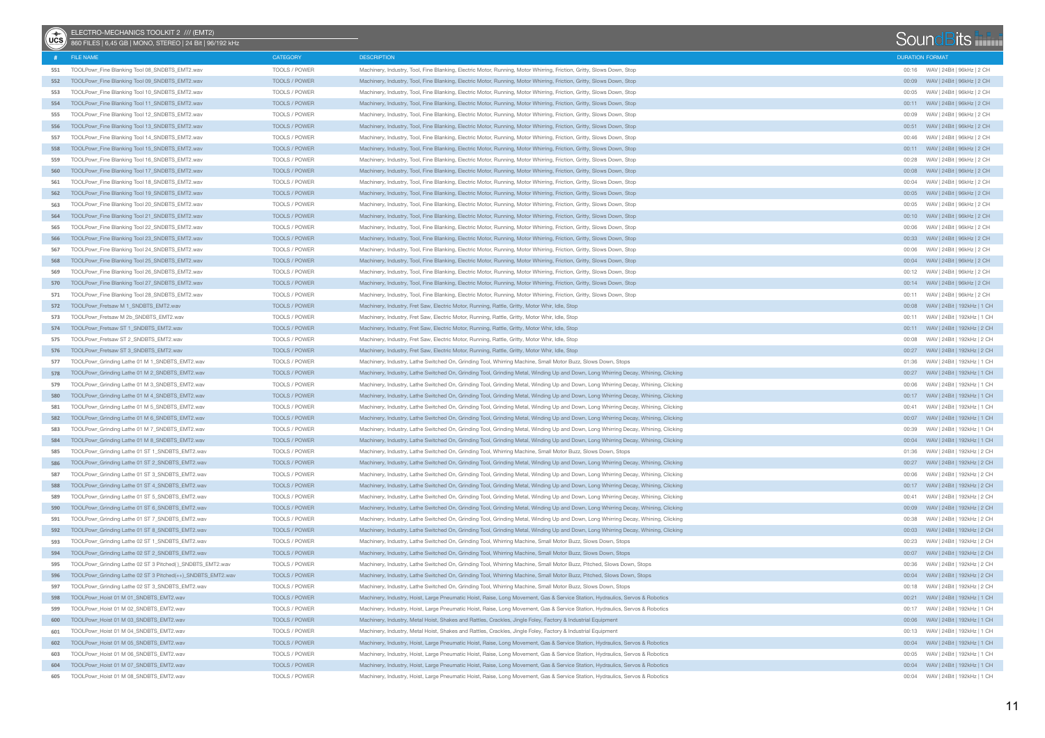# ELECTRO-MECHANICS TOOLKIT 2 /// (EMT2)

860 FILES | 6,45 GB | MONO, STEREO | 24 Bit | 96/192 kHz

| # | FILE NAME | CATEGORY | DESCRIPTION | DURATION | FORMAT |
|---|---|---|---|---|---|
| 551 | TOOLPowr_Fine Blanking Tool 08_SNDBTS_EMT2.wav | TOOLS / POWER | Machinery, Industry, Tool, Fine Blanking, Electric Motor, Running, Motor Whirring, Friction, Gritty, Slows Down, Stop | 00:16 | WAV \| 24Bit \| 96kHz \| 2 CH |
| 552 | TOOLPowr_Fine Blanking Tool 09_SNDBTS_EMT2.wav | TOOLS / POWER | Machinery, Industry, Tool, Fine Blanking, Electric Motor, Running, Motor Whirring, Friction, Gritty, Slows Down, Stop | 00:09 | WAV \| 24Bit \| 96kHz \| 2 CH |
| 553 | TOOLPowr_Fine Blanking Tool 10_SNDBTS_EMT2.wav | TOOLS / POWER | Machinery, Industry, Tool, Fine Blanking, Electric Motor, Running, Motor Whirring, Friction, Gritty, Slows Down, Stop | 00:05 | WAV \| 24Bit \| 96kHz \| 2 CH |
| 554 | TOOLPowr_Fine Blanking Tool 11_SNDBTS_EMT2.wav | TOOLS / POWER | Machinery, Industry, Tool, Fine Blanking, Electric Motor, Running, Motor Whirring, Friction, Gritty, Slows Down, Stop | 00:11 | WAV \| 24Bit \| 96kHz \| 2 CH |
| 555 | TOOLPowr_Fine Blanking Tool 12_SNDBTS_EMT2.wav | TOOLS / POWER | Machinery, Industry, Tool, Fine Blanking, Electric Motor, Running, Motor Whirring, Friction, Gritty, Slows Down, Stop | 00:09 | WAV \| 24Bit \| 96kHz \| 2 CH |
| 556 | TOOLPowr_Fine Blanking Tool 13_SNDBTS_EMT2.wav | TOOLS / POWER | Machinery, Industry, Tool, Fine Blanking, Electric Motor, Running, Motor Whirring, Friction, Gritty, Slows Down, Stop | 00:51 | WAV \| 24Bit \| 96kHz \| 2 CH |
| 557 | TOOLPowr_Fine Blanking Tool 14_SNDBTS_EMT2.wav | TOOLS / POWER | Machinery, Industry, Tool, Fine Blanking, Electric Motor, Running, Motor Whirring, Friction, Gritty, Slows Down, Stop | 00:46 | WAV \| 24Bit \| 96kHz \| 2 CH |
| 558 | TOOLPowr_Fine Blanking Tool 15_SNDBTS_EMT2.wav | TOOLS / POWER | Machinery, Industry, Tool, Fine Blanking, Electric Motor, Running, Motor Whirring, Friction, Gritty, Slows Down, Stop | 00:11 | WAV \| 24Bit \| 96kHz \| 2 CH |
| 559 | TOOLPowr_Fine Blanking Tool 16_SNDBTS_EMT2.wav | TOOLS / POWER | Machinery, Industry, Tool, Fine Blanking, Electric Motor, Running, Motor Whirring, Friction, Gritty, Slows Down, Stop | 00:28 | WAV \| 24Bit \| 96kHz \| 2 CH |
| 560 | TOOLPowr_Fine Blanking Tool 17_SNDBTS_EMT2.wav | TOOLS / POWER | Machinery, Industry, Tool, Fine Blanking, Electric Motor, Running, Motor Whirring, Friction, Gritty, Slows Down, Stop | 00:08 | WAV \| 24Bit \| 96kHz \| 2 CH |
| 561 | TOOLPowr_Fine Blanking Tool 18_SNDBTS_EMT2.wav | TOOLS / POWER | Machinery, Industry, Tool, Fine Blanking, Electric Motor, Running, Motor Whirring, Friction, Gritty, Slows Down, Stop | 00:04 | WAV \| 24Bit \| 96kHz \| 2 CH |
| 562 | TOOLPowr_Fine Blanking Tool 19_SNDBTS_EMT2.wav | TOOLS / POWER | Machinery, Industry, Tool, Fine Blanking, Electric Motor, Running, Motor Whirring, Friction, Gritty, Slows Down, Stop | 00:05 | WAV \| 24Bit \| 96kHz \| 2 CH |
| 563 | TOOLPowr_Fine Blanking Tool 20_SNDBTS_EMT2.wav | TOOLS / POWER | Machinery, Industry, Tool, Fine Blanking, Electric Motor, Running, Motor Whirring, Friction, Gritty, Slows Down, Stop | 00:05 | WAV \| 24Bit \| 96kHz \| 2 CH |
| 564 | TOOLPowr_Fine Blanking Tool 21_SNDBTS_EMT2.wav | TOOLS / POWER | Machinery, Industry, Tool, Fine Blanking, Electric Motor, Running, Motor Whirring, Friction, Gritty, Slows Down, Stop | 00:10 | WAV \| 24Bit \| 96kHz \| 2 CH |
| 565 | TOOLPowr_Fine Blanking Tool 22_SNDBTS_EMT2.wav | TOOLS / POWER | Machinery, Industry, Tool, Fine Blanking, Electric Motor, Running, Motor Whirring, Friction, Gritty, Slows Down, Stop | 00:06 | WAV \| 24Bit \| 96kHz \| 2 CH |
| 566 | TOOLPowr_Fine Blanking Tool 23_SNDBTS_EMT2.wav | TOOLS / POWER | Machinery, Industry, Tool, Fine Blanking, Electric Motor, Running, Motor Whirring, Friction, Gritty, Slows Down, Stop | 00:33 | WAV \| 24Bit \| 96kHz \| 2 CH |
| 567 | TOOLPowr_Fine Blanking Tool 24_SNDBTS_EMT2.wav | TOOLS / POWER | Machinery, Industry, Tool, Fine Blanking, Electric Motor, Running, Motor Whirring, Friction, Gritty, Slows Down, Stop | 00:06 | WAV \| 24Bit \| 96kHz \| 2 CH |
| 568 | TOOLPowr_Fine Blanking Tool 25_SNDBTS_EMT2.wav | TOOLS / POWER | Machinery, Industry, Tool, Fine Blanking, Electric Motor, Running, Motor Whirring, Friction, Gritty, Slows Down, Stop | 00:04 | WAV \| 24Bit \| 96kHz \| 2 CH |
| 569 | TOOLPowr_Fine Blanking Tool 26_SNDBTS_EMT2.wav | TOOLS / POWER | Machinery, Industry, Tool, Fine Blanking, Electric Motor, Running, Motor Whirring, Friction, Gritty, Slows Down, Stop | 00:12 | WAV \| 24Bit \| 96kHz \| 2 CH |
| 570 | TOOLPowr_Fine Blanking Tool 27_SNDBTS_EMT2.wav | TOOLS / POWER | Machinery, Industry, Tool, Fine Blanking, Electric Motor, Running, Motor Whirring, Friction, Gritty, Slows Down, Stop | 00:14 | WAV \| 24Bit \| 96kHz \| 2 CH |
| 571 | TOOLPowr_Fine Blanking Tool 28_SNDBTS_EMT2.wav | TOOLS / POWER | Machinery, Industry, Tool, Fine Blanking, Electric Motor, Running, Motor Whirring, Friction, Gritty, Slows Down, Stop | 00:11 | WAV \| 24Bit \| 96kHz \| 2 CH |
| 572 | TOOLPowr_Fretsaw M 1_SNDBTS_EMT2.wav | TOOLS / POWER | Machinery, Industry, Fret Saw, Electric Motor, Running, Rattle, Gritty, Motor Whir, Idle, Stop | 00:08 | WAV \| 24Bit \| 192kHz \| 1 CH |
| 573 | TOOLPowr_Fretsaw M 2b_SNDBTS_EMT2.wav | TOOLS / POWER | Machinery, Industry, Fret Saw, Electric Motor, Running, Rattle, Gritty, Motor Whir, Idle, Stop | 00:11 | WAV \| 24Bit \| 192kHz \| 1 CH |
| 574 | TOOLPowr_Fretsaw ST 1_SNDBTS_EMT2.wav | TOOLS / POWER | Machinery, Industry, Fret Saw, Electric Motor, Running, Rattle, Gritty, Motor Whir, Idle, Stop | 00:11 | WAV \| 24Bit \| 192kHz \| 2 CH |
| 575 | TOOLPowr_Fretsaw ST 2_SNDBTS_EMT2.wav | TOOLS / POWER | Machinery, Industry, Fret Saw, Electric Motor, Running, Rattle, Gritty, Motor Whir, Idle, Stop | 00:08 | WAV \| 24Bit \| 192kHz \| 2 CH |
| 576 | TOOLPowr_Fretsaw ST 3_SNDBTS_EMT2.wav | TOOLS / POWER | Machinery, Industry, Fret Saw, Electric Motor, Running, Rattle, Gritty, Motor Whir, Idle, Stop | 00:27 | WAV \| 24Bit \| 192kHz \| 2 CH |
| 577 | TOOLPowr_Grinding Lathe 01 M 1_SNDBTS_EMT2.wav | TOOLS / POWER | Machinery, Industry, Lathe Switched On, Grinding Tool, Whirring Machine, Small Motor Buzz, Slows Down, Stops | 01:36 | WAV \| 24Bit \| 192kHz \| 1 CH |
| 578 | TOOLPowr_Grinding Lathe 01 M 2_SNDBTS_EMT2.wav | TOOLS / POWER | Machinery, Industry, Lathe Switched On, Grinding Tool, Grinding Metal, Winding Up and Down, Long Whirring Decay, Whining, Clicking | 00:27 | WAV \| 24Bit \| 192kHz \| 1 CH |
| 579 | TOOLPowr_Grinding Lathe 01 M 3_SNDBTS_EMT2.wav | TOOLS / POWER | Machinery, Industry, Lathe Switched On, Grinding Tool, Grinding Metal, Winding Up and Down, Long Whirring Decay, Whining, Clicking | 00:06 | WAV \| 24Bit \| 192kHz \| 1 CH |
| 580 | TOOLPowr_Grinding Lathe 01 M 4_SNDBTS_EMT2.wav | TOOLS / POWER | Machinery, Industry, Lathe Switched On, Grinding Tool, Grinding Metal, Winding Up and Down, Long Whirring Decay, Whining, Clicking | 00:17 | WAV \| 24Bit \| 192kHz \| 1 CH |
| 581 | TOOLPowr_Grinding Lathe 01 M 5_SNDBTS_EMT2.wav | TOOLS / POWER | Machinery, Industry, Lathe Switched On, Grinding Tool, Grinding Metal, Winding Up and Down, Long Whirring Decay, Whining, Clicking | 00:41 | WAV \| 24Bit \| 192kHz \| 1 CH |
| 582 | TOOLPowr_Grinding Lathe 01 M 6_SNDBTS_EMT2.wav | TOOLS / POWER | Machinery, Industry, Lathe Switched On, Grinding Tool, Grinding Metal, Winding Up and Down, Long Whirring Decay, Whining, Clicking | 00:07 | WAV \| 24Bit \| 192kHz \| 1 CH |
| 583 | TOOLPowr_Grinding Lathe 01 M 7_SNDBTS_EMT2.wav | TOOLS / POWER | Machinery, Industry, Lathe Switched On, Grinding Tool, Grinding Metal, Winding Up and Down, Long Whirring Decay, Whining, Clicking | 00:39 | WAV \| 24Bit \| 192kHz \| 1 CH |
| 584 | TOOLPowr_Grinding Lathe 01 M 8_SNDBTS_EMT2.wav | TOOLS / POWER | Machinery, Industry, Lathe Switched On, Grinding Tool, Grinding Metal, Winding Up and Down, Long Whirring Decay, Whining, Clicking | 00:04 | WAV \| 24Bit \| 192kHz \| 1 CH |
| 585 | TOOLPowr_Grinding Lathe 01 ST 1_SNDBTS_EMT2.wav | TOOLS / POWER | Machinery, Industry, Lathe Switched On, Grinding Tool, Whirring Machine, Small Motor Buzz, Slows Down, Stops | 01:36 | WAV \| 24Bit \| 192kHz \| 2 CH |
| 586 | TOOLPowr_Grinding Lathe 01 ST 2_SNDBTS_EMT2.wav | TOOLS / POWER | Machinery, Industry, Lathe Switched On, Grinding Tool, Grinding Metal, Winding Up and Down, Long Whirring Decay, Whining, Clicking | 00:27 | WAV \| 24Bit \| 192kHz \| 2 CH |
| 587 | TOOLPowr_Grinding Lathe 01 ST 3_SNDBTS_EMT2.wav | TOOLS / POWER | Machinery, Industry, Lathe Switched On, Grinding Tool, Grinding Metal, Winding Up and Down, Long Whirring Decay, Whining, Clicking | 00:06 | WAV \| 24Bit \| 192kHz \| 2 CH |
| 588 | TOOLPowr_Grinding Lathe 01 ST 4_SNDBTS_EMT2.wav | TOOLS / POWER | Machinery, Industry, Lathe Switched On, Grinding Tool, Grinding Metal, Winding Up and Down, Long Whirring Decay, Whining, Clicking | 00:17 | WAV \| 24Bit \| 192kHz \| 2 CH |
| 589 | TOOLPowr_Grinding Lathe 01 ST 5_SNDBTS_EMT2.wav | TOOLS / POWER | Machinery, Industry, Lathe Switched On, Grinding Tool, Grinding Metal, Winding Up and Down, Long Whirring Decay, Whining, Clicking | 00:41 | WAV \| 24Bit \| 192kHz \| 2 CH |
| 590 | TOOLPowr_Grinding Lathe 01 ST 6_SNDBTS_EMT2.wav | TOOLS / POWER | Machinery, Industry, Lathe Switched On, Grinding Tool, Grinding Metal, Winding Up and Down, Long Whirring Decay, Whining, Clicking | 00:09 | WAV \| 24Bit \| 192kHz \| 2 CH |
| 591 | TOOLPowr_Grinding Lathe 01 ST 7_SNDBTS_EMT2.wav | TOOLS / POWER | Machinery, Industry, Lathe Switched On, Grinding Tool, Grinding Metal, Winding Up and Down, Long Whirring Decay, Whining, Clicking | 00:38 | WAV \| 24Bit \| 192kHz \| 2 CH |
| 592 | TOOLPowr_Grinding Lathe 01 ST 8_SNDBTS_EMT2.wav | TOOLS / POWER | Machinery, Industry, Lathe Switched On, Grinding Tool, Grinding Metal, Winding Up and Down, Long Whirring Decay, Whining, Clicking | 00:03 | WAV \| 24Bit \| 192kHz \| 2 CH |
| 593 | TOOLPowr_Grinding Lathe 02 ST 1_SNDBTS_EMT2.wav | TOOLS / POWER | Machinery, Industry, Lathe Switched On, Grinding Tool, Whirring Machine, Small Motor Buzz, Slows Down, Stops | 00:23 | WAV \| 24Bit \| 192kHz \| 2 CH |
| 594 | TOOLPowr_Grinding Lathe 02 ST 2_SNDBTS_EMT2.wav | TOOLS / POWER | Machinery, Industry, Lathe Switched On, Grinding Tool, Whirring Machine, Small Motor Buzz, Slows Down, Stops | 00:07 | WAV \| 24Bit \| 192kHz \| 2 CH |
| 595 | TOOLPowr_Grinding Lathe 02 ST 3 Pitched(-)_SNDBTS_EMT2.wav | TOOLS / POWER | Machinery, Industry, Lathe Switched On, Grinding Tool, Whirring Machine, Small Motor Buzz, Pitched, Slows Down, Stops | 00:36 | WAV \| 24Bit \| 192kHz \| 2 CH |
| 596 | TOOLPowr_Grinding Lathe 02 ST 3 Pitched(++)_SNDBTS_EMT2.wav | TOOLS / POWER | Machinery, Industry, Lathe Switched On, Grinding Tool, Whirring Machine, Small Motor Buzz, Pitched, Slows Down, Stops | 00:04 | WAV \| 24Bit \| 192kHz \| 2 CH |
| 597 | TOOLPowr_Grinding Lathe 02 ST 3_SNDBTS_EMT2.wav | TOOLS / POWER | Machinery, Industry, Lathe Switched On, Grinding Tool, Whirring Machine, Small Motor Buzz, Slows Down, Stops | 00:18 | WAV \| 24Bit \| 192kHz \| 2 CH |
| 598 | TOOLPowr_Hoist 01 M 01_SNDBTS_EMT2.wav | TOOLS / POWER | Machinery, Industry, Hoist, Large Pneumatic Hoist, Raise, Long Movement, Gas & Service Station, Hydraulics, Servos & Robotics | 00:21 | WAV \| 24Bit \| 192kHz \| 1 CH |
| 599 | TOOLPowr_Hoist 01 M 02_SNDBTS_EMT2.wav | TOOLS / POWER | Machinery, Industry, Hoist, Large Pneumatic Hoist, Raise, Long Movement, Gas & Service Station, Hydraulics, Servos & Robotics | 00:17 | WAV \| 24Bit \| 192kHz \| 1 CH |
| 600 | TOOLPowr_Hoist 01 M 03_SNDBTS_EMT2.wav | TOOLS / POWER | Machinery, Industry, Metal Hoist, Shakes and Rattles, Crackles, Jingle Foley, Factory & Industrial Equipment | 00:06 | WAV \| 24Bit \| 192kHz \| 1 CH |
| 601 | TOOLPowr_Hoist 01 M 04_SNDBTS_EMT2.wav | TOOLS / POWER | Machinery, Industry, Metal Hoist, Shakes and Rattles, Crackles, Jingle Foley, Factory & Industrial Equipment | 00:13 | WAV \| 24Bit \| 192kHz \| 1 CH |
| 602 | TOOLPowr_Hoist 01 M 05_SNDBTS_EMT2.wav | TOOLS / POWER | Machinery, Industry, Hoist, Large Pneumatic Hoist, Raise, Long Movement, Gas & Service Station, Hydraulics, Servos & Robotics | 00:04 | WAV \| 24Bit \| 192kHz \| 1 CH |
| 603 | TOOLPowr_Hoist 01 M 06_SNDBTS_EMT2.wav | TOOLS / POWER | Machinery, Industry, Hoist, Large Pneumatic Hoist, Raise, Long Movement, Gas & Service Station, Hydraulics, Servos & Robotics | 00:05 | WAV \| 24Bit \| 192kHz \| 1 CH |
| 604 | TOOLPowr_Hoist 01 M 07_SNDBTS_EMT2.wav | TOOLS / POWER | Machinery, Industry, Hoist, Large Pneumatic Hoist, Raise, Long Movement, Gas & Service Station, Hydraulics, Servos & Robotics | 00:04 | WAV \| 24Bit \| 192kHz \| 1 CH |
| 605 | TOOLPowr_Hoist 01 M 08_SNDBTS_EMT2.wav | TOOLS / POWER | Machinery, Industry, Hoist, Large Pneumatic Hoist, Raise, Long Movement, Gas & Service Station, Hydraulics, Servos & Robotics | 00:04 | WAV \| 24Bit \| 192kHz \| 1 CH |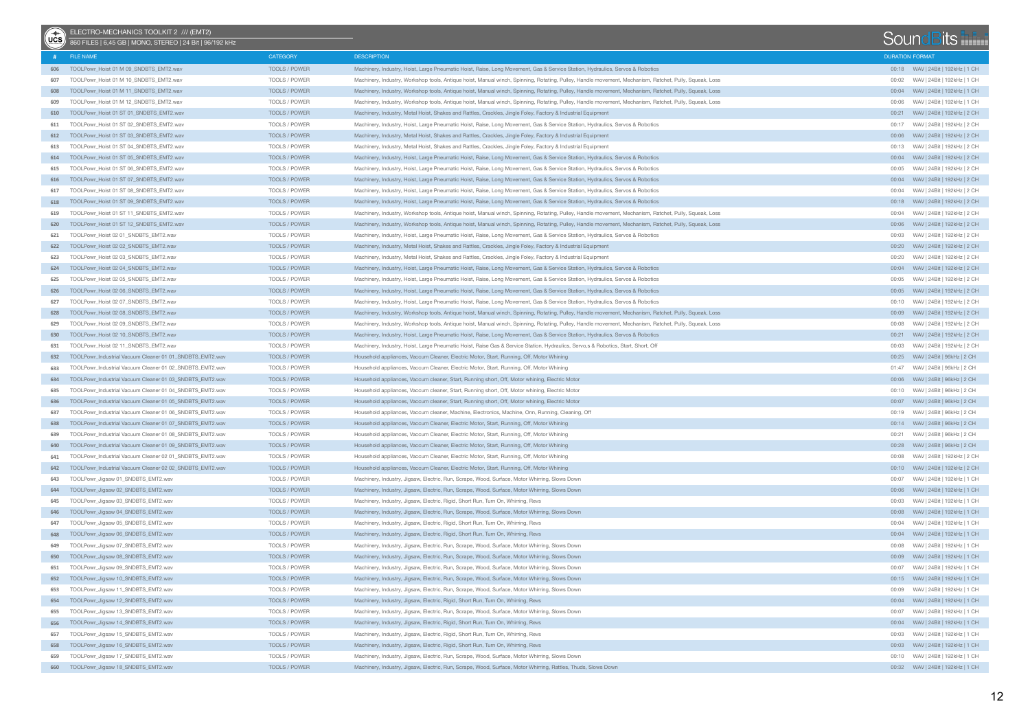# ELECTRO-MECHANICS TOOLKIT 2 /// (EMT2)

860 FILES | 6,45 GB | MONO, STEREO | 24 Bit | 96/192 kHz

| # | FILE NAME | CATEGORY | DESCRIPTION | DURATION | FORMAT |
|---|---|---|---|---|---|
| 606 | TOOLPowr_Hoist 01 M 09_SNDBTS_EMT2.wav | TOOLS / POWER | Machinery, Industry, Hoist, Large Pneumatic Hoist, Raise, Long Movement, Gas & Service Station, Hydraulics, Servos & Robotics | 00:18 | WAV \| 24Bit \| 192kHz \| 1 CH |
| 607 | TOOLPowr_Hoist 01 M 10_SNDBTS_EMT2.wav | TOOLS / POWER | Machinery, Industry, Workshop tools, Antique hoist, Manual winch, Spinning, Rotating, Pulley, Handle movement, Mechanism, Ratchet, Pully, Squeak, Loss | 00:02 | WAV \| 24Bit \| 192kHz \| 1 CH |
| 608 | TOOLPowr_Hoist 01 M 11_SNDBTS_EMT2.wav | TOOLS / POWER | Machinery, Industry, Workshop tools, Antique hoist, Manual winch, Spinning, Rotating, Pulley, Handle movement, Mechanism, Ratchet, Pully, Squeak, Loss | 00:04 | WAV \| 24Bit \| 192kHz \| 1 CH |
| 609 | TOOLPowr_Hoist 01 M 12_SNDBTS_EMT2.wav | TOOLS / POWER | Machinery, Industry, Workshop tools, Antique hoist, Manual winch, Spinning, Rotating, Pulley, Handle movement, Mechanism, Ratchet, Pully, Squeak, Loss | 00:06 | WAV \| 24Bit \| 192kHz \| 1 CH |
| 610 | TOOLPowr_Hoist 01 ST 01_SNDBTS_EMT2.wav | TOOLS / POWER | Machinery, Industry, Metal Hoist, Shakes and Rattles, Crackles, Jingle Foley, Factory & Industrial Equipment | 00:21 | WAV \| 24Bit \| 192kHz \| 2 CH |
| 611 | TOOLPowr_Hoist 01 ST 02_SNDBTS_EMT2.wav | TOOLS / POWER | Machinery, Industry, Hoist, Large Pneumatic Hoist, Raise, Long Movement, Gas & Service Station, Hydraulics, Servos & Robotics | 00:17 | WAV \| 24Bit \| 192kHz \| 2 CH |
| 612 | TOOLPowr_Hoist 01 ST 03_SNDBTS_EMT2.wav | TOOLS / POWER | Machinery, Industry, Metal Hoist, Shakes and Rattles, Crackles, Jingle Foley, Factory & Industrial Equipment | 00:06 | WAV \| 24Bit \| 192kHz \| 2 CH |
| 613 | TOOLPowr_Hoist 01 ST 04_SNDBTS_EMT2.wav | TOOLS / POWER | Machinery, Industry, Metal Hoist, Shakes and Rattles, Crackles, Jingle Foley, Factory & Industrial Equipment | 00:13 | WAV \| 24Bit \| 192kHz \| 2 CH |
| 614 | TOOLPowr_Hoist 01 ST 05_SNDBTS_EMT2.wav | TOOLS / POWER | Machinery, Industry, Hoist, Large Pneumatic Hoist, Raise, Long Movement, Gas & Service Station, Hydraulics, Servos & Robotics | 00:04 | WAV \| 24Bit \| 192kHz \| 2 CH |
| 615 | TOOLPowr_Hoist 01 ST 06_SNDBTS_EMT2.wav | TOOLS / POWER | Machinery, Industry, Hoist, Large Pneumatic Hoist, Raise, Long Movement, Gas & Service Station, Hydraulics, Servos & Robotics | 00:05 | WAV \| 24Bit \| 192kHz \| 2 CH |
| 616 | TOOLPowr_Hoist 01 ST 07_SNDBTS_EMT2.wav | TOOLS / POWER | Machinery, Industry, Hoist, Large Pneumatic Hoist, Raise, Long Movement, Gas & Service Station, Hydraulics, Servos & Robotics | 00:04 | WAV \| 24Bit \| 192kHz \| 2 CH |
| 617 | TOOLPowr_Hoist 01 ST 08_SNDBTS_EMT2.wav | TOOLS / POWER | Machinery, Industry, Hoist, Large Pneumatic Hoist, Raise, Long Movement, Gas & Service Station, Hydraulics, Servos & Robotics | 00:04 | WAV \| 24Bit \| 192kHz \| 2 CH |
| 618 | TOOLPowr_Hoist 01 ST 09_SNDBTS_EMT2.wav | TOOLS / POWER | Machinery, Industry, Hoist, Large Pneumatic Hoist, Raise, Long Movement, Gas & Service Station, Hydraulics, Servos & Robotics | 00:18 | WAV \| 24Bit \| 192kHz \| 2 CH |
| 619 | TOOLPowr_Hoist 01 ST 11_SNDBTS_EMT2.wav | TOOLS / POWER | Machinery, Industry, Workshop tools, Antique hoist, Manual winch, Spinning, Rotating, Pulley, Handle movement, Mechanism, Ratchet, Pully, Squeak, Loss | 00:04 | WAV \| 24Bit \| 192kHz \| 2 CH |
| 620 | TOOLPowr_Hoist 01 ST 12_SNDBTS_EMT2.wav | TOOLS / POWER | Machinery, Industry, Workshop tools, Antique hoist, Manual winch, Spinning, Rotating, Pulley, Handle movement, Mechanism, Ratchet, Pully, Squeak, Loss | 00:06 | WAV \| 24Bit \| 192kHz \| 2 CH |
| 621 | TOOLPowr_Hoist 02 01_SNDBTS_EMT2.wav | TOOLS / POWER | Machinery, Industry, Hoist, Large Pneumatic Hoist, Raise, Long Movement, Gas & Service Station, Hydraulics, Servos & Robotics | 00:03 | WAV \| 24Bit \| 192kHz \| 2 CH |
| 622 | TOOLPowr_Hoist 02 02_SNDBTS_EMT2.wav | TOOLS / POWER | Machinery, Industry, Metal Hoist, Shakes and Rattles, Crackles, Jingle Foley, Factory & Industrial Equipment | 00:20 | WAV \| 24Bit \| 192kHz \| 2 CH |
| 623 | TOOLPowr_Hoist 02 03_SNDBTS_EMT2.wav | TOOLS / POWER | Machinery, Industry, Metal Hoist, Shakes and Rattles, Crackles, Jingle Foley, Factory & Industrial Equipment | 00:20 | WAV \| 24Bit \| 192kHz \| 2 CH |
| 624 | TOOLPowr_Hoist 02 04_SNDBTS_EMT2.wav | TOOLS / POWER | Machinery, Industry, Hoist, Large Pneumatic Hoist, Raise, Long Movement, Gas & Service Station, Hydraulics, Servos & Robotics | 00:04 | WAV \| 24Bit \| 192kHz \| 2 CH |
| 625 | TOOLPowr_Hoist 02 05_SNDBTS_EMT2.wav | TOOLS / POWER | Machinery, Industry, Hoist, Large Pneumatic Hoist, Raise, Long Movement, Gas & Service Station, Hydraulics, Servos & Robotics | 00:05 | WAV \| 24Bit \| 192kHz \| 2 CH |
| 626 | TOOLPowr_Hoist 02 06_SNDBTS_EMT2.wav | TOOLS / POWER | Machinery, Industry, Hoist, Large Pneumatic Hoist, Raise, Long Movement, Gas & Service Station, Hydraulics, Servos & Robotics | 00:05 | WAV \| 24Bit \| 192kHz \| 2 CH |
| 627 | TOOLPowr_Hoist 02 07_SNDBTS_EMT2.wav | TOOLS / POWER | Machinery, Industry, Hoist, Large Pneumatic Hoist, Raise, Long Movement, Gas & Service Station, Hydraulics, Servos & Robotics | 00:10 | WAV \| 24Bit \| 192kHz \| 2 CH |
| 628 | TOOLPowr_Hoist 02 08_SNDBTS_EMT2.wav | TOOLS / POWER | Machinery, Industry, Workshop tools, Antique hoist, Manual winch, Spinning, Rotating, Pulley, Handle movement, Mechanism, Ratchet, Pully, Squeak, Loss | 00:09 | WAV \| 24Bit \| 192kHz \| 2 CH |
| 629 | TOOLPowr_Hoist 02 09_SNDBTS_EMT2.wav | TOOLS / POWER | Machinery, Industry, Workshop tools, Antique hoist, Manual winch, Spinning, Rotating, Pulley, Handle movement, Mechanism, Ratchet, Pully, Squeak, Loss | 00:08 | WAV \| 24Bit \| 192kHz \| 2 CH |
| 630 | TOOLPowr_Hoist 02 10_SNDBTS_EMT2.wav | TOOLS / POWER | Machinery, Industry, Hoist, Large Pneumatic Hoist, Raise, Long Movement, Gas & Service Station, Hydraulics, Servos & Robotics | 00:21 | WAV \| 24Bit \| 192kHz \| 2 CH |
| 631 | TOOLPowr_Hoist 02 11_SNDBTS_EMT2.wav | TOOLS / POWER | Machinery, Industry, Hoist, Large Pneumatic Hoist, Raise Gas & Service Station, Hydraulics, Servo,s & Robotics, Start, Short, Off | 00:03 | WAV \| 24Bit \| 192kHz \| 2 CH |
| 632 | TOOLPowr_Industrial Vacuum Cleaner 01 01_SNDBTS_EMT2.wav | TOOLS / POWER | Household appliances, Vaccum Cleaner, Electric Motor, Start, Running, Off, Motor Whining | 00:25 | WAV \| 24Bit \| 96kHz \| 2 CH |
| 633 | TOOLPowr_Industrial Vacuum Cleaner 01 02_SNDBTS_EMT2.wav | TOOLS / POWER | Household appliances, Vaccum Cleaner, Electric Motor, Start, Running, Off, Motor Whining | 01:47 | WAV \| 24Bit \| 96kHz \| 2 CH |
| 634 | TOOLPowr_Industrial Vacuum Cleaner 01 03_SNDBTS_EMT2.wav | TOOLS / POWER | Household appliances, Vaccum cleaner, Start, Running short, Off, Motor whining, Electric Motor | 00:06 | WAV \| 24Bit \| 96kHz \| 2 CH |
| 635 | TOOLPowr_Industrial Vacuum Cleaner 01 04_SNDBTS_EMT2.wav | TOOLS / POWER | Household appliances, Vaccum cleaner, Start, Running short, Off, Motor whining, Electric Motor | 00:10 | WAV \| 24Bit \| 96kHz \| 2 CH |
| 636 | TOOLPowr_Industrial Vacuum Cleaner 01 05_SNDBTS_EMT2.wav | TOOLS / POWER | Household appliances, Vaccum cleaner, Start, Running short, Off, Motor whining, Electric Motor | 00:07 | WAV \| 24Bit \| 96kHz \| 2 CH |
| 637 | TOOLPowr_Industrial Vacuum Cleaner 01 06_SNDBTS_EMT2.wav | TOOLS / POWER | Household appliances, Vaccum cleaner, Machine, Electronics, Machine, Onn, Running, Cleaning, Off | 00:19 | WAV \| 24Bit \| 96kHz \| 2 CH |
| 638 | TOOLPowr_Industrial Vacuum Cleaner 01 07_SNDBTS_EMT2.wav | TOOLS / POWER | Household appliances, Vaccum Cleaner, Electric Motor, Start, Running, Off, Motor Whining | 00:14 | WAV \| 24Bit \| 96kHz \| 2 CH |
| 639 | TOOLPowr_Industrial Vacuum Cleaner 01 08_SNDBTS_EMT2.wav | TOOLS / POWER | Household appliances, Vaccum Cleaner, Electric Motor, Start, Running, Off, Motor Whining | 00:21 | WAV \| 24Bit \| 96kHz \| 2 CH |
| 640 | TOOLPowr_Industrial Vacuum Cleaner 01 09_SNDBTS_EMT2.wav | TOOLS / POWER | Household appliances, Vaccum Cleaner, Electric Motor, Start, Running, Off, Motor Whining | 00:28 | WAV \| 24Bit \| 96kHz \| 2 CH |
| 641 | TOOLPowr_Industrial Vacuum Cleaner 02 01_SNDBTS_EMT2.wav | TOOLS / POWER | Household appliances, Vaccum Cleaner, Electric Motor, Start, Running, Off, Motor Whining | 00:08 | WAV \| 24Bit \| 192kHz \| 2 CH |
| 642 | TOOLPowr_Industrial Vacuum Cleaner 02 02_SNDBTS_EMT2.wav | TOOLS / POWER | Household appliances, Vaccum Cleaner, Electric Motor, Start, Running, Off, Motor Whining | 00:10 | WAV \| 24Bit \| 192kHz \| 2 CH |
| 643 | TOOLPowr_Jigsaw 01_SNDBTS_EMT2.wav | TOOLS / POWER | Machinery, Industry, Jigsaw, Electric, Run, Scrape, Wood, Surface, Motor Whirring, Slows Down | 00:07 | WAV \| 24Bit \| 192kHz \| 1 CH |
| 644 | TOOLPowr_Jigsaw 02_SNDBTS_EMT2.wav | TOOLS / POWER | Machinery, Industry, Jigsaw, Electric, Run, Scrape, Wood, Surface, Motor Whirring, Slows Down | 00:06 | WAV \| 24Bit \| 192kHz \| 1 CH |
| 645 | TOOLPowr_Jigsaw 03_SNDBTS_EMT2.wav | TOOLS / POWER | Machinery, Industry, Jigsaw, Electric, Rigid, Short Run, Turn On, Whirring, Revs | 00:03 | WAV \| 24Bit \| 192kHz \| 1 CH |
| 646 | TOOLPowr_Jigsaw 04_SNDBTS_EMT2.wav | TOOLS / POWER | Machinery, Industry, Jigsaw, Electric, Run, Scrape, Wood, Surface, Motor Whirring, Slows Down | 00:08 | WAV \| 24Bit \| 192kHz \| 1 CH |
| 647 | TOOLPowr_Jigsaw 05_SNDBTS_EMT2.wav | TOOLS / POWER | Machinery, Industry, Jigsaw, Electric, Rigid, Short Run, Turn On, Whirring, Revs | 00:04 | WAV \| 24Bit \| 192kHz \| 1 CH |
| 648 | TOOLPowr_Jigsaw 06_SNDBTS_EMT2.wav | TOOLS / POWER | Machinery, Industry, Jigsaw, Electric, Rigid, Short Run, Turn On, Whirring, Revs | 00:04 | WAV \| 24Bit \| 192kHz \| 1 CH |
| 649 | TOOLPowr_Jigsaw 07_SNDBTS_EMT2.wav | TOOLS / POWER | Machinery, Industry, Jigsaw, Electric, Run, Scrape, Wood, Surface, Motor Whirring, Slows Down | 00:08 | WAV \| 24Bit \| 192kHz \| 1 CH |
| 650 | TOOLPowr_Jigsaw 08_SNDBTS_EMT2.wav | TOOLS / POWER | Machinery, Industry, Jigsaw, Electric, Run, Scrape, Wood, Surface, Motor Whirring, Slows Down | 00:09 | WAV \| 24Bit \| 192kHz \| 1 CH |
| 651 | TOOLPowr_Jigsaw 09_SNDBTS_EMT2.wav | TOOLS / POWER | Machinery, Industry, Jigsaw, Electric, Run, Scrape, Wood, Surface, Motor Whirring, Slows Down | 00:07 | WAV \| 24Bit \| 192kHz \| 1 CH |
| 652 | TOOLPowr_Jigsaw 10_SNDBTS_EMT2.wav | TOOLS / POWER | Machinery, Industry, Jigsaw, Electric, Run, Scrape, Wood, Surface, Motor Whirring, Slows Down | 00:15 | WAV \| 24Bit \| 192kHz \| 1 CH |
| 653 | TOOLPowr_Jigsaw 11_SNDBTS_EMT2.wav | TOOLS / POWER | Machinery, Industry, Jigsaw, Electric, Run, Scrape, Wood, Surface, Motor Whirring, Slows Down | 00:09 | WAV \| 24Bit \| 192kHz \| 1 CH |
| 654 | TOOLPowr_Jigsaw 12_SNDBTS_EMT2.wav | TOOLS / POWER | Machinery, Industry, Jigsaw, Electric, Rigid, Short Run, Turn On, Whirring, Revs | 00:04 | WAV \| 24Bit \| 192kHz \| 1 CH |
| 655 | TOOLPowr_Jigsaw 13_SNDBTS_EMT2.wav | TOOLS / POWER | Machinery, Industry, Jigsaw, Electric, Run, Scrape, Wood, Surface, Motor Whirring, Slows Down | 00:07 | WAV \| 24Bit \| 192kHz \| 1 CH |
| 656 | TOOLPowr_Jigsaw 14_SNDBTS_EMT2.wav | TOOLS / POWER | Machinery, Industry, Jigsaw, Electric, Rigid, Short Run, Turn On, Whirring, Revs | 00:04 | WAV \| 24Bit \| 192kHz \| 1 CH |
| 657 | TOOLPowr_Jigsaw 15_SNDBTS_EMT2.wav | TOOLS / POWER | Machinery, Industry, Jigsaw, Electric, Rigid, Short Run, Turn On, Whirring, Revs | 00:03 | WAV \| 24Bit \| 192kHz \| 1 CH |
| 658 | TOOLPowr_Jigsaw 16_SNDBTS_EMT2.wav | TOOLS / POWER | Machinery, Industry, Jigsaw, Electric, Rigid, Short Run, Turn On, Whirring, Revs | 00:03 | WAV \| 24Bit \| 192kHz \| 1 CH |
| 659 | TOOLPowr_Jigsaw 17_SNDBTS_EMT2.wav | TOOLS / POWER | Machinery, Industry, Jigsaw, Electric, Run, Scrape, Wood, Surface, Motor Whirring, Slows Down | 00:10 | WAV \| 24Bit \| 192kHz \| 1 CH |
| 660 | TOOLPowr_Jigsaw 18_SNDBTS_EMT2.wav | TOOLS / POWER | Machinery, Industry, Jigsaw, Electric, Run, Scrape, Wood, Surface, Motor Whirring, Rattles, Thuds, Slows Down | 00:32 | WAV \| 24Bit \| 192kHz \| 1 CH |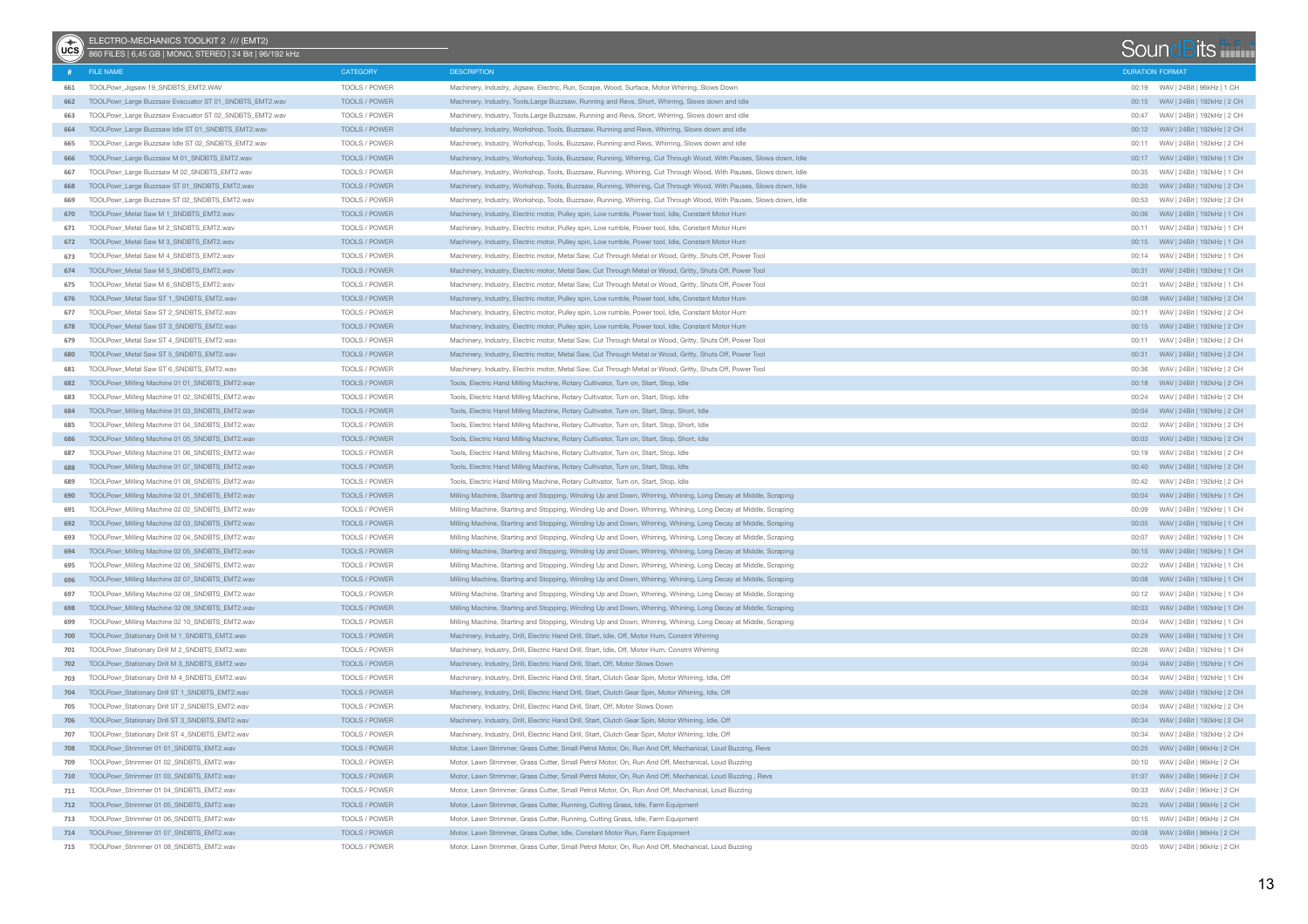ELECTRO-MECHANICS TOOLKIT 2 /// (EMT2)
860 FILES | 6,45 GB | MONO, STEREO | 24 Bit | 96/192 kHz

| # | FILE NAME | CATEGORY | DESCRIPTION | DURATION | FORMAT |
|---|---|---|---|---|---|
| 661 | TOOLPowr_Jigsaw 19_SNDBTS_EMT2.WAV | TOOLS / POWER | Machinery, Industry, Jigsaw, Electric, Run, Scrape, Wood, Surface, Motor Whirring, Slows Down | 00:19 | WAV \| 24Bit \| 96kHz \| 1 CH |
| 662 | TOOLPowr_Large Buzzsaw Evacuator ST 01_SNDBTS_EMT2.wav | TOOLS / POWER | Machinery, Industry, Tools,Large Buzzsaw, Running and Revs, Short, Whirring, Slows down and idle | 00:15 | WAV \| 24Bit \| 192kHz \| 2 CH |
| 663 | TOOLPowr_Large Buzzsaw Evacuator ST 02_SNDBTS_EMT2.wav | TOOLS / POWER | Machinery, Industry, Tools,Large Buzzsaw, Running and Revs, Short, Whirring, Slows down and idle | 00:47 | WAV \| 24Bit \| 192kHz \| 2 CH |
| 664 | TOOLPowr_Large Buzzsaw Idle ST 01_SNDBTS_EMT2.wav | TOOLS / POWER | Machinery, Industry, Workshop, Tools, Buzzsaw, Running and Revs, Whirring, Slows down and idle | 00:12 | WAV \| 24Bit \| 192kHz \| 2 CH |
| 665 | TOOLPowr_Large Buzzsaw Idle ST 02_SNDBTS_EMT2.wav | TOOLS / POWER | Machinery, Industry, Workshop, Tools, Buzzsaw, Running and Revs, Whirring, Slows down and idle | 00:11 | WAV \| 24Bit \| 192kHz \| 2 CH |
| 666 | TOOLPowr_Large Buzzsaw M 01_SNDBTS_EMT2.wav | TOOLS / POWER | Machinery, Industry, Workshop, Tools, Buzzsaw, Running, Whirring, Cut Through Wood, With Pauses, Slows down, Idle | 00:17 | WAV \| 24Bit \| 192kHz \| 1 CH |
| 667 | TOOLPowr_Large Buzzsaw M 02_SNDBTS_EMT2.wav | TOOLS / POWER | Machinery, Industry, Workshop, Tools, Buzzsaw, Running, Whirring, Cut Through Wood, With Pauses, Slows down, Idle | 00:35 | WAV \| 24Bit \| 192kHz \| 1 CH |
| 668 | TOOLPowr_Large Buzzsaw ST 01_SNDBTS_EMT2.wav | TOOLS / POWER | Machinery, Industry, Workshop, Tools, Buzzsaw, Running, Whirring, Cut Through Wood, With Pauses, Slows down, Idle | 00:20 | WAV \| 24Bit \| 192kHz \| 2 CH |
| 669 | TOOLPowr_Large Buzzsaw ST 02_SNDBTS_EMT2.wav | TOOLS / POWER | Machinery, Industry, Workshop, Tools, Buzzsaw, Running, Whirring, Cut Through Wood, With Pauses, Slows down, Idle | 00:53 | WAV \| 24Bit \| 192kHz \| 2 CH |
| 670 | TOOLPowr_Metal Saw M 1_SNDBTS_EMT2.wav | TOOLS / POWER | Machinery, Industry, Electric motor, Pulley spin, Low rumble, Power tool, Idle, Constant Motor Hum | 00:06 | WAV \| 24Bit \| 192kHz \| 1 CH |
| 671 | TOOLPowr_Metal Saw M 2_SNDBTS_EMT2.wav | TOOLS / POWER | Machinery, Industry, Electric motor, Pulley spin, Low rumble, Power tool, Idle, Constant Motor Hum | 00:11 | WAV \| 24Bit \| 192kHz \| 1 CH |
| 672 | TOOLPowr_Metal Saw M 3_SNDBTS_EMT2.wav | TOOLS / POWER | Machinery, Industry, Electric motor, Pulley spin, Low rumble, Power tool, Idle, Constant Motor Hum | 00:15 | WAV \| 24Bit \| 192kHz \| 1 CH |
| 673 | TOOLPowr_Metal Saw M 4_SNDBTS_EMT2.wav | TOOLS / POWER | Machinery, Industry, Electric motor, Metal Saw, Cut Through Metal or Wood, Gritty, Shuts Off, Power Tool | 00:14 | WAV \| 24Bit \| 192kHz \| 1 CH |
| 674 | TOOLPowr_Metal Saw M 5_SNDBTS_EMT2.wav | TOOLS / POWER | Machinery, Industry, Electric motor, Metal Saw, Cut Through Metal or Wood, Gritty, Shuts Off, Power Tool | 00:31 | WAV \| 24Bit \| 192kHz \| 1 CH |
| 675 | TOOLPowr_Metal Saw M 6_SNDBTS_EMT2.wav | TOOLS / POWER | Machinery, Industry, Electric motor, Metal Saw, Cut Through Metal or Wood, Gritty, Shuts Off, Power Tool | 00:31 | WAV \| 24Bit \| 192kHz \| 1 CH |
| 676 | TOOLPowr_Metal Saw ST 1_SNDBTS_EMT2.wav | TOOLS / POWER | Machinery, Industry, Electric motor, Pulley spin, Low rumble, Power tool, Idle, Constant Motor Hum | 00:08 | WAV \| 24Bit \| 192kHz \| 2 CH |
| 677 | TOOLPowr_Metal Saw ST 2_SNDBTS_EMT2.wav | TOOLS / POWER | Machinery, Industry, Electric motor, Pulley spin, Low rumble, Power tool, Idle, Constant Motor Hum | 00:11 | WAV \| 24Bit \| 192kHz \| 2 CH |
| 678 | TOOLPowr_Metal Saw ST 3_SNDBTS_EMT2.wav | TOOLS / POWER | Machinery, Industry, Electric motor, Pulley spin, Low rumble, Power tool, Idle, Constant Motor Hum | 00:15 | WAV \| 24Bit \| 192kHz \| 2 CH |
| 679 | TOOLPowr_Metal Saw ST 4_SNDBTS_EMT2.wav | TOOLS / POWER | Machinery, Industry, Electric motor, Metal Saw, Cut Through Metal or Wood, Gritty, Shuts Off, Power Tool | 00:11 | WAV \| 24Bit \| 192kHz \| 2 CH |
| 680 | TOOLPowr_Metal Saw ST 5_SNDBTS_EMT2.wav | TOOLS / POWER | Machinery, Industry, Electric motor, Metal Saw, Cut Through Metal or Wood, Gritty, Shuts Off, Power Tool | 00:31 | WAV \| 24Bit \| 192kHz \| 2 CH |
| 681 | TOOLPowr_Metal Saw ST 6_SNDBTS_EMT2.wav | TOOLS / POWER | Machinery, Industry, Electric motor, Metal Saw, Cut Through Metal or Wood, Gritty, Shuts Off, Power Tool | 00:36 | WAV \| 24Bit \| 192kHz \| 2 CH |
| 682 | TOOLPowr_Milling Machine 01 01_SNDBTS_EMT2.wav | TOOLS / POWER | Tools, Electric Hand Milling Machine, Rotary Cultivator, Turn on, Start, Stop, Idle | 00:18 | WAV \| 24Bit \| 192kHz \| 2 CH |
| 683 | TOOLPowr_Milling Machine 01 02_SNDBTS_EMT2.wav | TOOLS / POWER | Tools, Electric Hand Milling Machine, Rotary Cultivator, Turn on, Start, Stop, Idle | 00:24 | WAV \| 24Bit \| 192kHz \| 2 CH |
| 684 | TOOLPowr_Milling Machine 01 03_SNDBTS_EMT2.wav | TOOLS / POWER | Tools, Electric Hand Milling Machine, Rotary Cultivator, Turn on, Start, Stop, Short, Idle | 00:04 | WAV \| 24Bit \| 192kHz \| 2 CH |
| 685 | TOOLPowr_Milling Machine 01 04_SNDBTS_EMT2.wav | TOOLS / POWER | Tools, Electric Hand Milling Machine, Rotary Cultivator, Turn on, Start, Stop, Short, Idle | 00:02 | WAV \| 24Bit \| 192kHz \| 2 CH |
| 686 | TOOLPowr_Milling Machine 01 05_SNDBTS_EMT2.wav | TOOLS / POWER | Tools, Electric Hand Milling Machine, Rotary Cultivator, Turn on, Start, Stop, Short, Idle | 00:03 | WAV \| 24Bit \| 192kHz \| 2 CH |
| 687 | TOOLPowr_Milling Machine 01 06_SNDBTS_EMT2.wav | TOOLS / POWER | Tools, Electric Hand Milling Machine, Rotary Cultivator, Turn on, Start, Stop, Idle | 00:19 | WAV \| 24Bit \| 192kHz \| 2 CH |
| 688 | TOOLPowr_Milling Machine 01 07_SNDBTS_EMT2.wav | TOOLS / POWER | Tools, Electric Hand Milling Machine, Rotary Cultivator, Turn on, Start, Stop, Idle | 00:40 | WAV \| 24Bit \| 192kHz \| 2 CH |
| 689 | TOOLPowr_Milling Machine 01 08_SNDBTS_EMT2.wav | TOOLS / POWER | Tools, Electric Hand Milling Machine, Rotary Cultivator, Turn on, Start, Stop, Idle | 00:42 | WAV \| 24Bit \| 192kHz \| 2 CH |
| 690 | TOOLPowr_Milling Machine 02 01_SNDBTS_EMT2.wav | TOOLS / POWER | Milling Machine, Starting and Stopping, Winding Up and Down, Whirring, Whining, Long Decay at Middle, Scraping | 00:04 | WAV \| 24Bit \| 192kHz \| 1 CH |
| 691 | TOOLPowr_Milling Machine 02 02_SNDBTS_EMT2.wav | TOOLS / POWER | Milling Machine, Starting and Stopping, Winding Up and Down, Whirring, Whining, Long Decay at Middle, Scraping | 00:09 | WAV \| 24Bit \| 192kHz \| 1 CH |
| 692 | TOOLPowr_Milling Machine 02 03_SNDBTS_EMT2.wav | TOOLS / POWER | Milling Machine, Starting and Stopping, Winding Up and Down, Whirring, Whining, Long Decay at Middle, Scraping | 00:05 | WAV \| 24Bit \| 192kHz \| 1 CH |
| 693 | TOOLPowr_Milling Machine 02 04_SNDBTS_EMT2.wav | TOOLS / POWER | Milling Machine, Starting and Stopping, Winding Up and Down, Whirring, Whining, Long Decay at Middle, Scraping | 00:07 | WAV \| 24Bit \| 192kHz \| 1 CH |
| 694 | TOOLPowr_Milling Machine 02 05_SNDBTS_EMT2.wav | TOOLS / POWER | Milling Machine, Starting and Stopping, Winding Up and Down, Whirring, Whining, Long Decay at Middle, Scraping | 00:15 | WAV \| 24Bit \| 192kHz \| 1 CH |
| 695 | TOOLPowr_Milling Machine 02 06_SNDBTS_EMT2.wav | TOOLS / POWER | Milling Machine, Starting and Stopping, Winding Up and Down, Whirring, Whining, Long Decay at Middle, Scraping | 00:22 | WAV \| 24Bit \| 192kHz \| 1 CH |
| 696 | TOOLPowr_Milling Machine 02 07_SNDBTS_EMT2.wav | TOOLS / POWER | Milling Machine, Starting and Stopping, Winding Up and Down, Whirring, Whining, Long Decay at Middle, Scraping | 00:08 | WAV \| 24Bit \| 192kHz \| 1 CH |
| 697 | TOOLPowr_Milling Machine 02 08_SNDBTS_EMT2.wav | TOOLS / POWER | Milling Machine, Starting and Stopping, Winding Up and Down, Whirring, Whining, Long Decay at Middle, Scraping | 00:12 | WAV \| 24Bit \| 192kHz \| 1 CH |
| 698 | TOOLPowr_Milling Machine 02 09_SNDBTS_EMT2.wav | TOOLS / POWER | Milling Machine, Starting and Stopping, Winding Up and Down, Whirring, Whining, Long Decay at Middle, Scraping | 00:03 | WAV \| 24Bit \| 192kHz \| 1 CH |
| 699 | TOOLPowr_Milling Machine 02 10_SNDBTS_EMT2.wav | TOOLS / POWER | Milling Machine, Starting and Stopping, Winding Up and Down, Whirring, Whining, Long Decay at Middle, Scraping | 00:04 | WAV \| 24Bit \| 192kHz \| 1 CH |
| 700 | TOOLPowr_Stationary Drill M 1_SNDBTS_EMT2.wav | TOOLS / POWER | Machinery, Industry, Drill, Electric Hand Drill, Start, Idle, Off, Motor Hum, Constnt Whirring | 00:29 | WAV \| 24Bit \| 192kHz \| 1 CH |
| 701 | TOOLPowr_Stationary Drill M 2_SNDBTS_EMT2.wav | TOOLS / POWER | Machinery, Industry, Drill, Electric Hand Drill, Start, Idle, Off, Motor Hum, Constnt Whirring | 00:26 | WAV \| 24Bit \| 192kHz \| 1 CH |
| 702 | TOOLPowr_Stationary Drill M 3_SNDBTS_EMT2.wav | TOOLS / POWER | Machinery, Industry, Drill, Electric Hand Drill, Start, Off, Motor Slows Down | 00:04 | WAV \| 24Bit \| 192kHz \| 1 CH |
| 703 | TOOLPowr_Stationary Drill M 4_SNDBTS_EMT2.wav | TOOLS / POWER | Machinery, Industry, Drill, Electric Hand Drill, Start, Clutch Gear Spin, Motor Whirring, Idle, Off | 00:34 | WAV \| 24Bit \| 192kHz \| 1 CH |
| 704 | TOOLPowr_Stationary Drill ST 1_SNDBTS_EMT2.wav | TOOLS / POWER | Machinery, Industry, Drill, Electric Hand Drill, Start, Clutch Gear Spin, Motor Whirring, Idle, Off | 00:26 | WAV \| 24Bit \| 192kHz \| 2 CH |
| 705 | TOOLPowr_Stationary Drill ST 2_SNDBTS_EMT2.wav | TOOLS / POWER | Machinery, Industry, Drill, Electric Hand Drill, Start, Off, Motor Slows Down | 00:04 | WAV \| 24Bit \| 192kHz \| 2 CH |
| 706 | TOOLPowr_Stationary Drill ST 3_SNDBTS_EMT2.wav | TOOLS / POWER | Machinery, Industry, Drill, Electric Hand Drill, Start, Clutch Gear Spin, Motor Whirring, Idle, Off | 00:34 | WAV \| 24Bit \| 192kHz \| 2 CH |
| 707 | TOOLPowr_Stationary Drill ST 4_SNDBTS_EMT2.wav | TOOLS / POWER | Machinery, Industry, Drill, Electric Hand Drill, Start, Clutch Gear Spin, Motor Whirring, Idle, Off | 00:34 | WAV \| 24Bit \| 192kHz \| 2 CH |
| 708 | TOOLPowr_Strimmer 01 01_SNDBTS_EMT2.wav | TOOLS / POWER | Motor, Lawn Strimmer, Grass Cutter, Small Petrol Motor, On, Run And Off, Mechanical, Loud Buzzing, Revs | 00:25 | WAV \| 24Bit \| 96kHz \| 2 CH |
| 709 | TOOLPowr_Strimmer 01 02_SNDBTS_EMT2.wav | TOOLS / POWER | Motor, Lawn Strimmer, Grass Cutter, Small Petrol Motor, On, Run And Off, Mechanical, Loud Buzzing | 00:10 | WAV \| 24Bit \| 96kHz \| 2 CH |
| 710 | TOOLPowr_Strimmer 01 03_SNDBTS_EMT2.wav | TOOLS / POWER | Motor, Lawn Strimmer, Grass Cutter, Small Petrol Motor, On, Run And Off, Mechanical, Loud Buzzing , Revs | 01:07 | WAV \| 24Bit \| 96kHz \| 2 CH |
| 711 | TOOLPowr_Strimmer 01 04_SNDBTS_EMT2.wav | TOOLS / POWER | Motor, Lawn Strimmer, Grass Cutter, Small Petrol Motor, On, Run And Off, Mechanical, Loud Buzzing | 00:33 | WAV \| 24Bit \| 96kHz \| 2 CH |
| 712 | TOOLPowr_Strimmer 01 05_SNDBTS_EMT2.wav | TOOLS / POWER | Motor, Lawn Strimmer, Grass Cutter, Running, Cutting Grass, Idle, Farm Equipment | 00:25 | WAV \| 24Bit \| 96kHz \| 2 CH |
| 713 | TOOLPowr_Strimmer 01 06_SNDBTS_EMT2.wav | TOOLS / POWER | Motor, Lawn Strimmer, Grass Cutter, Running, Cutting Grass, Idle, Farm Equipment | 00:15 | WAV \| 24Bit \| 96kHz \| 2 CH |
| 714 | TOOLPowr_Strimmer 01 07_SNDBTS_EMT2.wav | TOOLS / POWER | Motor, Lawn Strimmer, Grass Cutter, Idle, Constant Motor Run, Farm Equipment | 00:08 | WAV \| 24Bit \| 96kHz \| 2 CH |
| 715 | TOOLPowr_Strimmer 01 08_SNDBTS_EMT2.wav | TOOLS / POWER | Motor, Lawn Strimmer, Grass Cutter, Small Petrol Motor, On, Run And Off, Mechanical, Loud Buzzing | 00:05 | WAV \| 24Bit \| 96kHz \| 2 CH |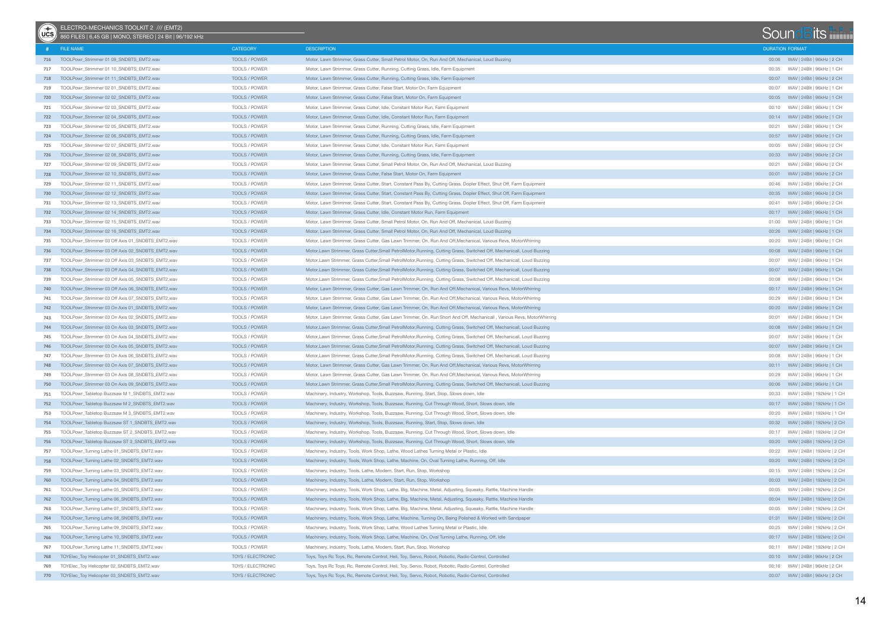ELECTRO-MECHANICS TOOLKIT 2 /// (EMT2)

860 FILES | 6,45 GB | MONO, STEREO | 24 Bit | 96/192 kHz

| # | FILE NAME | CATEGORY | DESCRIPTION | DURATION | FORMAT |
|---|---|---|---|---|---|
| 716 | TOOLPowr_Strimmer 01 09_SNDBTS_EMT2.wav | TOOLS / POWER | Motor, Lawn Strimmer, Grass Cutter, Small Petrol Motor, On, Run And Off, Mechanical, Loud Buzzing | 00:06 | WAV \| 24Bit \| 96kHz \| 2 CH |
| 717 | TOOLPowr_Strimmer 01 10_SNDBTS_EMT2.wav | TOOLS / POWER | Motor, Lawn Strimmer, Grass Cutter, Running, Cutting Grass, Idle, Farm Equipment | 00:35 | WAV \| 24Bit \| 96kHz \| 1 CH |
| 718 | TOOLPowr_Strimmer 01 11_SNDBTS_EMT2.wav | TOOLS / POWER | Motor, Lawn Strimmer, Grass Cutter, Running, Cutting Grass, Idle, Farm Equipment | 00:07 | WAV \| 24Bit \| 96kHz \| 2 CH |
| 719 | TOOLPowr_Strimmer 02 01_SNDBTS_EMT2.wav | TOOLS / POWER | Motor, Lawn Strimmer, Grass Cutter, False Start, Motor On, Farm Equipment | 00:07 | WAV \| 24Bit \| 96kHz \| 1 CH |
| 720 | TOOLPowr_Strimmer 02 02_SNDBTS_EMT2.wav | TOOLS / POWER | Motor, Lawn Strimmer, Grass Cutter, False Start, Motor On, Farm Equipment | 00:05 | WAV \| 24Bit \| 96kHz \| 1 CH |
| 721 | TOOLPowr_Strimmer 02 03_SNDBTS_EMT2.wav | TOOLS / POWER | Motor, Lawn Strimmer, Grass Cutter, Idle, Constant Motor Run, Farm Equipment | 00:10 | WAV \| 24Bit \| 96kHz \| 1 CH |
| 722 | TOOLPowr_Strimmer 02 04_SNDBTS_EMT2.wav | TOOLS / POWER | Motor, Lawn Strimmer, Grass Cutter, Idle, Constant Motor Run, Farm Equipment | 00:14 | WAV \| 24Bit \| 96kHz \| 1 CH |
| 723 | TOOLPowr_Strimmer 02 05_SNDBTS_EMT2.wav | TOOLS / POWER | Motor, Lawn Strimmer, Grass Cutter, Running, Cutting Grass, Idle, Farm Equipment | 00:21 | WAV \| 24Bit \| 96kHz \| 1 CH |
| 724 | TOOLPowr_Strimmer 02 06_SNDBTS_EMT2.wav | TOOLS / POWER | Motor, Lawn Strimmer, Grass Cutter, Running, Cutting Grass, Idle, Farm Equipment | 00:57 | WAV \| 24Bit \| 96kHz \| 1 CH |
| 725 | TOOLPowr_Strimmer 02 07_SNDBTS_EMT2.wav | TOOLS / POWER | Motor, Lawn Strimmer, Grass Cutter, Idle, Constant Motor Run, Farm Equipment | 00:05 | WAV \| 24Bit \| 96kHz \| 2 CH |
| 726 | TOOLPowr_Strimmer 02 08_SNDBTS_EMT2.wav | TOOLS / POWER | Motor, Lawn Strimmer, Grass Cutter, Running, Cutting Grass, Idle, Farm Equipment | 00:33 | WAV \| 24Bit \| 96kHz \| 2 CH |
| 727 | TOOLPowr_Strimmer 02 09_SNDBTS_EMT2.wav | TOOLS / POWER | Motor, Lawn Strimmer, Grass Cutter, Small Petrol Motor, On, Run And Off, Mechanical, Loud Buzzing | 00:21 | WAV \| 24Bit \| 96kHz \| 2 CH |
| 728 | TOOLPowr_Strimmer 02 10_SNDBTS_EMT2.wav | TOOLS / POWER | Motor, Lawn Strimmer, Grass Cutter, False Start, Motor On, Farm Equipment | 00:01 | WAV \| 24Bit \| 96kHz \| 2 CH |
| 729 | TOOLPowr_Strimmer 02 11_SNDBTS_EMT2.wav | TOOLS / POWER | Motor, Lawn Strimmer, Grass Cutter, Start, Constant Pass By, Cutting Grass, Dopler Effect, Shut Off, Farm Equipment | 00:46 | WAV \| 24Bit \| 96kHz \| 2 CH |
| 730 | TOOLPowr_Strimmer 02 12_SNDBTS_EMT2.wav | TOOLS / POWER | Motor, Lawn Strimmer, Grass Cutter, Start, Constant Pass By, Cutting Grass, Dopler Effect, Shut Off, Farm Equipment | 00:35 | WAV \| 24Bit \| 96kHz \| 2 CH |
| 731 | TOOLPowr_Strimmer 02 13_SNDBTS_EMT2.wav | TOOLS / POWER | Motor, Lawn Strimmer, Grass Cutter, Start, Constant Pass By, Cutting Grass, Dopler Effect, Shut Off, Farm Equipment | 00:41 | WAV \| 24Bit \| 96kHz \| 2 CH |
| 732 | TOOLPowr_Strimmer 02 14_SNDBTS_EMT2.wav | TOOLS / POWER | Motor, Lawn Strimmer, Grass Cutter, Idle, Constant Motor Run, Farm Equipment | 00:17 | WAV \| 24Bit \| 96kHz \| 1 CH |
| 733 | TOOLPowr_Strimmer 02 15_SNDBTS_EMT2.wav | TOOLS / POWER | Motor, Lawn Strimmer, Grass Cutter, Small Petrol Motor, On, Run And Off, Mechanical, Loud Buzzing | 01:00 | WAV \| 24Bit \| 96kHz \| 1 CH |
| 734 | TOOLPowr_Strimmer 02 16_SNDBTS_EMT2.wav | TOOLS / POWER | Motor, Lawn Strimmer, Grass Cutter, Small Petrol Motor, On, Run And Off, Mechanical, Loud Buzzing | 00:26 | WAV \| 24Bit \| 96kHz \| 1 CH |
| 735 | TOOLPowr_Strimmer 03 Off Axis 01_SNDBTS_EMT2.wav | TOOLS / POWER | Motor, Lawn Strimmer, Grass Cutter, Gas Lawn Trimmer, On, Run And Off,Mechanical, Various Revs, MotorWhirring | 00:20 | WAV \| 24Bit \| 96kHz \| 1 CH |
| 736 | TOOLPowr_Strimmer 03 Off Axis 02_SNDBTS_EMT2.wav | TOOLS / POWER | Motor,Lawn Strimmer, Grass Cutter,Small PetrolMotor,Running, Cutting Grass, Switched Off, Mechanicall, Loud Buzzing | 00:08 | WAV \| 24Bit \| 96kHz \| 1 CH |
| 737 | TOOLPowr_Strimmer 03 Off Axis 03_SNDBTS_EMT2.wav | TOOLS / POWER | Motor,Lawn Strimmer, Grass Cutter,Small PetrolMotor,Running, Cutting Grass, Switched Off, Mechanicall, Loud Buzzing | 00:07 | WAV \| 24Bit \| 96kHz \| 1 CH |
| 738 | TOOLPowr_Strimmer 03 Off Axis 04_SNDBTS_EMT2.wav | TOOLS / POWER | Motor,Lawn Strimmer, Grass Cutter,Small PetrolMotor,Running, Cutting Grass, Switched Off, Mechanicall, Loud Buzzing | 00:07 | WAV \| 24Bit \| 96kHz \| 1 CH |
| 739 | TOOLPowr_Strimmer 03 Off Axis 05_SNDBTS_EMT2.wav | TOOLS / POWER | Motor,Lawn Strimmer, Grass Cutter,Small PetrolMotor,Running, Cutting Grass, Switched Off, Mechanicall, Loud Buzzing | 00:08 | WAV \| 24Bit \| 96kHz \| 1 CH |
| 740 | TOOLPowr_Strimmer 03 Off Axis 06_SNDBTS_EMT2.wav | TOOLS / POWER | Motor, Lawn Strimmer, Grass Cutter, Gas Lawn Trimmer, On, Run And Off,Mechanical, Various Revs, MotorWhirring | 00:17 | WAV \| 24Bit \| 96kHz \| 1 CH |
| 741 | TOOLPowr_Strimmer 03 Off Axis 07_SNDBTS_EMT2.wav | TOOLS / POWER | Motor, Lawn Strimmer, Grass Cutter, Gas Lawn Trimmer, On, Run And Off,Mechanical, Various Revs, MotorWhirring | 00:29 | WAV \| 24Bit \| 96kHz \| 1 CH |
| 742 | TOOLPowr_Strimmer 03 On Axis 01_SNDBTS_EMT2.wav | TOOLS / POWER | Motor, Lawn Strimmer, Grass Cutter, Gas Lawn Trimmer, On, Run And Off,Mechanical, Various Revs, MotorWhirring | 00:20 | WAV \| 24Bit \| 96kHz \| 1 CH |
| 743 | TOOLPowr_Strimmer 03 On Axis 02_SNDBTS_EMT2.wav | TOOLS / POWER | Motor, Lawn Strimmer, Grass Cutter, Gas Lawn Trimmer, On, Run Short And Off, Mechanicall , Various Revs, MotorWhirring | 00:01 | WAV \| 24Bit \| 96kHz \| 1 CH |
| 744 | TOOLPowr_Strimmer 03 On Axis 03_SNDBTS_EMT2.wav | TOOLS / POWER | Motor,Lawn Strimmer, Grass Cutter,Small PetrolMotor,Running, Cutting Grass, Switched Off, Mechanicall, Loud Buzzing | 00:08 | WAV \| 24Bit \| 96kHz \| 1 CH |
| 745 | TOOLPowr_Strimmer 03 On Axis 04_SNDBTS_EMT2.wav | TOOLS / POWER | Motor,Lawn Strimmer, Grass Cutter,Small PetrolMotor,Running, Cutting Grass, Switched Off, Mechanicall, Loud Buzzing | 00:07 | WAV \| 24Bit \| 96kHz \| 1 CH |
| 746 | TOOLPowr_Strimmer 03 On Axis 05_SNDBTS_EMT2.wav | TOOLS / POWER | Motor,Lawn Strimmer, Grass Cutter,Small PetrolMotor,Running, Cutting Grass, Switched Off, Mechanicall, Loud Buzzing | 00:07 | WAV \| 24Bit \| 96kHz \| 1 CH |
| 747 | TOOLPowr_Strimmer 03 On Axis 06_SNDBTS_EMT2.wav | TOOLS / POWER | Motor,Lawn Strimmer, Grass Cutter,Small PetrolMotor,Running, Cutting Grass, Switched Off, Mechanicall, Loud Buzzing | 00:08 | WAV \| 24Bit \| 96kHz \| 1 CH |
| 748 | TOOLPowr_Strimmer 03 On Axis 07_SNDBTS_EMT2.wav | TOOLS / POWER | Motor, Lawn Strimmer, Grass Cutter, Gas Lawn Trimmer, On, Run And Off,Mechanical, Various Revs, MotorWhirring | 00:11 | WAV \| 24Bit \| 96kHz \| 1 CH |
| 749 | TOOLPowr_Strimmer 03 On Axis 08_SNDBTS_EMT2.wav | TOOLS / POWER | Motor, Lawn Strimmer, Grass Cutter, Gas Lawn Trimmer, On, Run And Off,Mechanical, Various Revs, MotorWhirring | 00:29 | WAV \| 24Bit \| 96kHz \| 1 CH |
| 750 | TOOLPowr_Strimmer 03 On Axis 09_SNDBTS_EMT2.wav | TOOLS / POWER | Motor,Lawn Strimmer, Grass Cutter,Small PetrolMotor,Running, Cutting Grass, Switched Off, Mechanicall, Loud Buzzing | 00:06 | WAV \| 24Bit \| 96kHz \| 1 CH |
| 751 | TOOLPowr_Tabletop Buzzsaw M 1_SNDBTS_EMT2.wav | TOOLS / POWER | Machinery, Industry, Workshop, Tools, Buzzsaw, Running, Start, Stop, Slows down, Idle | 00:33 | WAV \| 24Bit \| 192kHz \| 1 CH |
| 752 | TOOLPowr_Tabletop Buzzsaw M 2_SNDBTS_EMT2.wav | TOOLS / POWER | Machinery, Industry, Workshop, Tools, Buzzsaw, Running, Cut Through Wood, Short, Slows down, Idle | 00:17 | WAV \| 24Bit \| 192kHz \| 1 CH |
| 753 | TOOLPowr_Tabletop Buzzsaw M 3_SNDBTS_EMT2.wav | TOOLS / POWER | Machinery, Industry, Workshop, Tools, Buzzsaw, Running, Cut Through Wood, Short, Slows down, Idle | 00:20 | WAV \| 24Bit \| 192kHz \| 1 CH |
| 754 | TOOLPowr_Tabletop Buzzsaw ST 1_SNDBTS_EMT2.wav | TOOLS / POWER | Machinery, Industry, Workshop, Tools, Buzzsaw, Running, Start, Stop, Slows down, Idle | 00:32 | WAV \| 24Bit \| 192kHz \| 2 CH |
| 755 | TOOLPowr_Tabletop Buzzsaw ST 2_SNDBTS_EMT2.wav | TOOLS / POWER | Machinery, Industry, Workshop, Tools, Buzzsaw, Running, Cut Through Wood, Short, Slows down, Idle | 00:17 | WAV \| 24Bit \| 192kHz \| 2 CH |
| 756 | TOOLPowr_Tabletop Buzzsaw ST 3_SNDBTS_EMT2.wav | TOOLS / POWER | Machinery, Industry, Workshop, Tools, Buzzsaw, Running, Cut Through Wood, Short, Slows down, Idle | 00:20 | WAV \| 24Bit \| 192kHz \| 2 CH |
| 757 | TOOLPowr_Turning Lathe 01_SNDBTS_EMT2.wav | TOOLS / POWER | Machinery, Industry, Tools, Work Shop, Lathe, Wood Lathes Turning Metal or Plastic, Idle | 00:22 | WAV \| 24Bit \| 192kHz \| 2 CH |
| 758 | TOOLPowr_Turning Lathe 02_SNDBTS_EMT2.wav | TOOLS / POWER | Machinery, Industry, Tools, Work Shop, Lathe, Machine, On, Oval Turning Lathe, Running, Off, Idle | 00:20 | WAV \| 24Bit \| 192kHz \| 2 CH |
| 759 | TOOLPowr_Turning Lathe 03_SNDBTS_EMT2.wav | TOOLS / POWER | Machinery, Industry, Tools, Lathe, Modern, Start, Run, Stop, Workshop | 00:15 | WAV \| 24Bit \| 192kHz \| 2 CH |
| 760 | TOOLPowr_Turning Lathe 04_SNDBTS_EMT2.wav | TOOLS / POWER | Machinery, Industry, Tools, Lathe, Modern, Start, Run, Stop, Workshop | 00:03 | WAV \| 24Bit \| 192kHz \| 2 CH |
| 761 | TOOLPowr_Turning Lathe 05_SNDBTS_EMT2.wav | TOOLS / POWER | Machinery, Industry, Tools, Work Shop, Lathe, Big, Machine, Metal, Adjusting, Squeaky, Rattle, Machine Handle | 00:05 | WAV \| 24Bit \| 192kHz \| 2 CH |
| 762 | TOOLPowr_Turning Lathe 06_SNDBTS_EMT2.wav | TOOLS / POWER | Machinery, Industry, Tools, Work Shop, Lathe, Big, Machine, Metal, Adjusting, Squeaky, Rattle, Machine Handle | 00:04 | WAV \| 24Bit \| 192kHz \| 2 CH |
| 763 | TOOLPowr_Turning Lathe 07_SNDBTS_EMT2.wav | TOOLS / POWER | Machinery, Industry, Tools, Work Shop, Lathe, Big, Machine, Metal, Adjusting, Squeaky, Rattle, Machine Handle | 00:05 | WAV \| 24Bit \| 192kHz \| 2 CH |
| 764 | TOOLPowr_Turning Lathe 08_SNDBTS_EMT2.wav | TOOLS / POWER | Machinery, Industry, Tools, Work Shop, Lathe, Machine, Turning On, Being Polished & Worked with Sandpaper | 01:31 | WAV \| 24Bit \| 192kHz \| 2 CH |
| 765 | TOOLPowr_Turning Lathe 09_SNDBTS_EMT2.wav | TOOLS / POWER | Machinery, Industry, Tools, Work Shop, Lathe, Wood Lathes Turning Metal or Plastic, Idle | 00:25 | WAV \| 24Bit \| 192kHz \| 2 CH |
| 766 | TOOLPowr_Turning Lathe 10_SNDBTS_EMT2.wav | TOOLS / POWER | Machinery, Industry, Tools, Work Shop, Lathe, Machine, On, Oval Turning Lathe, Running, Off, Idle | 00:17 | WAV \| 24Bit \| 192kHz \| 2 CH |
| 767 | TOOLPowr_Turning Lathe 11_SNDBTS_EMT2.wav | TOOLS / POWER | Machinery, Industry, Tools, Lathe, Modern, Start, Run, Stop, Workshop | 00:11 | WAV \| 24Bit \| 192kHz \| 2 CH |
| 768 | TOYElec_Toy Helicopter 01_SNDBTS_EMT2.wav | TOYS / ELECTRONIC | Toys, Toys Rc Toys, Rc, Remote Control, Heli, Toy, Servo, Robot, Robotic, Radio Control, Controlled | 00:10 | WAV \| 24Bit \| 96kHz \| 2 CH |
| 769 | TOYElec_Toy Helicopter 02_SNDBTS_EMT2.wav | TOYS / ELECTRONIC | Toys, Toys Rc Toys, Rc, Remote Control, Heli, Toy, Servo, Robot, Robotic, Radio Control, Controlled | 00:16 | WAV \| 24Bit \| 96kHz \| 2 CH |
| 770 | TOYElec_Toy Helicopter 03_SNDBTS_EMT2.wav | TOYS / ELECTRONIC | Toys, Toys Rc Toys, Rc, Remote Control, Heli, Toy, Servo, Robot, Robotic, Radio Control, Controlled | 00:07 | WAV \| 24Bit \| 96kHz \| 2 CH |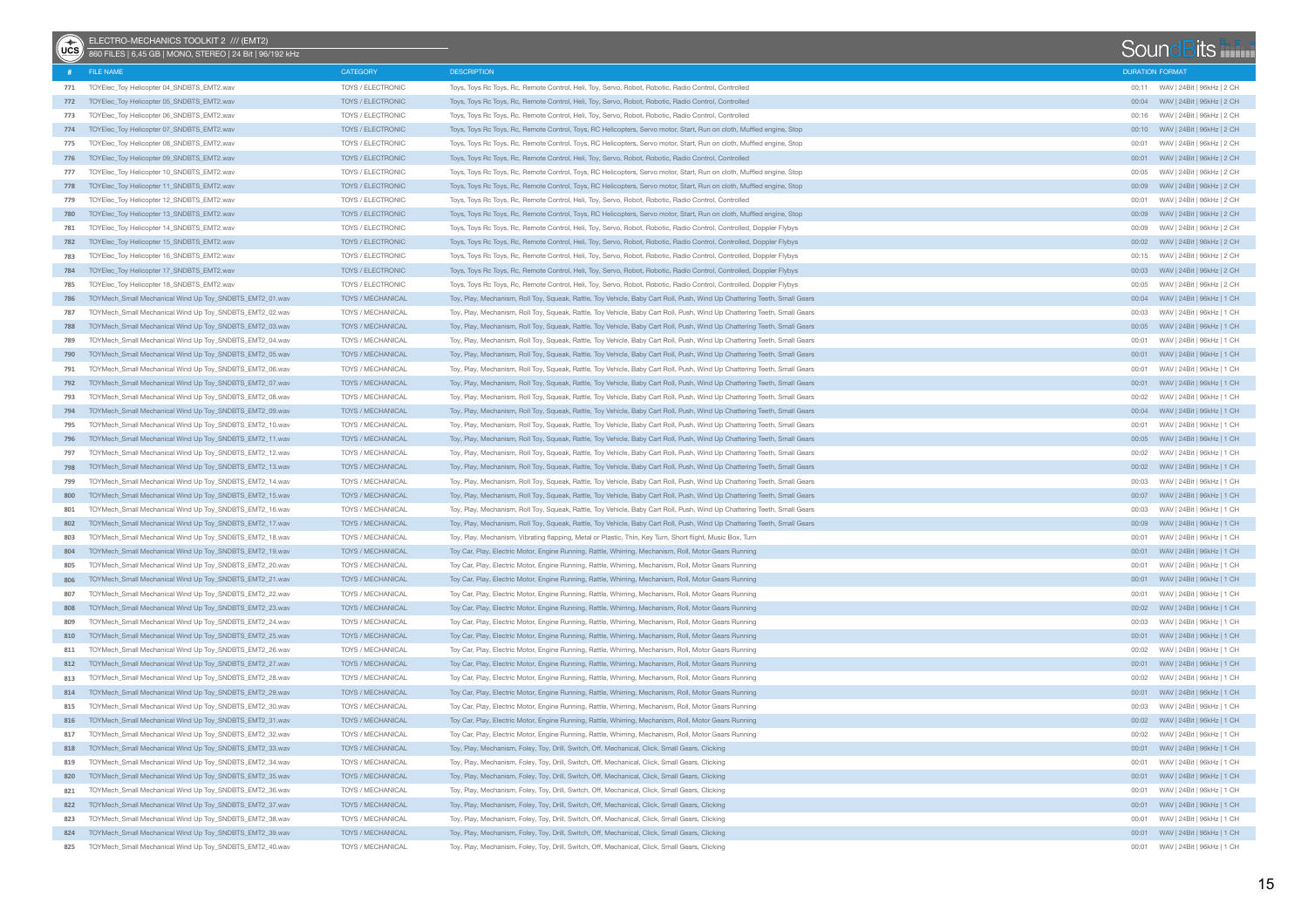ELECTRO-MECHANICS TOOLKIT 2 /// (EMT2)

860 FILES | 6,45 GB | MONO, STEREO | 24 Bit | 96/192 kHz

| # | FILE NAME | CATEGORY | DESCRIPTION | DURATION | FORMAT |
|---|---|---|---|---|---|
| 771 | TOYElec_Toy Helicopter 04_SNDBTS_EMT2.wav | TOYS / ELECTRONIC | Toys, Toys Rc Toys, Rc, Remote Control, Heli, Toy, Servo, Robot, Robotic, Radio Control, Controlled | 00:11 | WAV \| 24Bit \| 96kHz \| 2 CH |
| 772 | TOYElec_Toy Helicopter 05_SNDBTS_EMT2.wav | TOYS / ELECTRONIC | Toys, Toys Rc Toys, Rc, Remote Control, Heli, Toy, Servo, Robot, Robotic, Radio Control, Controlled | 00:04 | WAV \| 24Bit \| 96kHz \| 2 CH |
| 773 | TOYElec_Toy Helicopter 06_SNDBTS_EMT2.wav | TOYS / ELECTRONIC | Toys, Toys Rc Toys, Rc, Remote Control, Heli, Toy, Servo, Robot, Robotic, Radio Control, Controlled | 00:16 | WAV \| 24Bit \| 96kHz \| 2 CH |
| 774 | TOYElec_Toy Helicopter 07_SNDBTS_EMT2.wav | TOYS / ELECTRONIC | Toys, Toys Rc Toys, Rc, Remote Control, Toys, RC Helicopters, Servo motor, Start, Run on cloth, Muffled engine, Stop | 00:10 | WAV \| 24Bit \| 96kHz \| 2 CH |
| 775 | TOYElec_Toy Helicopter 08_SNDBTS_EMT2.wav | TOYS / ELECTRONIC | Toys, Toys Rc Toys, Rc, Remote Control, Toys, RC Helicopters, Servo motor, Start, Run on cloth, Muffled engine, Stop | 00:01 | WAV \| 24Bit \| 96kHz \| 2 CH |
| 776 | TOYElec_Toy Helicopter 09_SNDBTS_EMT2.wav | TOYS / ELECTRONIC | Toys, Toys Rc Toys, Rc, Remote Control, Heli, Toy, Servo, Robot, Robotic, Radio Control, Controlled | 00:01 | WAV \| 24Bit \| 96kHz \| 2 CH |
| 777 | TOYElec_Toy Helicopter 10_SNDBTS_EMT2.wav | TOYS / ELECTRONIC | Toys, Toys Rc Toys, Rc, Remote Control, Toys, RC Helicopters, Servo motor, Start, Run on cloth, Muffled engine, Stop | 00:05 | WAV \| 24Bit \| 96kHz \| 2 CH |
| 778 | TOYElec_Toy Helicopter 11_SNDBTS_EMT2.wav | TOYS / ELECTRONIC | Toys, Toys Rc Toys, Rc, Remote Control, Toys, RC Helicopters, Servo motor, Start, Run on cloth, Muffled engine, Stop | 00:09 | WAV \| 24Bit \| 96kHz \| 2 CH |
| 779 | TOYElec_Toy Helicopter 12_SNDBTS_EMT2.wav | TOYS / ELECTRONIC | Toys, Toys Rc Toys, Rc, Remote Control, Heli, Toy, Servo, Robot, Robotic, Radio Control, Controlled | 00:01 | WAV \| 24Bit \| 96kHz \| 2 CH |
| 780 | TOYElec_Toy Helicopter 13_SNDBTS_EMT2.wav | TOYS / ELECTRONIC | Toys, Toys Rc Toys, Rc, Remote Control, Toys, RC Helicopters, Servo motor, Start, Run on cloth, Muffled engine, Stop | 00:09 | WAV \| 24Bit \| 96kHz \| 2 CH |
| 781 | TOYElec_Toy Helicopter 14_SNDBTS_EMT2.wav | TOYS / ELECTRONIC | Toys, Toys Rc Toys, Rc, Remote Control, Heli, Toy, Servo, Robot, Robotic, Radio Control, Controlled, Doppler Flybys | 00:09 | WAV \| 24Bit \| 96kHz \| 2 CH |
| 782 | TOYElec_Toy Helicopter 15_SNDBTS_EMT2.wav | TOYS / ELECTRONIC | Toys, Toys Rc Toys, Rc, Remote Control, Heli, Toy, Servo, Robot, Robotic, Radio Control, Controlled, Doppler Flybys | 00:02 | WAV \| 24Bit \| 96kHz \| 2 CH |
| 783 | TOYElec_Toy Helicopter 16_SNDBTS_EMT2.wav | TOYS / ELECTRONIC | Toys, Toys Rc Toys, Rc, Remote Control, Heli, Toy, Servo, Robot, Robotic, Radio Control, Controlled, Doppler Flybys | 00:15 | WAV \| 24Bit \| 96kHz \| 2 CH |
| 784 | TOYElec_Toy Helicopter 17_SNDBTS_EMT2.wav | TOYS / ELECTRONIC | Toys, Toys Rc Toys, Rc, Remote Control, Heli, Toy, Servo, Robot, Robotic, Radio Control, Controlled, Doppler Flybys | 00:03 | WAV \| 24Bit \| 96kHz \| 2 CH |
| 785 | TOYElec_Toy Helicopter 18_SNDBTS_EMT2.wav | TOYS / ELECTRONIC | Toys, Toys Rc Toys, Rc, Remote Control, Heli, Toy, Servo, Robot, Robotic, Radio Control, Controlled, Doppler Flybys | 00:05 | WAV \| 24Bit \| 96kHz \| 2 CH |
| 786 | TOYMech_Small Mechanical Wind Up Toy_SNDBTS_EMT2_01.wav | TOYS / MECHANICAL | Toy, Play, Mechanism, Roll Toy, Squeak, Rattle, Toy Vehicle, Baby Cart Roll, Push, Wind Up Chattering Teeth, Small Gears | 00:04 | WAV \| 24Bit \| 96kHz \| 1 CH |
| 787 | TOYMech_Small Mechanical Wind Up Toy_SNDBTS_EMT2_02.wav | TOYS / MECHANICAL | Toy, Play, Mechanism, Roll Toy, Squeak, Rattle, Toy Vehicle, Baby Cart Roll, Push, Wind Up Chattering Teeth, Small Gears | 00:03 | WAV \| 24Bit \| 96kHz \| 1 CH |
| 788 | TOYMech_Small Mechanical Wind Up Toy_SNDBTS_EMT2_03.wav | TOYS / MECHANICAL | Toy, Play, Mechanism, Roll Toy, Squeak, Rattle, Toy Vehicle, Baby Cart Roll, Push, Wind Up Chattering Teeth, Small Gears | 00:05 | WAV \| 24Bit \| 96kHz \| 1 CH |
| 789 | TOYMech_Small Mechanical Wind Up Toy_SNDBTS_EMT2_04.wav | TOYS / MECHANICAL | Toy, Play, Mechanism, Roll Toy, Squeak, Rattle, Toy Vehicle, Baby Cart Roll, Push, Wind Up Chattering Teeth, Small Gears | 00:01 | WAV \| 24Bit \| 96kHz \| 1 CH |
| 790 | TOYMech_Small Mechanical Wind Up Toy_SNDBTS_EMT2_05.wav | TOYS / MECHANICAL | Toy, Play, Mechanism, Roll Toy, Squeak, Rattle, Toy Vehicle, Baby Cart Roll, Push, Wind Up Chattering Teeth, Small Gears | 00:01 | WAV \| 24Bit \| 96kHz \| 1 CH |
| 791 | TOYMech_Small Mechanical Wind Up Toy_SNDBTS_EMT2_06.wav | TOYS / MECHANICAL | Toy, Play, Mechanism, Roll Toy, Squeak, Rattle, Toy Vehicle, Baby Cart Roll, Push, Wind Up Chattering Teeth, Small Gears | 00:01 | WAV \| 24Bit \| 96kHz \| 1 CH |
| 792 | TOYMech_Small Mechanical Wind Up Toy_SNDBTS_EMT2_07.wav | TOYS / MECHANICAL | Toy, Play, Mechanism, Roll Toy, Squeak, Rattle, Toy Vehicle, Baby Cart Roll, Push, Wind Up Chattering Teeth, Small Gears | 00:01 | WAV \| 24Bit \| 96kHz \| 1 CH |
| 793 | TOYMech_Small Mechanical Wind Up Toy_SNDBTS_EMT2_08.wav | TOYS / MECHANICAL | Toy, Play, Mechanism, Roll Toy, Squeak, Rattle, Toy Vehicle, Baby Cart Roll, Push, Wind Up Chattering Teeth, Small Gears | 00:02 | WAV \| 24Bit \| 96kHz \| 1 CH |
| 794 | TOYMech_Small Mechanical Wind Up Toy_SNDBTS_EMT2_09.wav | TOYS / MECHANICAL | Toy, Play, Mechanism, Roll Toy, Squeak, Rattle, Toy Vehicle, Baby Cart Roll, Push, Wind Up Chattering Teeth, Small Gears | 00:04 | WAV \| 24Bit \| 96kHz \| 1 CH |
| 795 | TOYMech_Small Mechanical Wind Up Toy_SNDBTS_EMT2_10.wav | TOYS / MECHANICAL | Toy, Play, Mechanism, Roll Toy, Squeak, Rattle, Toy Vehicle, Baby Cart Roll, Push, Wind Up Chattering Teeth, Small Gears | 00:01 | WAV \| 24Bit \| 96kHz \| 1 CH |
| 796 | TOYMech_Small Mechanical Wind Up Toy_SNDBTS_EMT2_11.wav | TOYS / MECHANICAL | Toy, Play, Mechanism, Roll Toy, Squeak, Rattle, Toy Vehicle, Baby Cart Roll, Push, Wind Up Chattering Teeth, Small Gears | 00:05 | WAV \| 24Bit \| 96kHz \| 1 CH |
| 797 | TOYMech_Small Mechanical Wind Up Toy_SNDBTS_EMT2_12.wav | TOYS / MECHANICAL | Toy, Play, Mechanism, Roll Toy, Squeak, Rattle, Toy Vehicle, Baby Cart Roll, Push, Wind Up Chattering Teeth, Small Gears | 00:02 | WAV \| 24Bit \| 96kHz \| 1 CH |
| 798 | TOYMech_Small Mechanical Wind Up Toy_SNDBTS_EMT2_13.wav | TOYS / MECHANICAL | Toy, Play, Mechanism, Roll Toy, Squeak, Rattle, Toy Vehicle, Baby Cart Roll, Push, Wind Up Chattering Teeth, Small Gears | 00:02 | WAV \| 24Bit \| 96kHz \| 1 CH |
| 799 | TOYMech_Small Mechanical Wind Up Toy_SNDBTS_EMT2_14.wav | TOYS / MECHANICAL | Toy, Play, Mechanism, Roll Toy, Squeak, Rattle, Toy Vehicle, Baby Cart Roll, Push, Wind Up Chattering Teeth, Small Gears | 00:03 | WAV \| 24Bit \| 96kHz \| 1 CH |
| 800 | TOYMech_Small Mechanical Wind Up Toy_SNDBTS_EMT2_15.wav | TOYS / MECHANICAL | Toy, Play, Mechanism, Roll Toy, Squeak, Rattle, Toy Vehicle, Baby Cart Roll, Push, Wind Up Chattering Teeth, Small Gears | 00:07 | WAV \| 24Bit \| 96kHz \| 1 CH |
| 801 | TOYMech_Small Mechanical Wind Up Toy_SNDBTS_EMT2_16.wav | TOYS / MECHANICAL | Toy, Play, Mechanism, Roll Toy, Squeak, Rattle, Toy Vehicle, Baby Cart Roll, Push, Wind Up Chattering Teeth, Small Gears | 00:03 | WAV \| 24Bit \| 96kHz \| 1 CH |
| 802 | TOYMech_Small Mechanical Wind Up Toy_SNDBTS_EMT2_17.wav | TOYS / MECHANICAL | Toy, Play, Mechanism, Roll Toy, Squeak, Rattle, Toy Vehicle, Baby Cart Roll, Push, Wind Up Chattering Teeth, Small Gears | 00:09 | WAV \| 24Bit \| 96kHz \| 1 CH |
| 803 | TOYMech_Small Mechanical Wind Up Toy_SNDBTS_EMT2_18.wav | TOYS / MECHANICAL | Toy, Play, Mechanism, Vibrating flapping, Metal or Plastic, Thin, Key Turn, Short flight, Music Box, Turn | 00:01 | WAV \| 24Bit \| 96kHz \| 1 CH |
| 804 | TOYMech_Small Mechanical Wind Up Toy_SNDBTS_EMT2_19.wav | TOYS / MECHANICAL | Toy Car, Play, Electric Motor, Engine Running, Rattle, Whirring, Mechanism, Roll, Motor Gears Running | 00:01 | WAV \| 24Bit \| 96kHz \| 1 CH |
| 805 | TOYMech_Small Mechanical Wind Up Toy_SNDBTS_EMT2_20.wav | TOYS / MECHANICAL | Toy Car, Play, Electric Motor, Engine Running, Rattle, Whirring, Mechanism, Roll, Motor Gears Running | 00:01 | WAV \| 24Bit \| 96kHz \| 1 CH |
| 806 | TOYMech_Small Mechanical Wind Up Toy_SNDBTS_EMT2_21.wav | TOYS / MECHANICAL | Toy Car, Play, Electric Motor, Engine Running, Rattle, Whirring, Mechanism, Roll, Motor Gears Running | 00:01 | WAV \| 24Bit \| 96kHz \| 1 CH |
| 807 | TOYMech_Small Mechanical Wind Up Toy_SNDBTS_EMT2_22.wav | TOYS / MECHANICAL | Toy Car, Play, Electric Motor, Engine Running, Rattle, Whirring, Mechanism, Roll, Motor Gears Running | 00:01 | WAV \| 24Bit \| 96kHz \| 1 CH |
| 808 | TOYMech_Small Mechanical Wind Up Toy_SNDBTS_EMT2_23.wav | TOYS / MECHANICAL | Toy Car, Play, Electric Motor, Engine Running, Rattle, Whirring, Mechanism, Roll, Motor Gears Running | 00:02 | WAV \| 24Bit \| 96kHz \| 1 CH |
| 809 | TOYMech_Small Mechanical Wind Up Toy_SNDBTS_EMT2_24.wav | TOYS / MECHANICAL | Toy Car, Play, Electric Motor, Engine Running, Rattle, Whirring, Mechanism, Roll, Motor Gears Running | 00:03 | WAV \| 24Bit \| 96kHz \| 1 CH |
| 810 | TOYMech_Small Mechanical Wind Up Toy_SNDBTS_EMT2_25.wav | TOYS / MECHANICAL | Toy Car, Play, Electric Motor, Engine Running, Rattle, Whirring, Mechanism, Roll, Motor Gears Running | 00:01 | WAV \| 24Bit \| 96kHz \| 1 CH |
| 811 | TOYMech_Small Mechanical Wind Up Toy_SNDBTS_EMT2_26.wav | TOYS / MECHANICAL | Toy Car, Play, Electric Motor, Engine Running, Rattle, Whirring, Mechanism, Roll, Motor Gears Running | 00:02 | WAV \| 24Bit \| 96kHz \| 1 CH |
| 812 | TOYMech_Small Mechanical Wind Up Toy_SNDBTS_EMT2_27.wav | TOYS / MECHANICAL | Toy Car, Play, Electric Motor, Engine Running, Rattle, Whirring, Mechanism, Roll, Motor Gears Running | 00:01 | WAV \| 24Bit \| 96kHz \| 1 CH |
| 813 | TOYMech_Small Mechanical Wind Up Toy_SNDBTS_EMT2_28.wav | TOYS / MECHANICAL | Toy Car, Play, Electric Motor, Engine Running, Rattle, Whirring, Mechanism, Roll, Motor Gears Running | 00:02 | WAV \| 24Bit \| 96kHz \| 1 CH |
| 814 | TOYMech_Small Mechanical Wind Up Toy_SNDBTS_EMT2_29.wav | TOYS / MECHANICAL | Toy Car, Play, Electric Motor, Engine Running, Rattle, Whirring, Mechanism, Roll, Motor Gears Running | 00:01 | WAV \| 24Bit \| 96kHz \| 1 CH |
| 815 | TOYMech_Small Mechanical Wind Up Toy_SNDBTS_EMT2_30.wav | TOYS / MECHANICAL | Toy Car, Play, Electric Motor, Engine Running, Rattle, Whirring, Mechanism, Roll, Motor Gears Running | 00:03 | WAV \| 24Bit \| 96kHz \| 1 CH |
| 816 | TOYMech_Small Mechanical Wind Up Toy_SNDBTS_EMT2_31.wav | TOYS / MECHANICAL | Toy Car, Play, Electric Motor, Engine Running, Rattle, Whirring, Mechanism, Roll, Motor Gears Running | 00:02 | WAV \| 24Bit \| 96kHz \| 1 CH |
| 817 | TOYMech_Small Mechanical Wind Up Toy_SNDBTS_EMT2_32.wav | TOYS / MECHANICAL | Toy Car, Play, Electric Motor, Engine Running, Rattle, Whirring, Mechanism, Roll, Motor Gears Running | 00:02 | WAV \| 24Bit \| 96kHz \| 1 CH |
| 818 | TOYMech_Small Mechanical Wind Up Toy_SNDBTS_EMT2_33.wav | TOYS / MECHANICAL | Toy, Play, Mechanism, Foley, Toy, Drill, Switch, Off, Mechanical, Click, Small Gears, Clicking | 00:01 | WAV \| 24Bit \| 96kHz \| 1 CH |
| 819 | TOYMech_Small Mechanical Wind Up Toy_SNDBTS_EMT2_34.wav | TOYS / MECHANICAL | Toy, Play, Mechanism, Foley, Toy, Drill, Switch, Off, Mechanical, Click, Small Gears, Clicking | 00:01 | WAV \| 24Bit \| 96kHz \| 1 CH |
| 820 | TOYMech_Small Mechanical Wind Up Toy_SNDBTS_EMT2_35.wav | TOYS / MECHANICAL | Toy, Play, Mechanism, Foley, Toy, Drill, Switch, Off, Mechanical, Click, Small Gears, Clicking | 00:01 | WAV \| 24Bit \| 96kHz \| 1 CH |
| 821 | TOYMech_Small Mechanical Wind Up Toy_SNDBTS_EMT2_36.wav | TOYS / MECHANICAL | Toy, Play, Mechanism, Foley, Toy, Drill, Switch, Off, Mechanical, Click, Small Gears, Clicking | 00:01 | WAV \| 24Bit \| 96kHz \| 1 CH |
| 822 | TOYMech_Small Mechanical Wind Up Toy_SNDBTS_EMT2_37.wav | TOYS / MECHANICAL | Toy, Play, Mechanism, Foley, Toy, Drill, Switch, Off, Mechanical, Click, Small Gears, Clicking | 00:01 | WAV \| 24Bit \| 96kHz \| 1 CH |
| 823 | TOYMech_Small Mechanical Wind Up Toy_SNDBTS_EMT2_38.wav | TOYS / MECHANICAL | Toy, Play, Mechanism, Foley, Toy, Drill, Switch, Off, Mechanical, Click, Small Gears, Clicking | 00:01 | WAV \| 24Bit \| 96kHz \| 1 CH |
| 824 | TOYMech_Small Mechanical Wind Up Toy_SNDBTS_EMT2_39.wav | TOYS / MECHANICAL | Toy, Play, Mechanism, Foley, Toy, Drill, Switch, Off, Mechanical, Click, Small Gears, Clicking | 00:01 | WAV \| 24Bit \| 96kHz \| 1 CH |
| 825 | TOYMech_Small Mechanical Wind Up Toy_SNDBTS_EMT2_40.wav | TOYS / MECHANICAL | Toy, Play, Mechanism, Foley, Toy, Drill, Switch, Off, Mechanical, Click, Small Gears, Clicking | 00:01 | WAV \| 24Bit \| 96kHz \| 1 CH |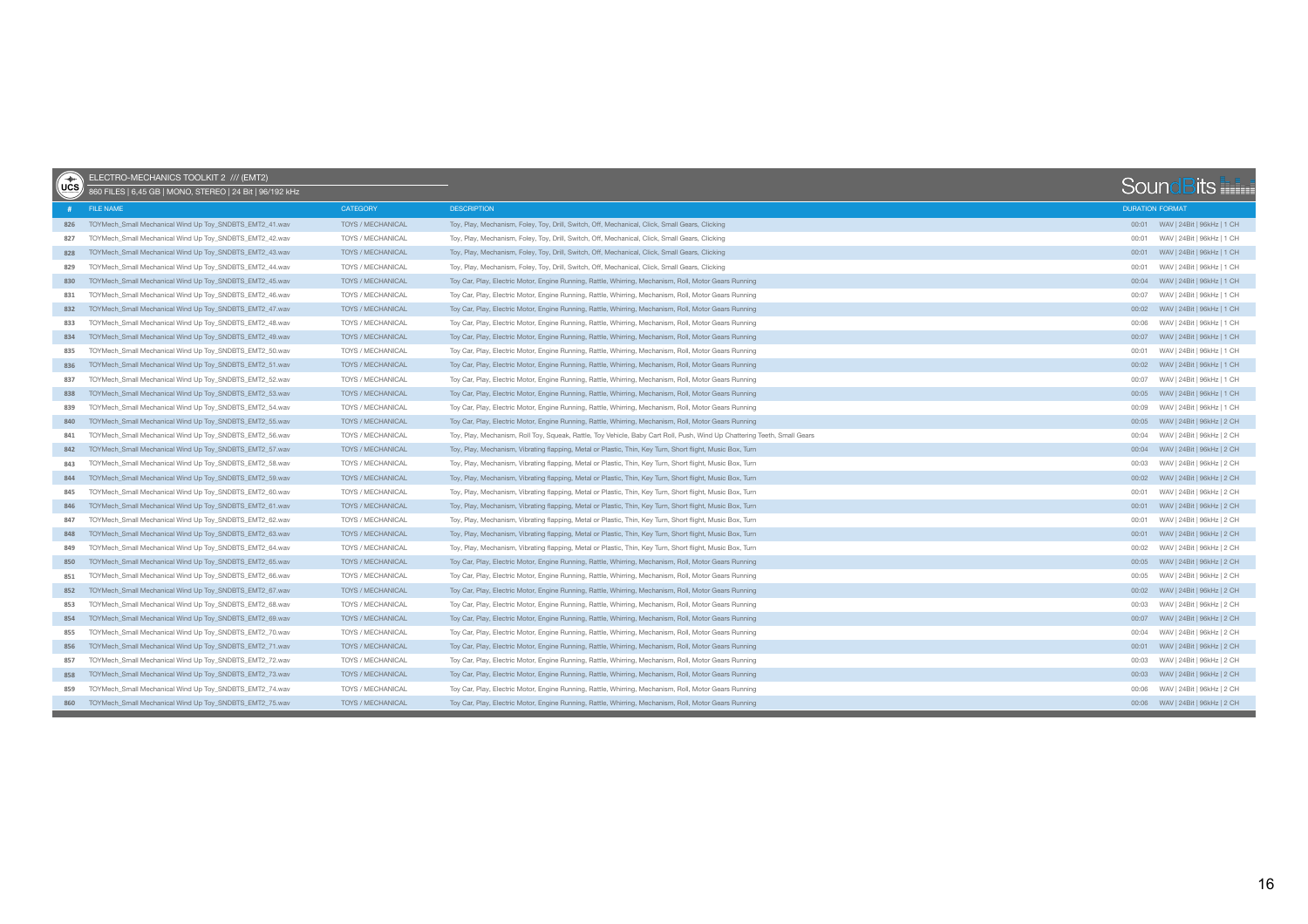ELECTRO-MECHANICS TOOLKIT 2 /// (EMT2)

860 FILES | 6,45 GB | MONO, STEREO | 24 Bit | 96/192 kHz

SoundBits

| # | FILE NAME | CATEGORY | DESCRIPTION | DURATION | FORMAT |
|---|---|---|---|---|---|
| 826 | TOYMech_Small Mechanical Wind Up Toy_SNDBTS_EMT2_41.wav | TOYS / MECHANICAL | Toy, Play, Mechanism, Foley, Toy, Drill, Switch, Off, Mechanical, Click, Small Gears, Clicking | 00:01 | WAV \| 24Bit \| 96kHz \| 1 CH |
| 827 | TOYMech_Small Mechanical Wind Up Toy_SNDBTS_EMT2_42.wav | TOYS / MECHANICAL | Toy, Play, Mechanism, Foley, Toy, Drill, Switch, Off, Mechanical, Click, Small Gears, Clicking | 00:01 | WAV \| 24Bit \| 96kHz \| 1 CH |
| 828 | TOYMech_Small Mechanical Wind Up Toy_SNDBTS_EMT2_43.wav | TOYS / MECHANICAL | Toy, Play, Mechanism, Foley, Toy, Drill, Switch, Off, Mechanical, Click, Small Gears, Clicking | 00:01 | WAV \| 24Bit \| 96kHz \| 1 CH |
| 829 | TOYMech_Small Mechanical Wind Up Toy_SNDBTS_EMT2_44.wav | TOYS / MECHANICAL | Toy, Play, Mechanism, Foley, Toy, Drill, Switch, Off, Mechanical, Click, Small Gears, Clicking | 00:01 | WAV \| 24Bit \| 96kHz \| 1 CH |
| 830 | TOYMech_Small Mechanical Wind Up Toy_SNDBTS_EMT2_45.wav | TOYS / MECHANICAL | Toy Car, Play, Electric Motor, Engine Running, Rattle, Whirring, Mechanism, Roll, Motor Gears Running | 00:04 | WAV \| 24Bit \| 96kHz \| 1 CH |
| 831 | TOYMech_Small Mechanical Wind Up Toy_SNDBTS_EMT2_46.wav | TOYS / MECHANICAL | Toy Car, Play, Electric Motor, Engine Running, Rattle, Whirring, Mechanism, Roll, Motor Gears Running | 00:07 | WAV \| 24Bit \| 96kHz \| 1 CH |
| 832 | TOYMech_Small Mechanical Wind Up Toy_SNDBTS_EMT2_47.wav | TOYS / MECHANICAL | Toy Car, Play, Electric Motor, Engine Running, Rattle, Whirring, Mechanism, Roll, Motor Gears Running | 00:02 | WAV \| 24Bit \| 96kHz \| 1 CH |
| 833 | TOYMech_Small Mechanical Wind Up Toy_SNDBTS_EMT2_48.wav | TOYS / MECHANICAL | Toy Car, Play, Electric Motor, Engine Running, Rattle, Whirring, Mechanism, Roll, Motor Gears Running | 00:06 | WAV \| 24Bit \| 96kHz \| 1 CH |
| 834 | TOYMech_Small Mechanical Wind Up Toy_SNDBTS_EMT2_49.wav | TOYS / MECHANICAL | Toy Car, Play, Electric Motor, Engine Running, Rattle, Whirring, Mechanism, Roll, Motor Gears Running | 00:07 | WAV \| 24Bit \| 96kHz \| 1 CH |
| 835 | TOYMech_Small Mechanical Wind Up Toy_SNDBTS_EMT2_50.wav | TOYS / MECHANICAL | Toy Car, Play, Electric Motor, Engine Running, Rattle, Whirring, Mechanism, Roll, Motor Gears Running | 00:01 | WAV \| 24Bit \| 96kHz \| 1 CH |
| 836 | TOYMech_Small Mechanical Wind Up Toy_SNDBTS_EMT2_51.wav | TOYS / MECHANICAL | Toy Car, Play, Electric Motor, Engine Running, Rattle, Whirring, Mechanism, Roll, Motor Gears Running | 00:02 | WAV \| 24Bit \| 96kHz \| 1 CH |
| 837 | TOYMech_Small Mechanical Wind Up Toy_SNDBTS_EMT2_52.wav | TOYS / MECHANICAL | Toy Car, Play, Electric Motor, Engine Running, Rattle, Whirring, Mechanism, Roll, Motor Gears Running | 00:07 | WAV \| 24Bit \| 96kHz \| 1 CH |
| 838 | TOYMech_Small Mechanical Wind Up Toy_SNDBTS_EMT2_53.wav | TOYS / MECHANICAL | Toy Car, Play, Electric Motor, Engine Running, Rattle, Whirring, Mechanism, Roll, Motor Gears Running | 00:05 | WAV \| 24Bit \| 96kHz \| 1 CH |
| 839 | TOYMech_Small Mechanical Wind Up Toy_SNDBTS_EMT2_54.wav | TOYS / MECHANICAL | Toy Car, Play, Electric Motor, Engine Running, Rattle, Whirring, Mechanism, Roll, Motor Gears Running | 00:09 | WAV \| 24Bit \| 96kHz \| 1 CH |
| 840 | TOYMech_Small Mechanical Wind Up Toy_SNDBTS_EMT2_55.wav | TOYS / MECHANICAL | Toy Car, Play, Electric Motor, Engine Running, Rattle, Whirring, Mechanism, Roll, Motor Gears Running | 00:05 | WAV \| 24Bit \| 96kHz \| 2 CH |
| 841 | TOYMech_Small Mechanical Wind Up Toy_SNDBTS_EMT2_56.wav | TOYS / MECHANICAL | Toy, Play, Mechanism, Roll Toy, Squeak, Rattle, Toy Vehicle, Baby Cart Roll, Push, Wind Up Chattering Teeth, Small Gears | 00:04 | WAV \| 24Bit \| 96kHz \| 2 CH |
| 842 | TOYMech_Small Mechanical Wind Up Toy_SNDBTS_EMT2_57.wav | TOYS / MECHANICAL | Toy, Play, Mechanism, Vibrating flapping, Metal or Plastic, Thin, Key Turn, Short flight, Music Box, Turn | 00:04 | WAV \| 24Bit \| 96kHz \| 2 CH |
| 843 | TOYMech_Small Mechanical Wind Up Toy_SNDBTS_EMT2_58.wav | TOYS / MECHANICAL | Toy, Play, Mechanism, Vibrating flapping, Metal or Plastic, Thin, Key Turn, Short flight, Music Box, Turn | 00:03 | WAV \| 24Bit \| 96kHz \| 2 CH |
| 844 | TOYMech_Small Mechanical Wind Up Toy_SNDBTS_EMT2_59.wav | TOYS / MECHANICAL | Toy, Play, Mechanism, Vibrating flapping, Metal or Plastic, Thin, Key Turn, Short flight, Music Box, Turn | 00:02 | WAV \| 24Bit \| 96kHz \| 2 CH |
| 845 | TOYMech_Small Mechanical Wind Up Toy_SNDBTS_EMT2_60.wav | TOYS / MECHANICAL | Toy, Play, Mechanism, Vibrating flapping, Metal or Plastic, Thin, Key Turn, Short flight, Music Box, Turn | 00:01 | WAV \| 24Bit \| 96kHz \| 2 CH |
| 846 | TOYMech_Small Mechanical Wind Up Toy_SNDBTS_EMT2_61.wav | TOYS / MECHANICAL | Toy, Play, Mechanism, Vibrating flapping, Metal or Plastic, Thin, Key Turn, Short flight, Music Box, Turn | 00:01 | WAV \| 24Bit \| 96kHz \| 2 CH |
| 847 | TOYMech_Small Mechanical Wind Up Toy_SNDBTS_EMT2_62.wav | TOYS / MECHANICAL | Toy, Play, Mechanism, Vibrating flapping, Metal or Plastic, Thin, Key Turn, Short flight, Music Box, Turn | 00:01 | WAV \| 24Bit \| 96kHz \| 2 CH |
| 848 | TOYMech_Small Mechanical Wind Up Toy_SNDBTS_EMT2_63.wav | TOYS / MECHANICAL | Toy, Play, Mechanism, Vibrating flapping, Metal or Plastic, Thin, Key Turn, Short flight, Music Box, Turn | 00:01 | WAV \| 24Bit \| 96kHz \| 2 CH |
| 849 | TOYMech_Small Mechanical Wind Up Toy_SNDBTS_EMT2_64.wav | TOYS / MECHANICAL | Toy, Play, Mechanism, Vibrating flapping, Metal or Plastic, Thin, Key Turn, Short flight, Music Box, Turn | 00:02 | WAV \| 24Bit \| 96kHz \| 2 CH |
| 850 | TOYMech_Small Mechanical Wind Up Toy_SNDBTS_EMT2_65.wav | TOYS / MECHANICAL | Toy Car, Play, Electric Motor, Engine Running, Rattle, Whirring, Mechanism, Roll, Motor Gears Running | 00:05 | WAV \| 24Bit \| 96kHz \| 2 CH |
| 851 | TOYMech_Small Mechanical Wind Up Toy_SNDBTS_EMT2_66.wav | TOYS / MECHANICAL | Toy Car, Play, Electric Motor, Engine Running, Rattle, Whirring, Mechanism, Roll, Motor Gears Running | 00:05 | WAV \| 24Bit \| 96kHz \| 2 CH |
| 852 | TOYMech_Small Mechanical Wind Up Toy_SNDBTS_EMT2_67.wav | TOYS / MECHANICAL | Toy Car, Play, Electric Motor, Engine Running, Rattle, Whirring, Mechanism, Roll, Motor Gears Running | 00:02 | WAV \| 24Bit \| 96kHz \| 2 CH |
| 853 | TOYMech_Small Mechanical Wind Up Toy_SNDBTS_EMT2_68.wav | TOYS / MECHANICAL | Toy Car, Play, Electric Motor, Engine Running, Rattle, Whirring, Mechanism, Roll, Motor Gears Running | 00:03 | WAV \| 24Bit \| 96kHz \| 2 CH |
| 854 | TOYMech_Small Mechanical Wind Up Toy_SNDBTS_EMT2_69.wav | TOYS / MECHANICAL | Toy Car, Play, Electric Motor, Engine Running, Rattle, Whirring, Mechanism, Roll, Motor Gears Running | 00:07 | WAV \| 24Bit \| 96kHz \| 2 CH |
| 855 | TOYMech_Small Mechanical Wind Up Toy_SNDBTS_EMT2_70.wav | TOYS / MECHANICAL | Toy Car, Play, Electric Motor, Engine Running, Rattle, Whirring, Mechanism, Roll, Motor Gears Running | 00:04 | WAV \| 24Bit \| 96kHz \| 2 CH |
| 856 | TOYMech_Small Mechanical Wind Up Toy_SNDBTS_EMT2_71.wav | TOYS / MECHANICAL | Toy Car, Play, Electric Motor, Engine Running, Rattle, Whirring, Mechanism, Roll, Motor Gears Running | 00:01 | WAV \| 24Bit \| 96kHz \| 2 CH |
| 857 | TOYMech_Small Mechanical Wind Up Toy_SNDBTS_EMT2_72.wav | TOYS / MECHANICAL | Toy Car, Play, Electric Motor, Engine Running, Rattle, Whirring, Mechanism, Roll, Motor Gears Running | 00:03 | WAV \| 24Bit \| 96kHz \| 2 CH |
| 858 | TOYMech_Small Mechanical Wind Up Toy_SNDBTS_EMT2_73.wav | TOYS / MECHANICAL | Toy Car, Play, Electric Motor, Engine Running, Rattle, Whirring, Mechanism, Roll, Motor Gears Running | 00:03 | WAV \| 24Bit \| 96kHz \| 2 CH |
| 859 | TOYMech_Small Mechanical Wind Up Toy_SNDBTS_EMT2_74.wav | TOYS / MECHANICAL | Toy Car, Play, Electric Motor, Engine Running, Rattle, Whirring, Mechanism, Roll, Motor Gears Running | 00:06 | WAV \| 24Bit \| 96kHz \| 2 CH |
| 860 | TOYMech_Small Mechanical Wind Up Toy_SNDBTS_EMT2_75.wav | TOYS / MECHANICAL | Toy Car, Play, Electric Motor, Engine Running, Rattle, Whirring, Mechanism, Roll, Motor Gears Running | 00:06 | WAV \| 24Bit \| 96kHz \| 2 CH |